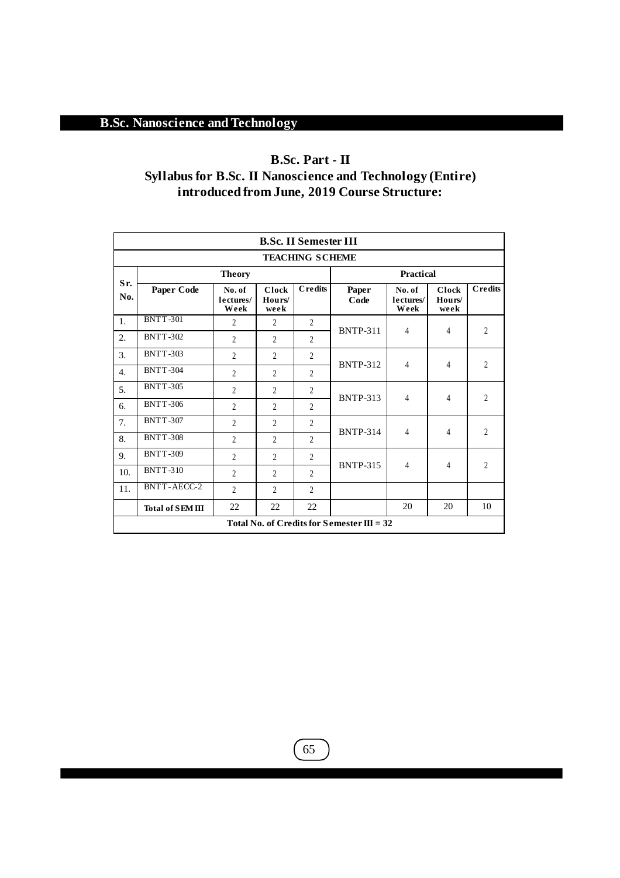# B.Sc. Nanoscience and Technology

## B.Sc. Part - II
## Syllabus for B.Sc. II Nanoscience and Technology (Entire) introduced from June, 2019 Course Structure:

| B.Sc. II Semester III | | | | | | | | |
|---|---|---|---|---|---|---|---|---|
| **TEACHING SCHEME** | | | | | | | | |
| **Sr. No.** | **Theory** | | | | **Practical** | | | |
| | **Paper Code** | **No. of lectures/ Week** | **Clock Hours/ week** | **Credits** | **Paper Code** | **No. of lectures/ Week** | **Clock Hours/ week** | **Credits** |
| 1. | BNTT-301 | 2 | 2 | 2 | BNTP-311 | 4 | 4 | 2 |
| 2. | BNTT-302 | 2 | 2 | 2 | | | | |
| 3. | BNTT-303 | 2 | 2 | 2 | BNTP-312 | 4 | 4 | 2 |
| 4. | BNTT-304 | 2 | 2 | 2 | | | | |
| 5. | BNTT-305 | 2 | 2 | 2 | BNTP-313 | 4 | 4 | 2 |
| 6. | BNTT-306 | 2 | 2 | 2 | | | | |
| 7. | BNTT-307 | 2 | 2 | 2 | BNTP-314 | 4 | 4 | 2 |
| 8. | BNTT-308 | 2 | 2 | 2 | | | | |
| 9. | BNTT-309 | 2 | 2 | 2 | BNTP-315 | 4 | 4 | 2 |
| 10. | BNTT-310 | 2 | 2 | 2 | | | | |
| 11. | BNTT-AECC-2 | 2 | 2 | 2 | | | | |
| | **Total of SEM III** | 22 | 22 | 22 | | 20 | 20 | 10 |
| **Total No. of Credits for Semester III = 32** | | | | | | | | |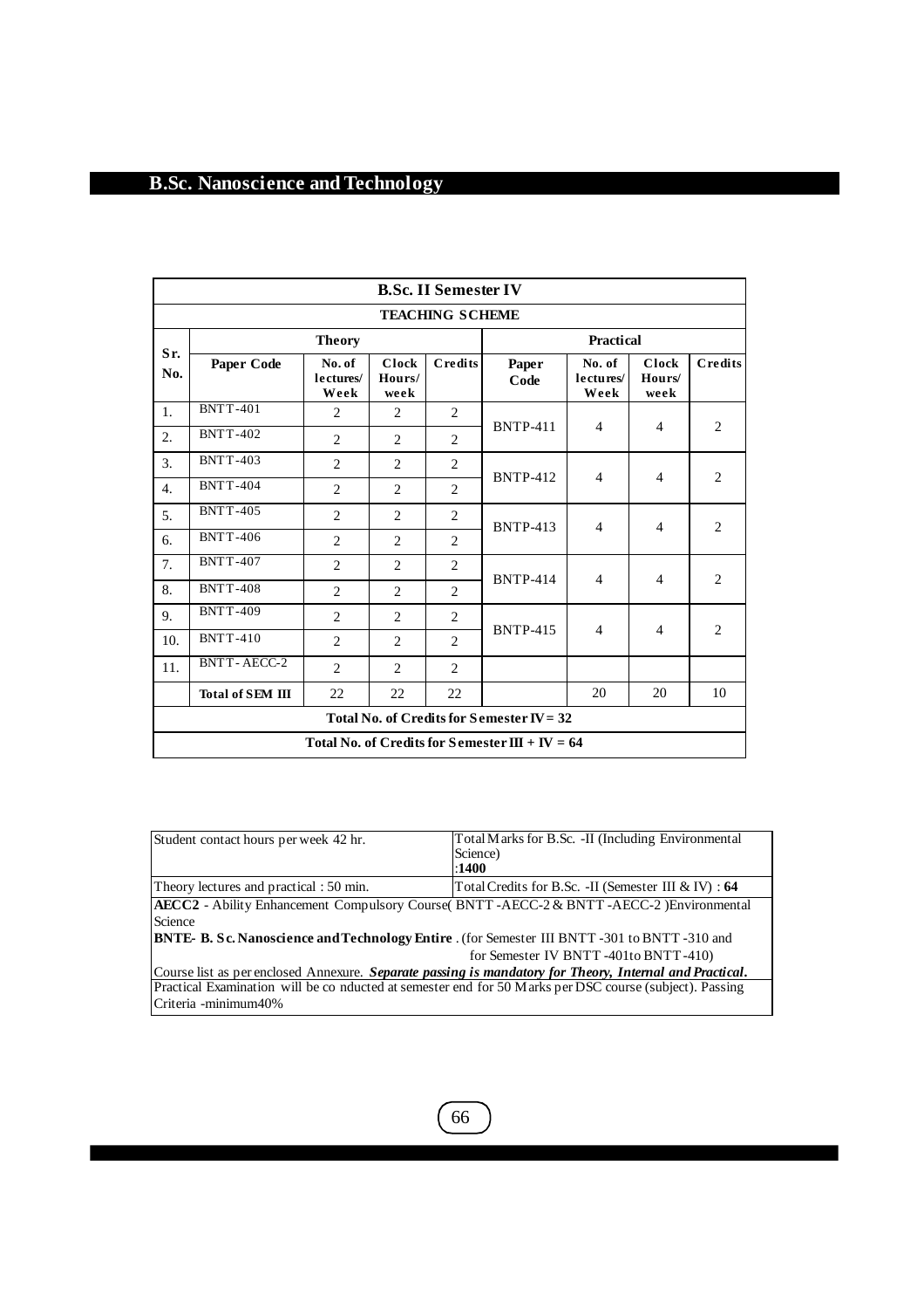# B.Sc. Nanoscience and Technology

| B.Sc. II Semester IV | | | | | | | | |
|---|---|---|---|---|---|---|---|---|
| TEACHING SCHEME | | | | | | | | |
| Sr. No. | Theory | | | | Practical | | | |
| | Paper Code | No. of lectures/ Week | Clock Hours/ week | Credits | Paper Code | No. of lectures/ Week | Clock Hours/ week | Credits |
| 1. | BNTT-401 | 2 | 2 | 2 | BNTP-411 | 4 | 4 | 2 |
| 2. | BNTT-402 | 2 | 2 | 2 | | | | |
| 3. | BNTT-403 | 2 | 2 | 2 | BNTP-412 | 4 | 4 | 2 |
| 4. | BNTT-404 | 2 | 2 | 2 | | | | |
| 5. | BNTT-405 | 2 | 2 | 2 | BNTP-413 | 4 | 4 | 2 |
| 6. | BNTT-406 | 2 | 2 | 2 | | | | |
| 7. | BNTT-407 | 2 | 2 | 2 | BNTP-414 | 4 | 4 | 2 |
| 8. | BNTT-408 | 2 | 2 | 2 | | | | |
| 9. | BNTT-409 | 2 | 2 | 2 | BNTP-415 | 4 | 4 | 2 |
| 10. | BNTT-410 | 2 | 2 | 2 | | | | |
| 11. | BNTT- AECC-2 | 2 | 2 | 2 | | | | |
| | **Total of SEM III** | 22 | 22 | 22 | | 20 | 20 | 10 |
| **Total No. of Credits for Semester IV = 32** | | | | | | | | |
| **Total No. of Credits for Semester III + IV = 64** | | | | | | | | |

| Student contact hours per week 42 hr. | Total Marks for B.Sc. -II (Including Environmental Science) :**1400** |
|---|---|
| Theory lectures and practical : 50 min. | Total Credits for B.Sc. -II (Semester III & IV) : **64** |

**AECC2** - Ability Enhancement Compulsory Course( BNTT -AECC-2 & BNTT -AECC-2 )Environmental Science

**BNTE- B. Sc. Nanoscience and Technology Entire** . (for Semester III BNTT -301 to BNTT -310 and for Semester IV BNTT -401to BNTT -410)

Course list as per enclosed Annexure. ***Separate passing is mandatory for Theory, Internal and Practical.***

Practical Examination will be co nducted at semester end for 50 Marks per DSC course (subject). Passing Criteria -minimum40%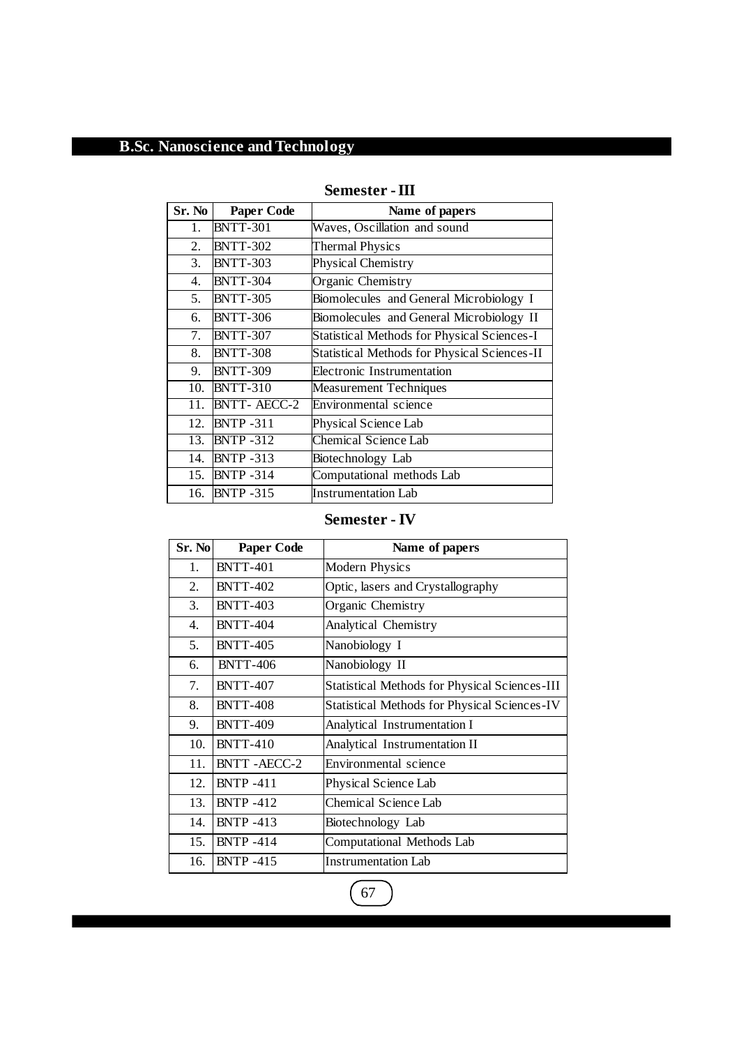# B.Sc. Nanoscience and Technology

## Semester - III

| Sr. No | Paper Code | Name of papers |
|---|---|---|
| 1. | BNTT-301 | Waves, Oscillation and sound |
| 2. | BNTT-302 | Thermal Physics |
| 3. | BNTT-303 | Physical Chemistry |
| 4. | BNTT-304 | Organic Chemistry |
| 5. | BNTT-305 | Biomolecules and General Microbiology I |
| 6. | BNTT-306 | Biomolecules and General Microbiology II |
| 7. | BNTT-307 | Statistical Methods for Physical Sciences-I |
| 8. | BNTT-308 | Statistical Methods for Physical Sciences-II |
| 9. | BNTT-309 | Electronic Instrumentation |
| 10. | BNTT-310 | Measurement Techniques |
| 11. | BNTT- AECC-2 | Environmental science |
| 12. | BNTP -311 | Physical Science Lab |
| 13. | BNTP -312 | Chemical Science Lab |
| 14. | BNTP -313 | Biotechnology Lab |
| 15. | BNTP -314 | Computational methods Lab |
| 16. | BNTP -315 | Instrumentation Lab |

## Semester - IV

| Sr. No | Paper Code | Name of papers |
|---|---|---|
| 1. | BNTT-401 | Modern Physics |
| 2. | BNTT-402 | Optic, lasers and Crystallography |
| 3. | BNTT-403 | Organic Chemistry |
| 4. | BNTT-404 | Analytical Chemistry |
| 5. | BNTT-405 | Nanobiology I |
| 6. | BNTT-406 | Nanobiology II |
| 7. | BNTT-407 | Statistical Methods for Physical Sciences-III |
| 8. | BNTT-408 | Statistical Methods for Physical Sciences-IV |
| 9. | BNTT-409 | Analytical Instrumentation I |
| 10. | BNTT-410 | Analytical Instrumentation II |
| 11. | BNTT -AECC-2 | Environmental science |
| 12. | BNTP -411 | Physical Science Lab |
| 13. | BNTP -412 | Chemical Science Lab |
| 14. | BNTP -413 | Biotechnology Lab |
| 15. | BNTP -414 | Computational Methods Lab |
| 16. | BNTP -415 | Instrumentation Lab |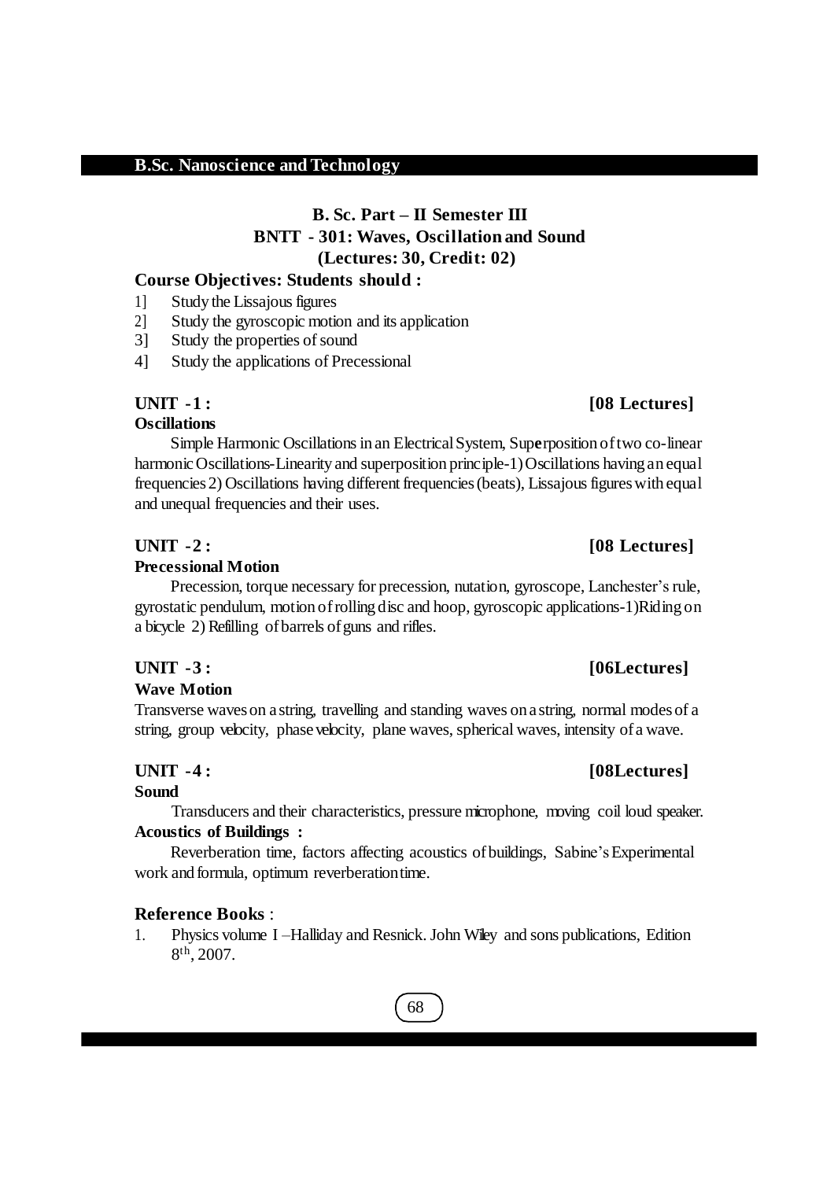## B.Sc. Nanoscience and Technology

### B. Sc. Part – II Semester III
### BNTT - 301: Waves, Oscillation and Sound
### (Lectures: 30, Credit: 02)

**Course Objectives: Students should :**

1] Study the Lissajous figures

2] Study the gyroscopic motion and its application

3] Study the properties of sound

4] Study the applications of Precessional

**UNIT - 1 :** **[08 Lectures]**

**Oscillations**

Simple Harmonic Oscillations in an Electrical System, Superposition of two co-linear harmonic Oscillations-Linearity and superposition principle-1) Oscillations having an equal frequencies 2) Oscillations having different frequencies (beats), Lissajous figures with equal and unequal frequencies and their uses.

**UNIT - 2 :** **[08 Lectures]**

**Precessional Motion**

Precession, torque necessary for precession, nutation, gyroscope, Lanchester's rule, gyrostatic pendulum, motion of rolling disc and hoop, gyroscopic applications-1)Riding on a bicycle 2) Refilling of barrels of guns and rifles.

**UNIT - 3 :** **[06Lectures]**

**Wave Motion**

Transverse waves on a string, travelling and standing waves on a string, normal modes of a string, group velocity, phase velocity, plane waves, spherical waves, intensity of a wave.

**UNIT - 4 :** **[08Lectures]**

**Sound**

Transducers and their characteristics, pressure microphone, moving coil loud speaker.

**Acoustics of Buildings :**

Reverberation time, factors affecting acoustics of buildings, Sabine's Experimental work and formula, optimum reverberation time.

**Reference Books** :

1. Physics volume I –Halliday and Resnick. John Wiley and sons publications, Edition 8th, 2007.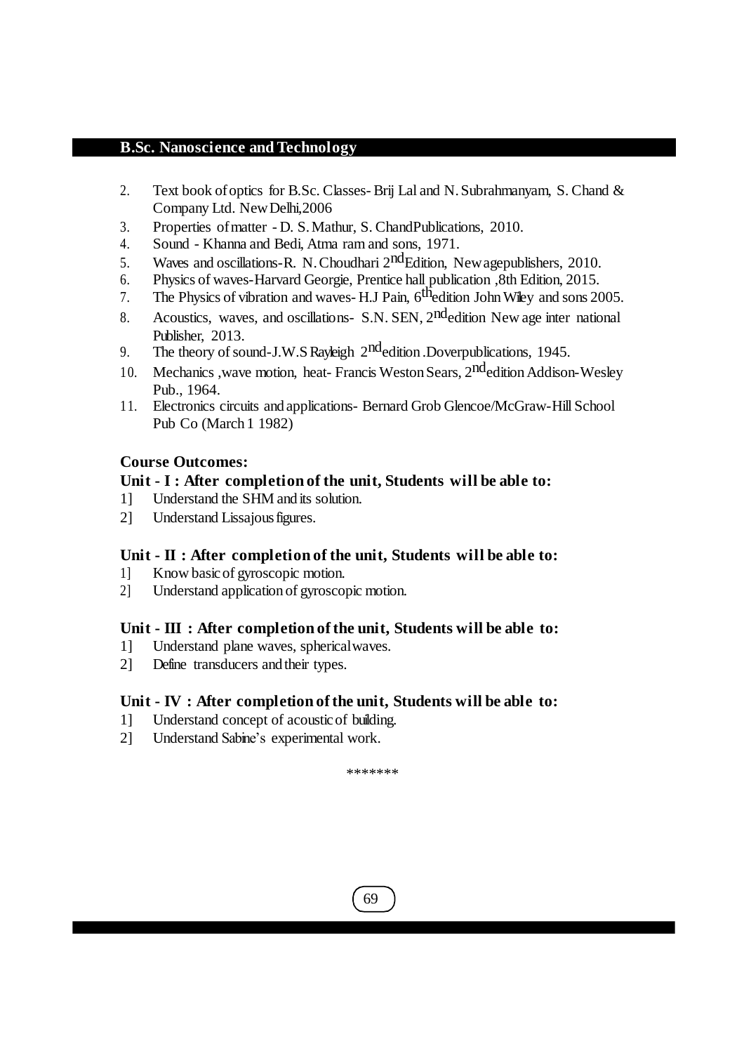2. Text book of optics for B.Sc. Classes- Brij Lal and N. Subrahmanyam, S. Chand & Company Ltd. New Delhi,2006
3. Properties of matter - D. S. Mathur, S. ChandPublications, 2010.
4. Sound - Khanna and Bedi, Atma ram and sons, 1971.
5. Waves and oscillations-R. N. Choudhari 2ndEdition, Newagepublishers, 2010.
6. Physics of waves-Harvard Georgie, Prentice hall publication ,8th Edition, 2015.
7. The Physics of vibration and waves- H.J Pain, 6thedition John Wiley and sons 2005.
8. Acoustics, waves, and oscillations- S.N. SEN, 2ndedition New age inter national Publisher, 2013.
9. The theory of sound-J.W.S Rayleigh 2ndedition .Doverpublications, 1945.
10. Mechanics ,wave motion, heat- Francis Weston Sears, 2ndedition Addison-Wesley Pub., 1964.
11. Electronics circuits and applications- Bernard Grob Glencoe/McGraw-Hill School Pub Co (March 1 1982)

**Course Outcomes:**

**Unit - I : After completion of the unit, Students will be able to:**

1] Understand the SHM and its solution.

2] Understand Lissajous figures.

**Unit - II : After completion of the unit, Students will be able to:**

1] Know basic of gyroscopic motion.

2] Understand application of gyroscopic motion.

**Unit - III : After completion of the unit, Students will be able to:**

1] Understand plane waves, sphericalwaves.

2] Define transducers and their types.

**Unit - IV : After completion of the unit, Students will be able to:**

1] Understand concept of acoustic of building.

2] Understand Sabine's experimental work.

*******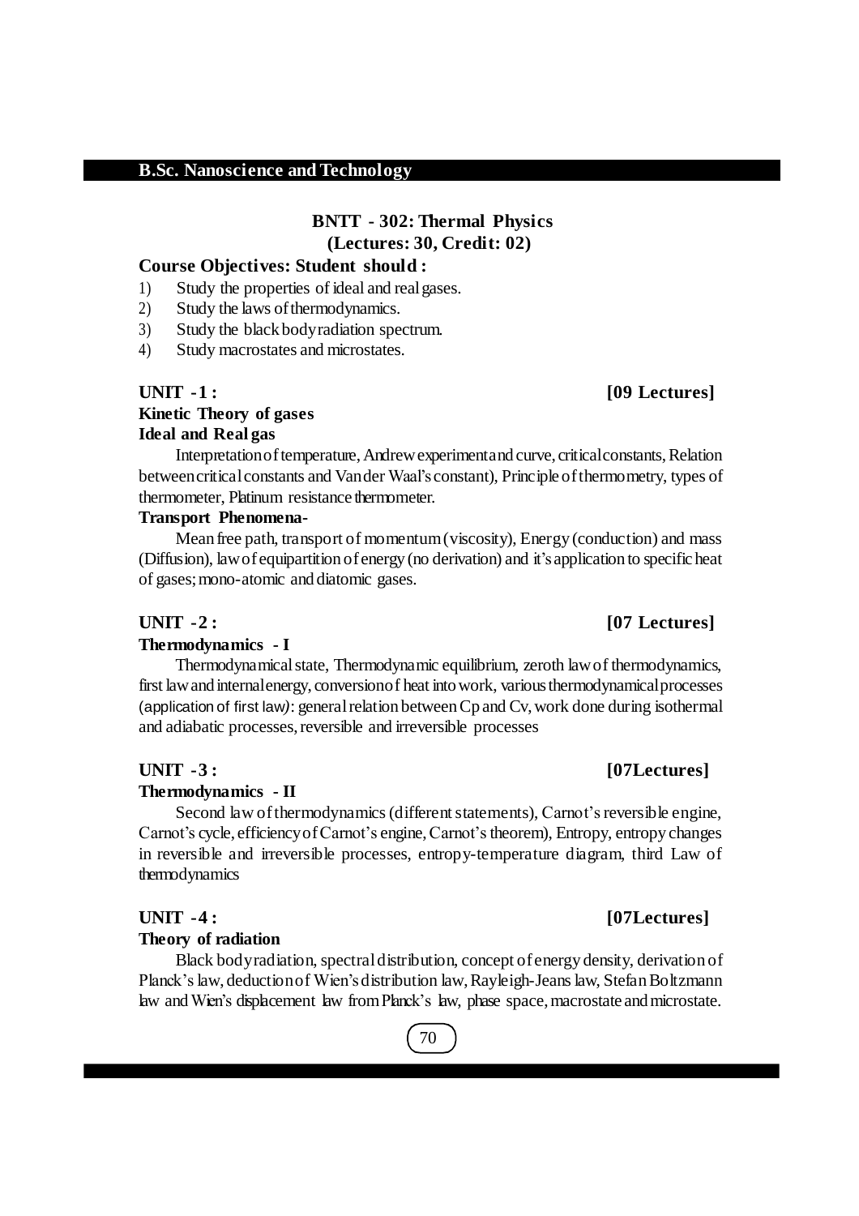## B.Sc. Nanoscience and Technology

### BNTT - 302: Thermal Physics
**(Lectures: 30, Credit: 02)**

**Course Objectives: Student should :**

1) Study the properties of ideal and real gases.
2) Study the laws of thermodynamics.
3) Study the black body radiation spectrum.
4) Study macrostates and microstates.

**UNIT - 1 : [09 Lectures]**

**Kinetic Theory of gases**

**Ideal and Real gas**

Interpretation of temperature, Andrew experiment and curve, critical constants, Relation between critical constants and Van der Waal's constant), Principle of thermometry, types of thermometer, Platinum resistance thermometer.

**Transport Phenomena-**

Mean free path, transport of momentum (viscosity), Energy (conduction) and mass (Diffusion), law of equipartition of energy (no derivation) and it's application to specific heat of gases; mono-atomic and diatomic gases.

**UNIT - 2 : [07 Lectures]**

**Thermodynamics - I**

Thermodynamical state, Thermodynamic equilibrium, zeroth law of thermodynamics, first law and internal energy, conversion of heat into work, various thermodynamical processes (application of first law): general relation between Cp and Cv, work done during isothermal and adiabatic processes, reversible and irreversible processes

**UNIT - 3 : [07Lectures]**

**Thermodynamics - II**

Second law of thermodynamics (different statements), Carnot's reversible engine, Carnot's cycle, efficiency of Carnot's engine, Carnot's theorem), Entropy, entropy changes in reversible and irreversible processes, entropy-temperature diagram, third Law of thermodynamics

**UNIT - 4 : [07Lectures]**

**Theory of radiation**

Black body radiation, spectral distribution, concept of energy density, derivation of Planck's law, deduction of Wien's distribution law, Rayleigh-Jeans law, Stefan Boltzmann law and Wien's displacement law from Planck's law, phase space, macrostate and microstate.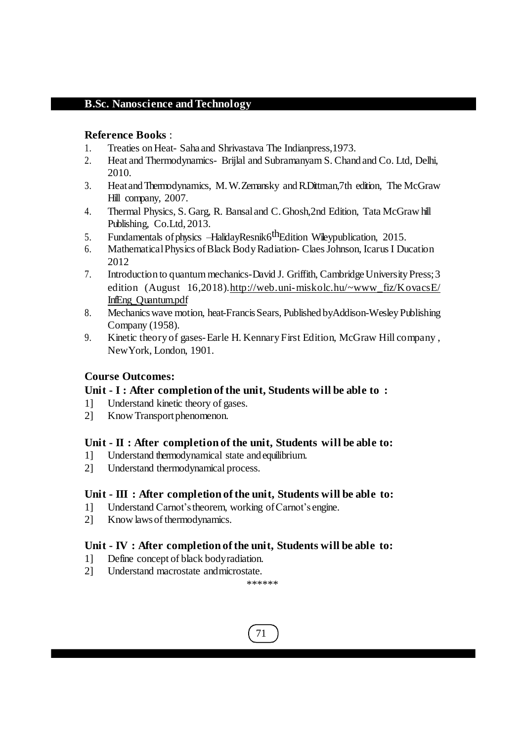## B.Sc. Nanoscience and Technology

**Reference Books** :

1. Treaties on Heat- Saha and Shrivastava The Indianpress,1973.
2. Heat and Thermodynamics- Brijlal and Subramanyam S. Chand and Co. Ltd, Delhi, 2010.
3. Heat and Thermodynamics, M.W.Zemansky and R.Dittman,7th edition, The McGraw Hill company, 2007.
4. Thermal Physics, S. Garg, R. Bansal and C. Ghosh,2nd Edition, Tata McGraw hill Publishing, Co.Ltd, 2013.
5. Fundamentals of physics –HalidayResnik6$^{th}$Edition Wileypublication, 2015.
6. Mathematical Physics of Black Body Radiation- Claes Johnson, Icarus I Ducation 2012
7. Introduction to quantum mechanics-David J. Griffith, Cambridge University Press; 3 edition (August 16,2018).http://web.uni-miskolc.hu/~www_fiz/KovacsE/InfEng_Quantum.pdf
8. Mechanics wave motion, heat-Francis Sears, Published byAddison-Wesley Publishing Company (1958).
9. Kinetic theory of gases- Earle H. Kennary First Edition, McGraw Hill company , NewYork, London, 1901.

**Course Outcomes:**

**Unit - I : After completion of the unit, Students will be able to :**

1] Understand kinetic theory of gases.
2] Know Transport phenomenon.

**Unit - II : After completion of the unit, Students will be able to:**

1] Understand thermodynamical state and equilibrium.
2] Understand thermodynamical process.

**Unit - III : After completion of the unit, Students will be able to:**

1] Understand Carnot's theorem, working of Carnot's engine.
2] Know laws of thermodynamics.

**Unit - IV : After completion of the unit, Students will be able to:**

1] Define concept of black body radiation.
2] Understand macrostate and microstate.

******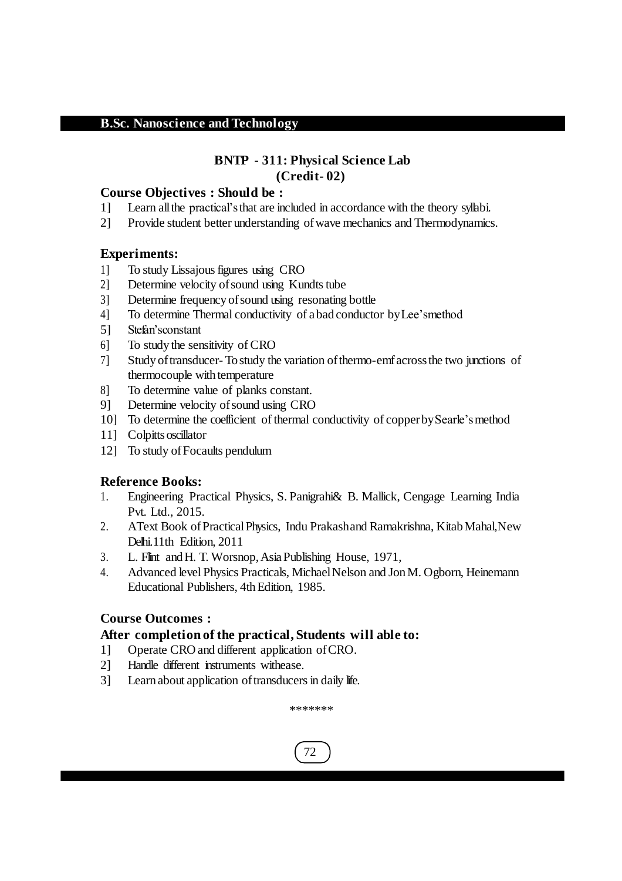## B.Sc. Nanoscience and Technology

### BNTP - 311: Physical Science Lab
### (Credit- 02)

**Course Objectives : Should be :**

1] Learn all the practical's that are included in accordance with the theory syllabi.
2] Provide student better understanding of wave mechanics and Thermodynamics.

**Experiments:**

1] To study Lissajous figures using CRO
2] Determine velocity of sound using Kundts tube
3] Determine frequency of sound using resonating bottle
4] To determine Thermal conductivity of a bad conductor by Lee's method
5] Stefan's constant
6] To study the sensitivity of CRO
7] Study of transducer- To study the variation of thermo-emf across the two junctions of thermocouple with temperature
8] To determine value of planks constant.
9] Determine velocity of sound using CRO
10] To determine the coefficient of thermal conductivity of copper by Searle's method
11] Colpitts oscillator
12] To study of Focaults pendulum

**Reference Books:**

1. Engineering Practical Physics, S. Panigrahi& B. Mallick, Cengage Learning India Pvt. Ltd., 2015.
2. AText Book of Practical Physics, Indu Prakash and Ramakrishna, Kitab Mahal, New Delhi.11th Edition, 2011
3. L. Flint and H. T. Worsnop, Asia Publishing House, 1971,
4. Advanced level Physics Practicals, Michael Nelson and Jon M. Ogborn, Heinemann Educational Publishers, 4th Edition, 1985.

**Course Outcomes :**

**After completion of the practical, Students will able to:**

1] Operate CRO and different application of CRO.
2] Handle different instruments withease.
3] Learn about application of transducers in daily life.

\*\*\*\*\*\*\*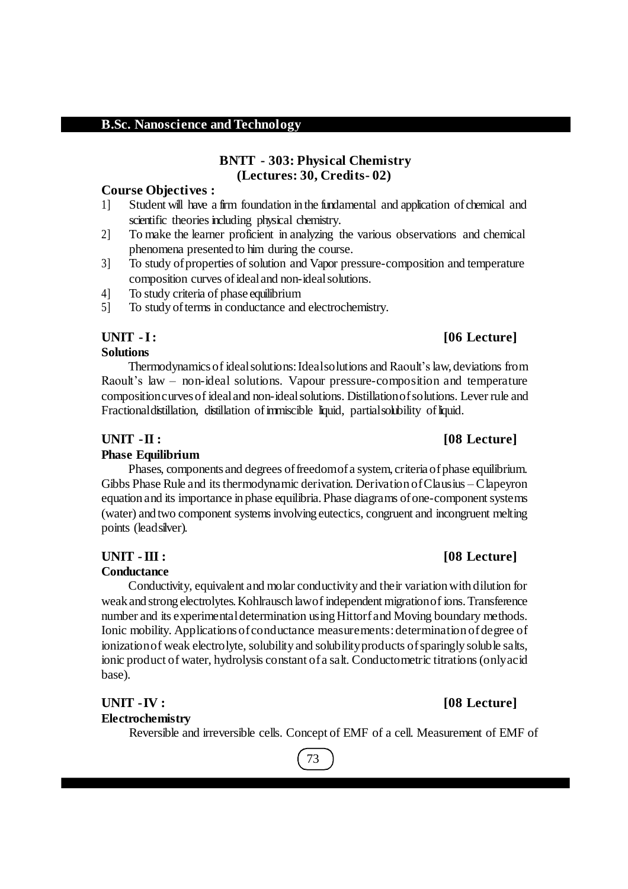## B.Sc. Nanoscience and Technology

### BNTT - 303: Physical Chemistry
**(Lectures: 30, Credits- 02)**

**Course Objectives :**

1] Student will have a firm foundation in the fundamental and application of chemical and scientific theories including physical chemistry.

2] To make the learner proficient in analyzing the various observations and chemical phenomena presented to him during the course.

3] To study of properties of solution and Vapor pressure-composition and temperature composition curves of ideal and non-ideal solutions.

4] To study criteria of phase equilibrium

5] To study of terms in conductance and electrochemistry.

**UNIT - I : [06 Lecture]**

**Solutions**

Thermodynamics of ideal solutions: Ideal solutions and Raoult's law, deviations from Raoult's law – non-ideal solutions. Vapour pressure-composition and temperature composition curves of ideal and non-ideal solutions. Distillation of solutions. Lever rule and Fractional distillation, distillation of immiscible liquid, partial solubility of liquid.

**UNIT - II : [08 Lecture]**

**Phase Equilibrium**

Phases, components and degrees of freedom of a system, criteria of phase equilibrium. Gibbs Phase Rule and its thermodynamic derivation. Derivation of Clausius – Clapeyron equation and its importance in phase equilibria. Phase diagrams of one-component systems (water) and two component systems involving eutectics, congruent and incongruent melting points (lead silver).

**UNIT - III : [08 Lecture]**

**Conductance**

Conductivity, equivalent and molar conductivity and their variation with dilution for weak and strong electrolytes. Kohlrausch law of independent migration of ions. Transference number and its experimental determination using Hittorf and Moving boundary methods. Ionic mobility. Applications of conductance measurements: determination of degree of ionization of weak electrolyte, solubility and solubility products of sparingly soluble salts, ionic product of water, hydrolysis constant of a salt. Conductometric titrations (only acid base).

**UNIT - IV : [08 Lecture]**

**Electrochemistry**

Reversible and irreversible cells. Concept of EMF of a cell. Measurement of EMF of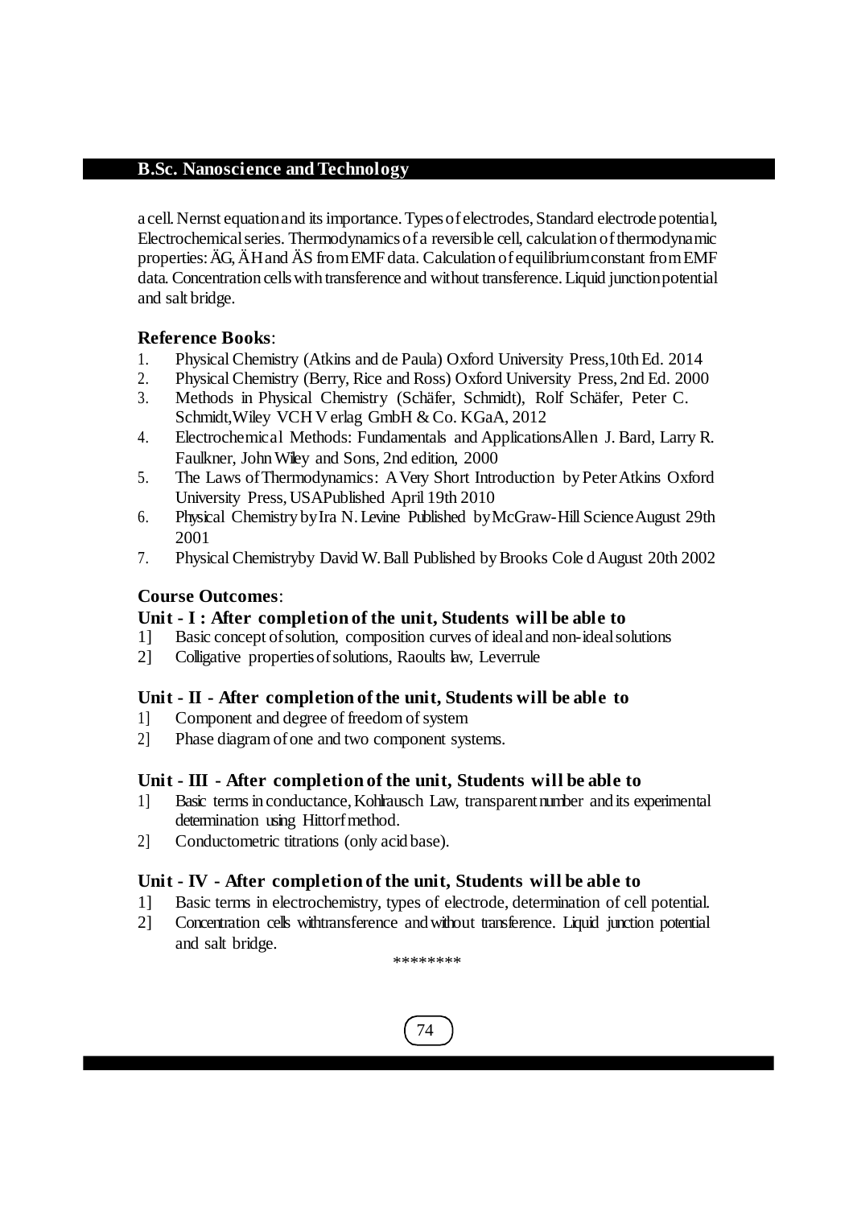a cell. Nernst equation and its importance. Types of electrodes, Standard electrode potential, Electrochemical series. Thermodynamics of a reversible cell, calculation of thermodynamic properties: $\Delta G$, $\Delta H$ and $\Delta S$ from EMF data. Calculation of equilibrium constant from EMF data. Concentration cells with transference and without transference. Liquid junction potential and salt bridge.

**Reference Books**:

1. Physical Chemistry (Atkins and de Paula) Oxford University Press,10th Ed. 2014
2. Physical Chemistry (Berry, Rice and Ross) Oxford University Press, 2nd Ed. 2000
3. Methods in Physical Chemistry (Schäfer, Schmidt), Rolf Schäfer, Peter C. Schmidt,Wiley VCH V erlag GmbH & Co. KGaA, 2012
4. Electrochemical Methods: Fundamentals and ApplicationsAllen J. Bard, Larry R. Faulkner, John Wiley and Sons, 2nd edition, 2000
5. The Laws of Thermodynamics: A Very Short Introduction by Peter Atkins Oxford University Press, USAPublished April 19th 2010
6. Physical Chemistry by Ira N. Levine Published by McGraw-Hill Science August 29th 2001
7. Physical Chemistryby David W. Ball Published by Brooks Cole d August 20th 2002

**Course Outcomes**:

**Unit - I : After completion of the unit, Students will be able to**

1] Basic concept of solution, composition curves of ideal and non-ideal solutions

2] Colligative properties of solutions, Raoults law, Leverrule

**Unit - II - After completion of the unit, Students will be able to**

1] Component and degree of freedom of system

2] Phase diagram of one and two component systems.

**Unit - III - After completion of the unit, Students will be able to**

1] Basic terms in conductance, Kohlrausch Law, transparent number and its experimental determination using Hittorf method.

2] Conductometric titrations (only acid base).

**Unit - IV - After completion of the unit, Students will be able to**

1] Basic terms in electrochemistry, types of electrode, determination of cell potential.

2] Concentration cells withtransference and without transference. Liquid junction potential and salt bridge.

********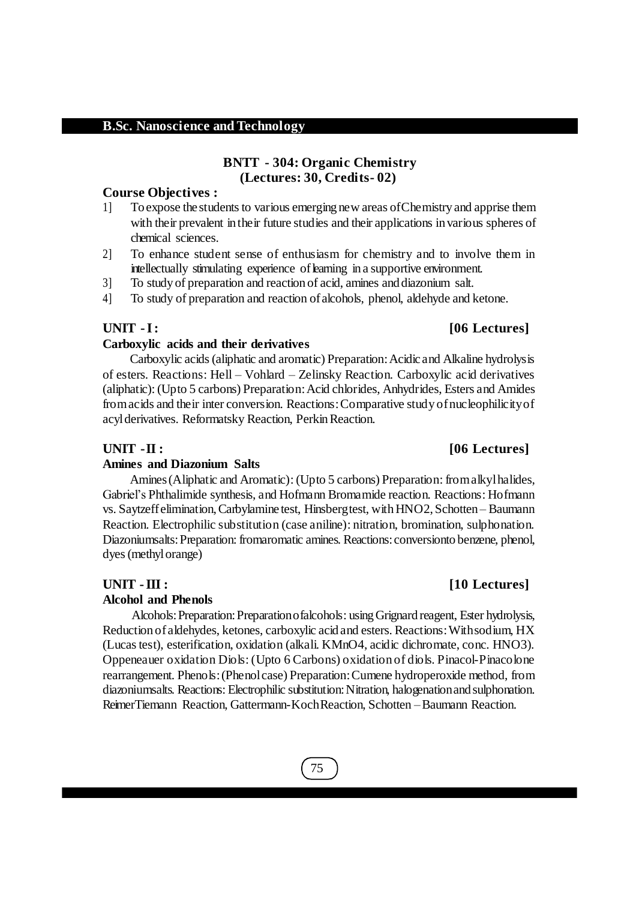## BNTT - 304: Organic Chemistry
**(Lectures: 30, Credits- 02)**

**Course Objectives :**

1] To expose the students to various emerging new areas of Chemistry and apprise them with their prevalent in their future studies and their applications in various spheres of chemical sciences.
2] To enhance student sense of enthusiasm for chemistry and to involve them in intellectually stimulating experience of learning in a supportive environment.
3] To study of preparation and reaction of acid, amines and diazonium salt.
4] To study of preparation and reaction of alcohols, phenol, aldehyde and ketone.

**UNIT - I : [06 Lectures]**

**Carboxylic acids and their derivatives**

Carboxylic acids (aliphatic and aromatic) Preparation: Acidic and Alkaline hydrolysis of esters. Reactions: Hell – Vohlard – Zelinsky Reaction. Carboxylic acid derivatives (aliphatic): (Upto 5 carbons) Preparation: Acid chlorides, Anhydrides, Esters and Amides from acids and their inter conversion. Reactions: Comparative study of nucleophilicity of acyl derivatives. Reformatsky Reaction, Perkin Reaction.

**UNIT - II : [06 Lectures]**

**Amines and Diazonium Salts**

Amines (Aliphatic and Aromatic): (Upto 5 carbons) Preparation: from alkyl halides, Gabriel's Phthalimide synthesis, and Hofmann Bromamide reaction. Reactions: Hofmann vs. Saytzeff elimination, Carbylamine test, Hinsberg test, with $HNO_2$, Schotten – Baumann Reaction. Electrophilic substitution (case aniline): nitration, bromination, sulphonation. Diazonium salts: Preparation: from aromatic amines. Reactions: conversion to benzene, phenol, dyes (methyl orange)

**UNIT - III : [10 Lectures]**

**Alcohol and Phenols**

Alcohols: Preparation: Preparation of alcohols: using Grignard reagent, Ester hydrolysis, Reduction of aldehydes, ketones, carboxylic acid and esters. Reactions: With sodium, HX (Lucas test), esterification, oxidation (alkali. $KMnO_4$, acidic dichromate, conc. $HNO_3$). Oppeneauer oxidation Diols: (Upto 6 Carbons) oxidation of diols. Pinacol-Pinacolone rearrangement. Phenols: (Phenol case) Preparation: Cumene hydroperoxide method, from diazonium salts. Reactions: Electrophilic substitution: Nitration, halogenation and sulphonation. Reimer Tiemann Reaction, Gattermann-Koch Reaction, Schotten – Baumann Reaction.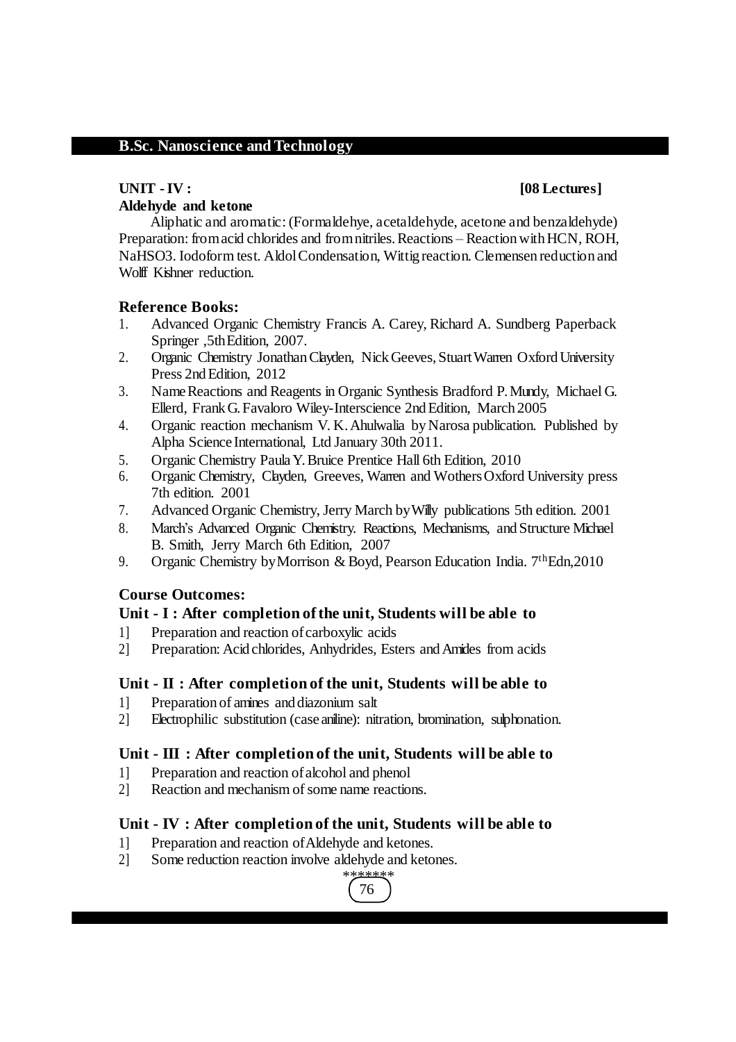## UNIT - IV : [08 Lectures]

**Aldehyde and ketone**

Aliphatic and aromatic: (Formaldehye, acetaldehyde, acetone and benzaldehyde) Preparation: from acid chlorides and from nitriles. Reactions – Reaction with HCN, ROH, NaHSO3. Iodoform test. Aldol Condensation, Wittig reaction. Clemensen reduction and Wolff Kishner reduction.

### Reference Books:

1. Advanced Organic Chemistry Francis A. Carey, Richard A. Sundberg Paperback Springer ,5th Edition, 2007.
2. Organic Chemistry Jonathan Clayden, Nick Geeves, Stuart Warren Oxford University Press 2nd Edition, 2012
3. Name Reactions and Reagents in Organic Synthesis Bradford P. Mundy, Michael G. Ellerd, Frank G. Favaloro Wiley-Interscience 2nd Edition, March 2005
4. Organic reaction mechanism V. K. Ahulwalia by Narosa publication. Published by Alpha Science International, Ltd January 30th 2011.
5. Organic Chemistry Paula Y. Bruice Prentice Hall 6th Edition, 2010
6. Organic Chemistry, Clayden, Greeves, Warren and Wothers Oxford University press 7th edition. 2001
7. Advanced Organic Chemistry, Jerry March by Willy publications 5th edition. 2001
8. March's Advanced Organic Chemistry. Reactions, Mechanisms, and Structure Michael B. Smith, Jerry March 6th Edition, 2007
9. Organic Chemistry by Morrison & Boyd, Pearson Education India. 7th Edn,2010

### Course Outcomes:

#### Unit - I : After completion of the unit, Students will be able to

1] Preparation and reaction of carboxylic acids
2] Preparation: Acid chlorides, Anhydrides, Esters and Amides from acids

#### Unit - II : After completion of the unit, Students will be able to

1] Preparation of amines and diazonium salt
2] Electrophilic substitution (case aniline): nitration, bromination, sulphonation.

#### Unit - III : After completion of the unit, Students will be able to

1] Preparation and reaction of alcohol and phenol
2] Reaction and mechanism of some name reactions.

#### Unit - IV : After completion of the unit, Students will be able to

1] Preparation and reaction of Aldehyde and ketones.
2] Some reduction reaction involve aldehyde and ketones.

*******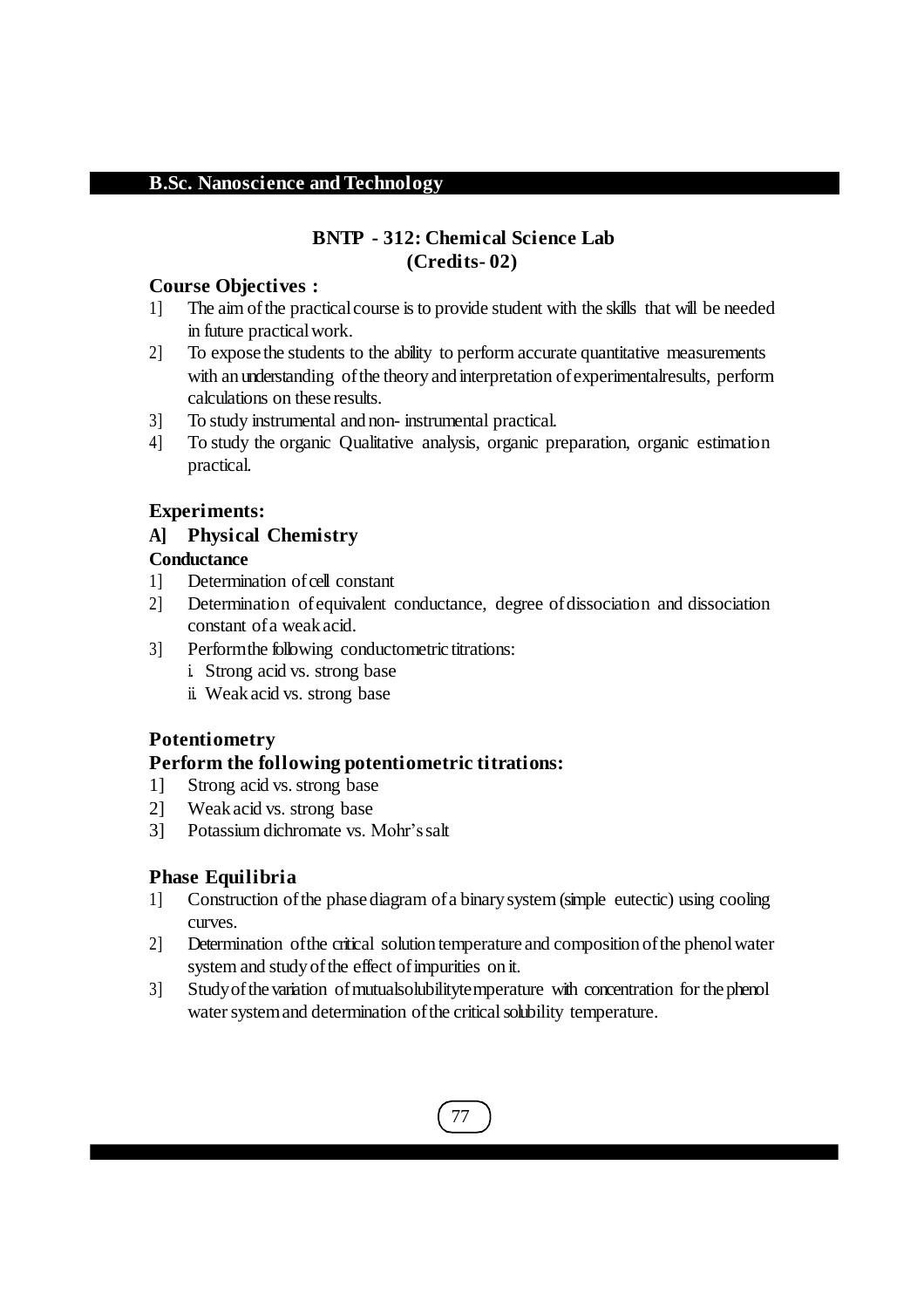## BNTP - 312: Chemical Science Lab
### (Credits- 02)

**Course Objectives :**

1] The aim of the practical course is to provide student with the skills that will be needed in future practical work.

2] To expose the students to the ability to perform accurate quantitative measurements with an understanding of the theory and interpretation of experimentalresults, perform calculations on these results.

3] To study instrumental and non- instrumental practical.

4] To study the organic Qualitative analysis, organic preparation, organic estimation practical.

**Experiments:**

**A] Physical Chemistry**

**Conductance**

1] Determination of cell constant

2] Determination of equivalent conductance, degree of dissociation and dissociation constant of a weak acid.

3] Perform the following conductometric titrations:

   i. Strong acid vs. strong base
   
   ii. Weak acid vs. strong base

**Potentiometry**

**Perform the following potentiometric titrations:**

1] Strong acid vs. strong base

2] Weak acid vs. strong base

3] Potassium dichromate vs. Mohr's salt

**Phase Equilibria**

1] Construction of the phase diagram of a binary system (simple eutectic) using cooling curves.

2] Determination of the critical solution temperature and composition of the phenol water system and study of the effect of impurities on it.

3] Study of the variation of mutualsolubilitytemperature with concentration for the phenol water system and determination of the critical solubility temperature.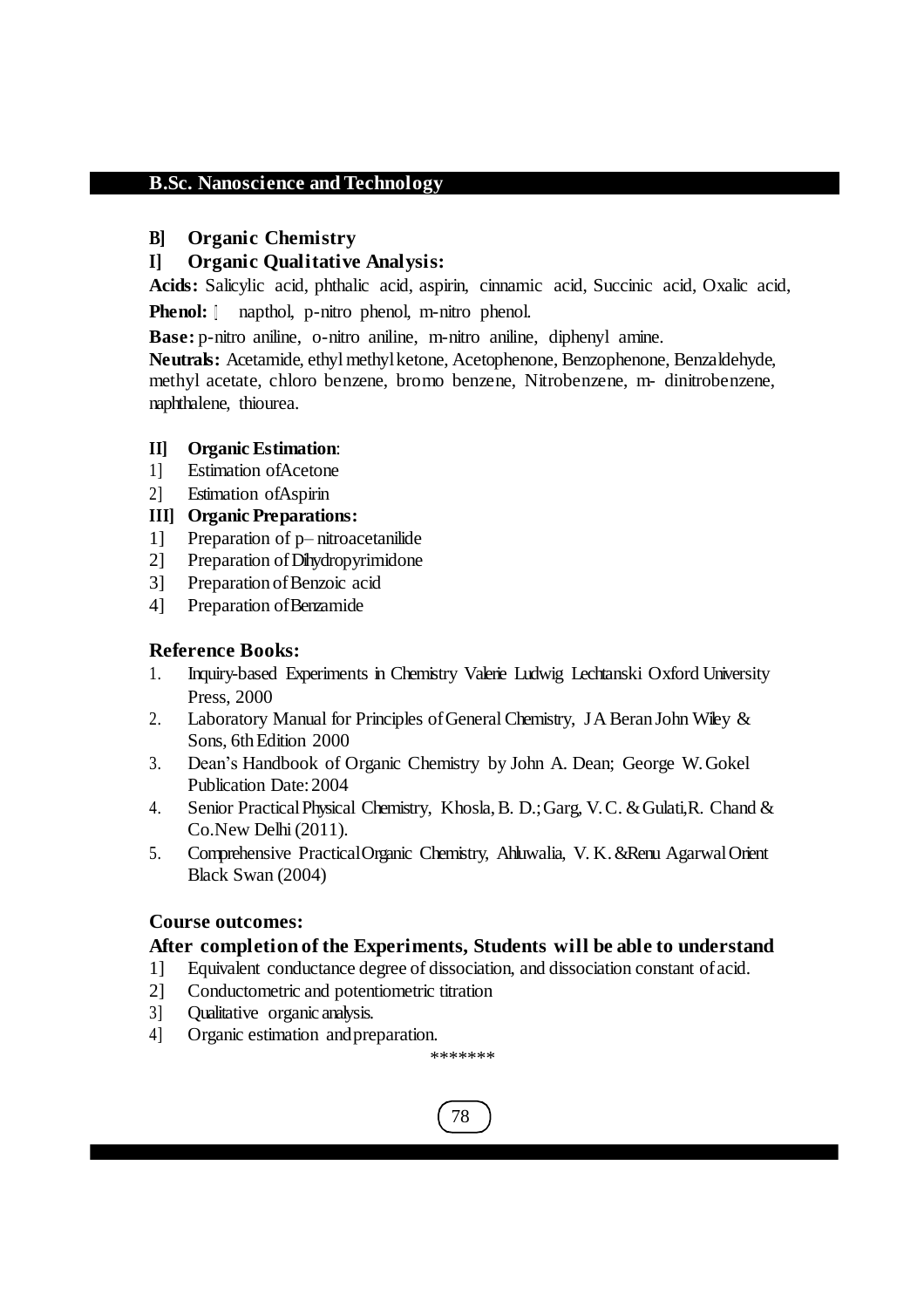## B] Organic Chemistry

### I] Organic Qualitative Analysis:

**Acids:** Salicylic acid, phthalic acid, aspirin, cinnamic acid, Succinic acid, Oxalic acid,

**Phenol:**  napthol, p-nitro phenol, m-nitro phenol.

**Base:** p-nitro aniline, o-nitro aniline, m-nitro aniline, diphenyl amine.

**Neutrals:** Acetamide, ethyl methyl ketone, Acetophenone, Benzophenone, Benzaldehyde, methyl acetate, chloro benzene, bromo benzene, Nitrobenzene, m- dinitrobenzene, naphthalene, thiourea.

**II] Organic Estimation**:

1] Estimation ofAcetone

2] Estimation ofAspirin

**III] Organic Preparations:**

1] Preparation of p– nitroacetanilide

2] Preparation of Dihydropyrimidone

3] Preparation of Benzoic acid

4] Preparation of Benzamide

### Reference Books:

1. Inquiry-based Experiments in Chemistry Valerie Ludwig Lechtanski Oxford University Press, 2000
2. Laboratory Manual for Principles of General Chemistry, J A Beran John Wiley & Sons, 6th Edition 2000
3. Dean's Handbook of Organic Chemistry by John A. Dean; George W. Gokel Publication Date: 2004
4. Senior Practical Physical Chemistry, Khosla, B. D.; Garg, V. C. & Gulati, R. Chand & Co. New Delhi (2011).
5. Comprehensive Practical Organic Chemistry, Ahluwalia, V. K. & Renu Agarwal Orient Black Swan (2004)

### Course outcomes:

**After completion of the Experiments, Students will be able to understand**

1] Equivalent conductance degree of dissociation, and dissociation constant of acid.

2] Conductometric and potentiometric titration

3] Qualitative organic analysis.

4] Organic estimation and preparation.

*******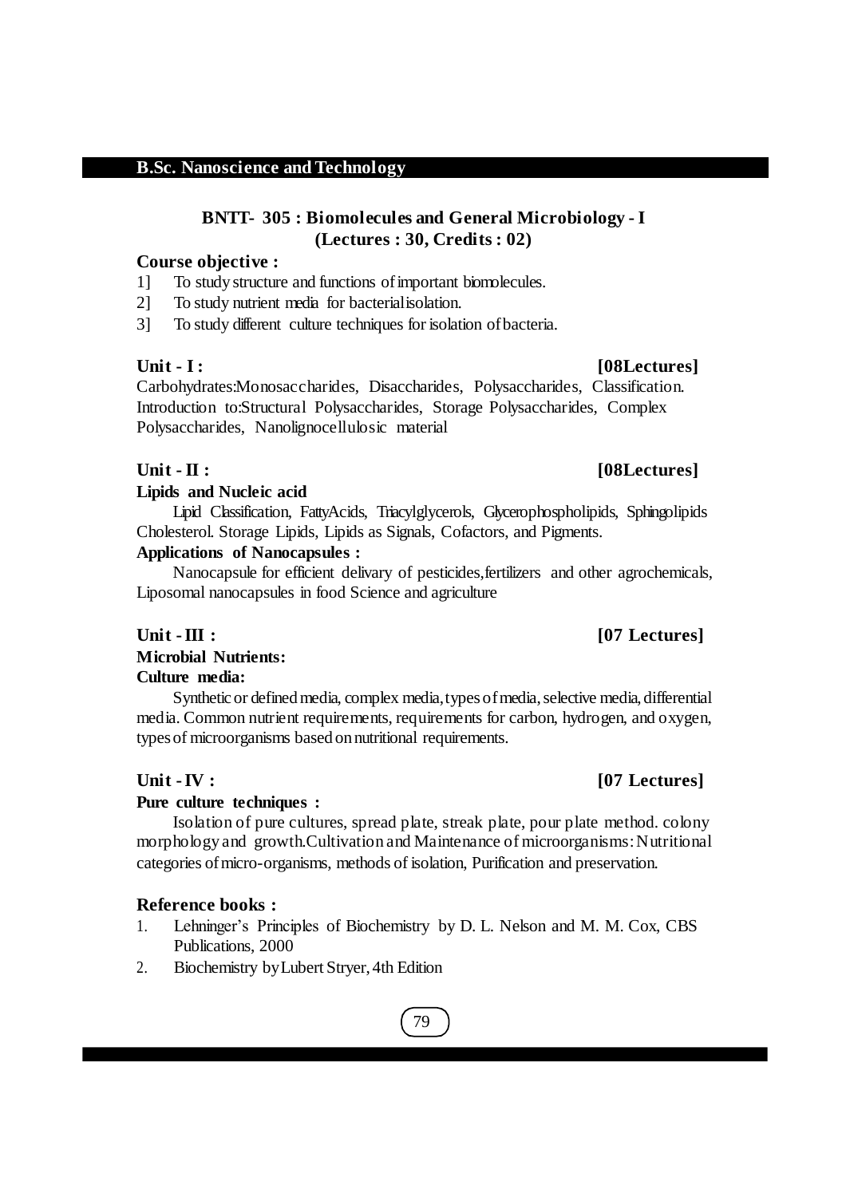## B.Sc. Nanoscience and Technology

### BNTT- 305 : Biomolecules and General Microbiology - I
**(Lectures : 30, Credits : 02)**

**Course objective :**

1] To study structure and functions of important biomolecules.

2] To study nutrient media for bacterial isolation.

3] To study different culture techniques for isolation of bacteria.

**Unit - I : [08Lectures]**

Carbohydrates:Monosaccharides, Disaccharides, Polysaccharides, Classification. Introduction to:Structural Polysaccharides, Storage Polysaccharides, Complex Polysaccharides, Nanolignocellulosic material

**Unit - II : [08Lectures]**

**Lipids and Nucleic acid**

Lipid Classification, FattyAcids, Triacylglycerols, Glycerophospholipids, Sphingolipids Cholesterol. Storage Lipids, Lipids as Signals, Cofactors, and Pigments.

**Applications of Nanocapsules :**

Nanocapsule for efficient delivary of pesticides,fertilizers and other agrochemicals, Liposomal nanocapsules in food Science and agriculture

**Unit - III : [07 Lectures]**

**Microbial Nutrients:**

**Culture media:**

Synthetic or defined media, complex media,types of media, selective media, differential media. Common nutrient requirements, requirements for carbon, hydrogen, and oxygen, types of microorganisms based on nutritional requirements.

**Unit - IV : [07 Lectures]**

**Pure culture techniques :**

Isolation of pure cultures, spread plate, streak plate, pour plate method. colony morphology and growth.Cultivation and Maintenance of microorganisms: Nutritional categories of micro-organisms, methods of isolation, Purification and preservation.

**Reference books :**

1. Lehninger's Principles of Biochemistry by D. L. Nelson and M. M. Cox, CBS Publications, 2000
2. Biochemistry by Lubert Stryer, 4th Edition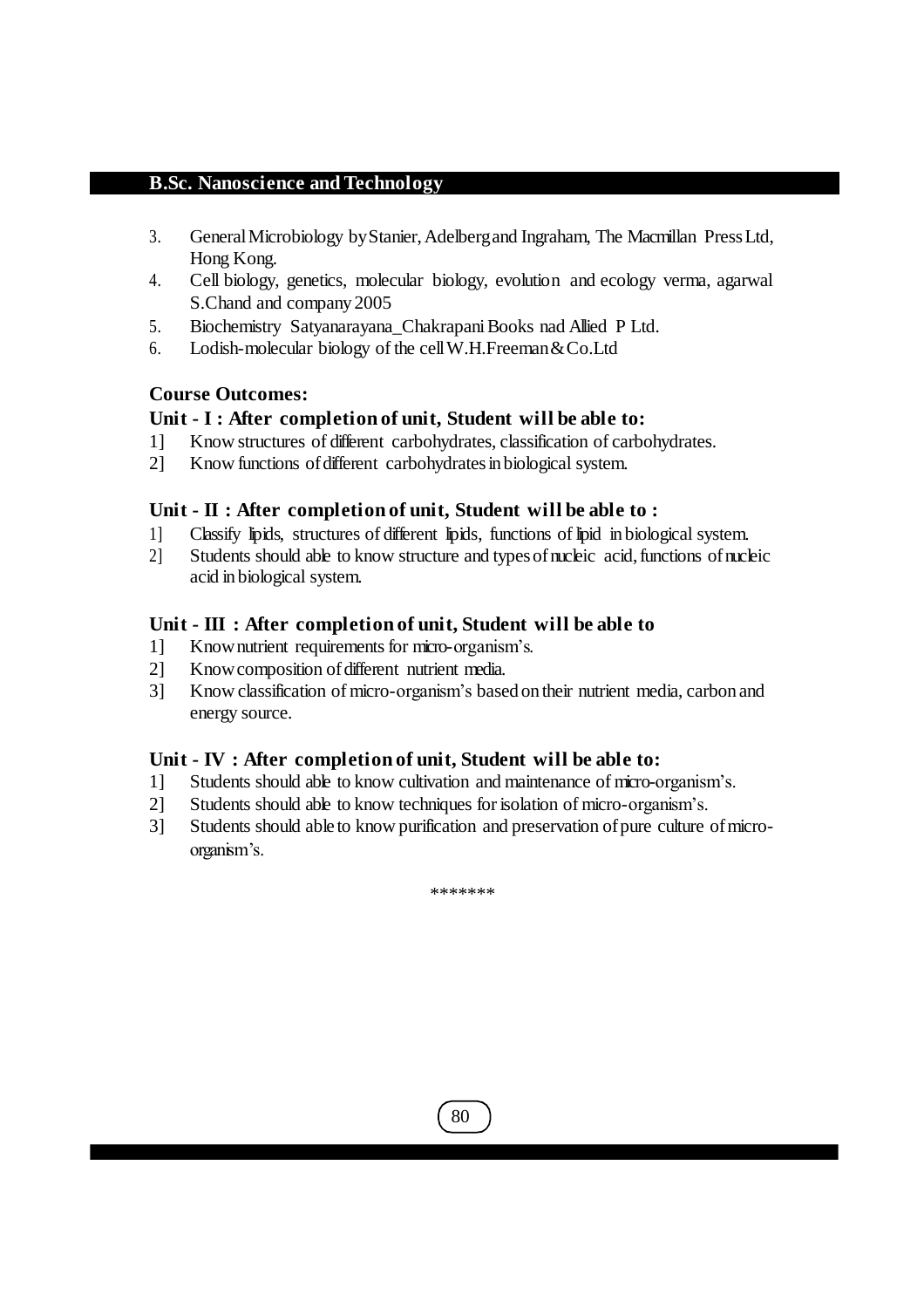3. General Microbiology by Stanier, Adelberg and Ingraham, The Macmillan Press Ltd, Hong Kong.
4. Cell biology, genetics, molecular biology, evolution and ecology verma, agarwal S.Chand and company 2005
5. Biochemistry Satyanarayana_Chakrapani Books nad Allied P Ltd.
6. Lodish-molecular biology of the cell W.H.Freeman & Co.Ltd

### Course Outcomes:

**Unit - I : After completion of unit, Student will be able to:**

1] Know structures of different carbohydrates, classification of carbohydrates.
2] Know functions of different carbohydrates in biological system.

**Unit - II : After completion of unit, Student will be able to :**

1] Classify lipids, structures of different lipids, functions of lipid in biological system.
2] Students should able to know structure and types of nucleic acid, functions of nucleic acid in biological system.

**Unit - III : After completion of unit, Student will be able to**

1] Know nutrient requirements for micro-organism's.
2] Know composition of different nutrient media.
3] Know classification of micro-organism's based on their nutrient media, carbon and energy source.

**Unit - IV : After completion of unit, Student will be able to:**

1] Students should able to know cultivation and maintenance of micro-organism's.
2] Students should able to know techniques for isolation of micro-organism's.
3] Students should able to know purification and preservation of pure culture of micro-organism's.

*******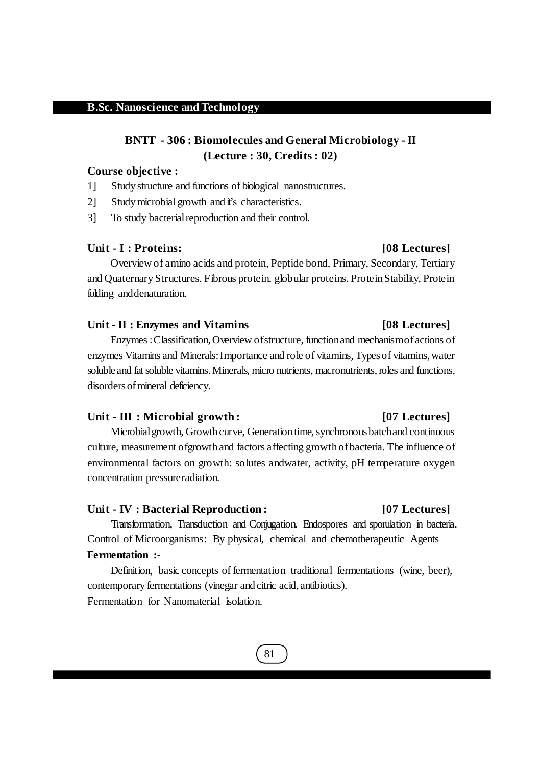**B.Sc. Nanoscience and Technology**

## BNTT - 306 : Biomolecules and General Microbiology - II
### (Lecture : 30, Credits : 02)

**Course objective :**

1] Study structure and functions of biological nanostructures.

2] Study microbial growth and it's characteristics.

3] To study bacterial reproduction and their control.

**Unit - I : Proteins: [08 Lectures]**

Overview of amino acids and protein, Peptide bond, Primary, Secondary, Tertiary and Quaternary Structures. Fibrous protein, globular proteins. Protein Stability, Protein folding and denaturation.

**Unit - II : Enzymes and Vitamins [08 Lectures]**

Enzymes : Classification, Overview of structure, function and mechanism of actions of enzymes Vitamins and Minerals: Importance and role of vitamins, Types of vitamins, water soluble and fat soluble vitamins. Minerals, micro nutrients, macronutrients, roles and functions, disorders of mineral deficiency.

**Unit - III : Microbial growth : [07 Lectures]**

Microbial growth, Growth curve, Generation time, synchronous batch and continuous culture, measurement of growth and factors affecting growth of bacteria. The influence of environmental factors on growth: solutes and water, activity, pH temperature oxygen concentration pressure radiation.

**Unit - IV : Bacterial Reproduction : [07 Lectures]**

Transformation, Transduction and Conjugation. Endospores and sporulation in bacteria. Control of Microorganisms: By physical, chemical and chemotherapeutic Agents

**Fermentation :-**

Definition, basic concepts of fermentation traditional fermentations (wine, beer), contemporary fermentations (vinegar and citric acid, antibiotics).

Fermentation for Nanomaterial isolation.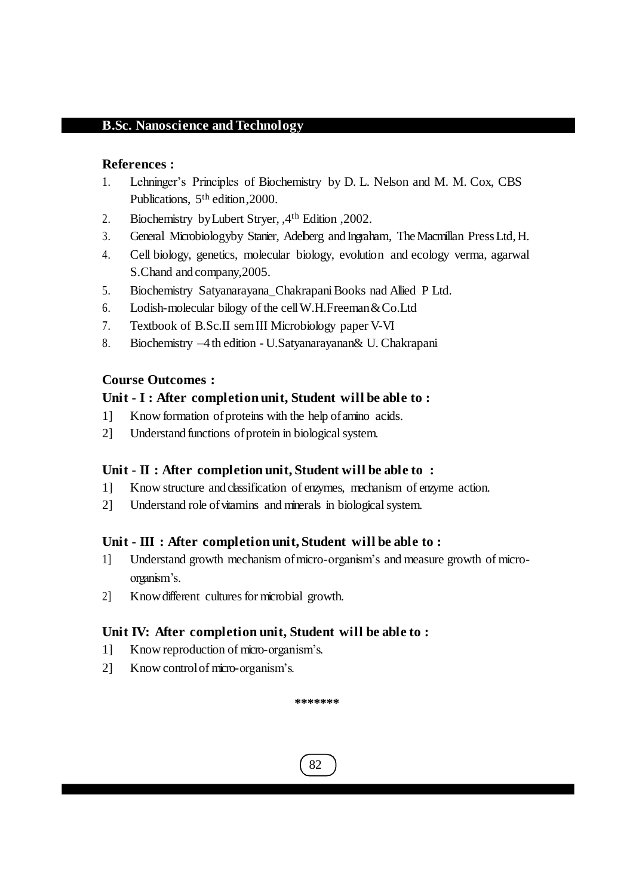## References :

1. Lehninger's Principles of Biochemistry by D. L. Nelson and M. M. Cox, CBS Publications, 5th edition,2000.
2. Biochemistry by Lubert Stryer, ,4th Edition ,2002.
3. General Microbiologyby Stanier, Adelberg and Ingraham, The Macmillan Press Ltd, H.
4. Cell biology, genetics, molecular biology, evolution and ecology verma, agarwal S.Chand and company,2005.
5. Biochemistry Satyanarayana_Chakrapani Books nad Allied P Ltd.
6. Lodish-molecular bilogy of the cell W.H.Freeman & Co.Ltd
7. Textbook of B.Sc.II sem III Microbiology paper V-VI
8. Biochemistry –4 th edition - U.Satyanarayanan& U. Chakrapani

## Course Outcomes :

### Unit - I : After completion unit, Student will be able to :

1] Know formation of proteins with the help of amino acids.

2] Understand functions of protein in biological system.

### Unit - II : After completion unit, Student will be able to :

1] Know structure and classification of enzymes, mechanism of enzyme action.

2] Understand role of vitamins and minerals in biological system.

### Unit - III : After completion unit, Student will be able to :

1] Understand growth mechanism of micro-organism's and measure growth of micro-organism's.

2] Know different cultures for microbial growth.

### Unit IV: After completion unit, Student will be able to :

1] Know reproduction of micro-organism's.

2] Know control of micro-organism's.

*******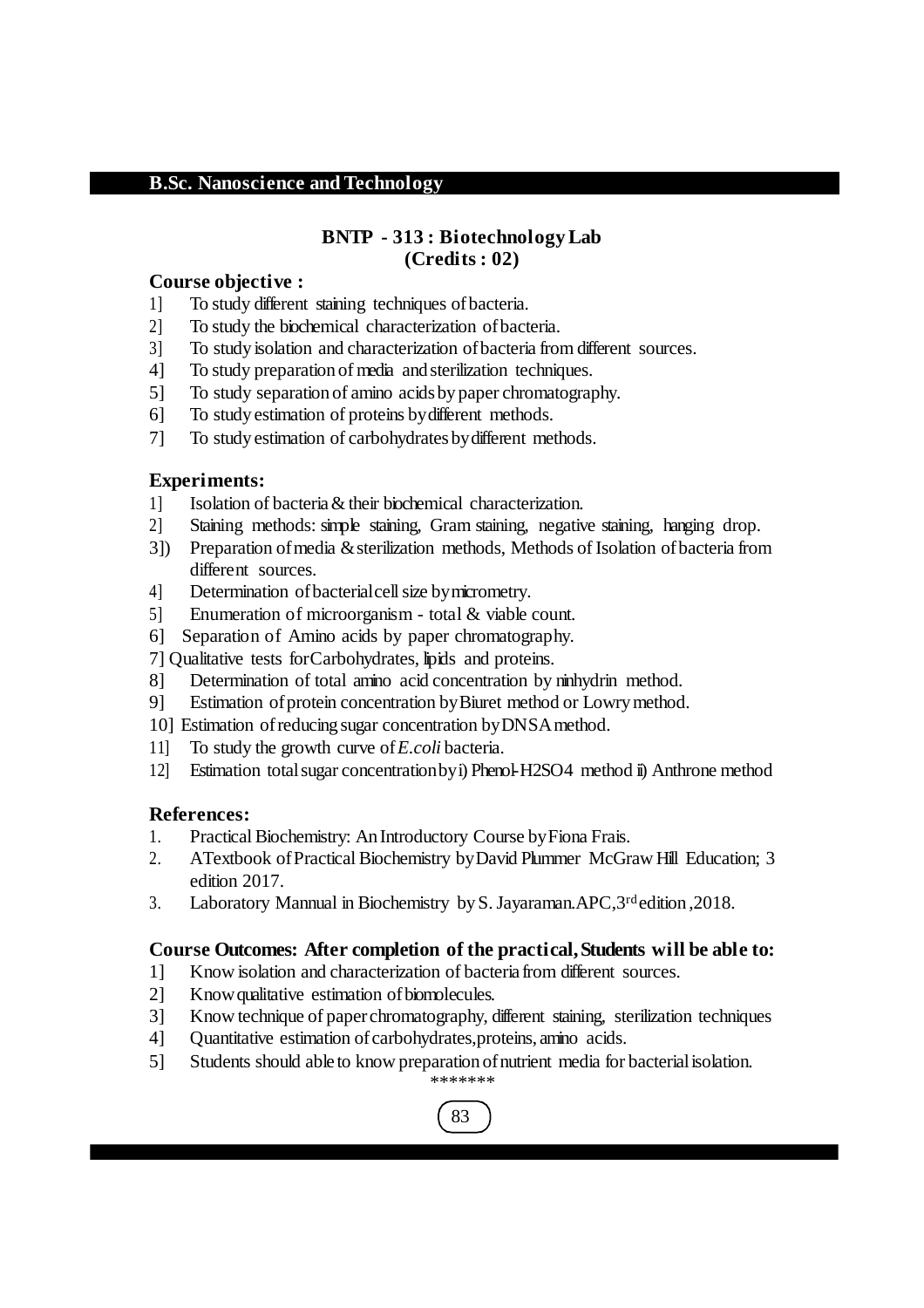## B.Sc. Nanoscience and Technology

### BNTP - 313 : Biotechnology Lab
**(Credits : 02)**

**Course objective :**

1] To study different staining techniques of bacteria.
2] To study the biochemical characterization of bacteria.
3] To study isolation and characterization of bacteria from different sources.
4] To study preparation of media and sterilization techniques.
5] To study separation of amino acids by paper chromatography.
6] To study estimation of proteins by different methods.
7] To study estimation of carbohydrates by different methods.

**Experiments:**

1] Isolation of bacteria & their biochemical characterization.
2] Staining methods: simple staining, Gram staining, negative staining, hanging drop.
3]) Preparation of media & sterilization methods, Methods of Isolation of bacteria from different sources.
4] Determination of bacterial cell size by micrometry.
5] Enumeration of microorganism - total & viable count.
6] Separation of Amino acids by paper chromatography.
7] Qualitative tests for Carbohydrates, lipids and proteins.
8] Determination of total amino acid concentration by ninhydrin method.
9] Estimation of protein concentration by Biuret method or Lowry method.
10] Estimation of reducing sugar concentration by DNSA method.
11] To study the growth curve of *E.coli* bacteria.
12] Estimation total sugar concentration by i) Phenol-$H_2SO_4$ method ii) Anthrone method

**References:**

1. Practical Biochemistry: An Introductory Course by Fiona Frais.
2. A Textbook of Practical Biochemistry by David Plummer McGraw Hill Education; 3 edition 2017.
3. Laboratory Mannual in Biochemistry by S. Jayaraman.APC, 3rd edition ,2018.

**Course Outcomes: After completion of the practical, Students will be able to:**

1] Know isolation and characterization of bacteria from different sources.
2] Know qualitative estimation of biomolecules.
3] Know technique of paper chromatography, different staining, sterilization techniques
4] Quantitative estimation of carbohydrates, proteins, amino acids.
5] Students should able to know preparation of nutrient media for bacterial isolation.

*******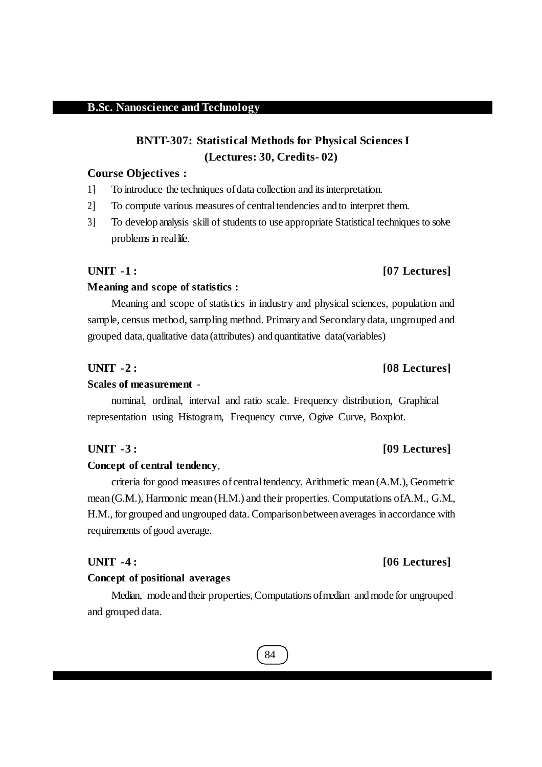**B.Sc. Nanoscience and Technology**

## BNTT-307: Statistical Methods for Physical Sciences I
### (Lectures: 30, Credits- 02)

**Course Objectives :**

1] To introduce the techniques of data collection and its interpretation.

2] To compute various measures of central tendencies and to interpret them.

3] To develop analysis skill of students to use appropriate Statistical techniques to solve problems in real life.

**UNIT -1 :** **[07 Lectures]**

**Meaning and scope of statistics :**

Meaning and scope of statistics in industry and physical sciences, population and sample, census method, sampling method. Primary and Secondary data, ungrouped and grouped data, qualitative data (attributes) and quantitative data(variables)

**UNIT -2 :** **[08 Lectures]**

**Scales of measurement** -

nominal, ordinal, interval and ratio scale. Frequency distribution, Graphical representation using Histogram, Frequency curve, Ogive Curve, Boxplot.

**UNIT -3 :** **[09 Lectures]**

**Concept of central tendency**,

criteria for good measures of central tendency. Arithmetic mean (A.M.), Geometric mean (G.M.), Harmonic mean (H.M.) and their properties. Computations of A.M., G.M., H.M., for grouped and ungrouped data. Comparison between averages in accordance with requirements of good average.

**UNIT -4 :** **[06 Lectures]**

**Concept of positional averages**

Median, mode and their properties, Computations of median and mode for ungrouped and grouped data.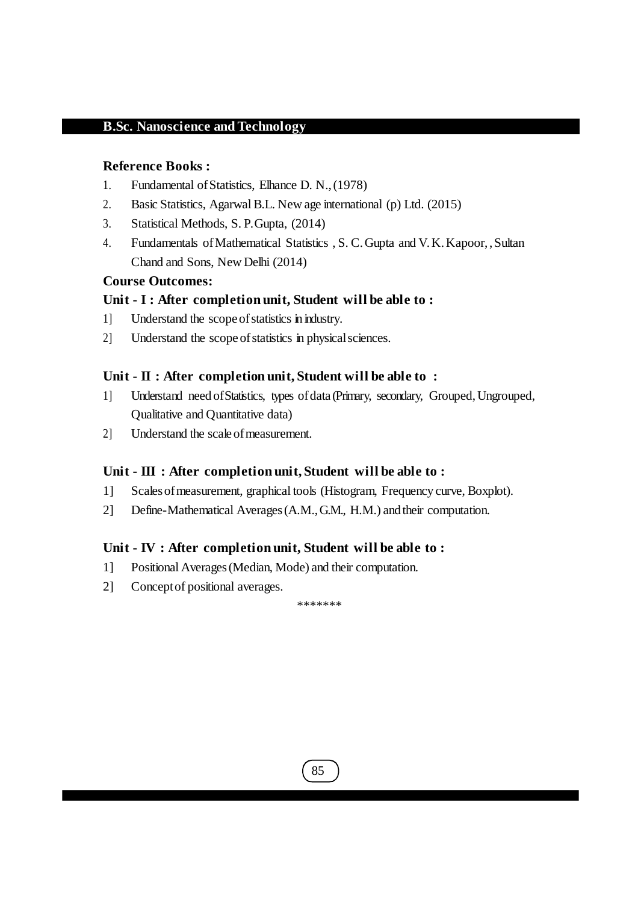**Reference Books :**

1. Fundamental of Statistics, Elhance D. N., (1978)
2. Basic Statistics, Agarwal B.L. New age international (p) Ltd. (2015)
3. Statistical Methods, S. P. Gupta, (2014)
4. Fundamentals of Mathematical Statistics , S. C. Gupta and V. K. Kapoor, , Sultan Chand and Sons, New Delhi (2014)

**Course Outcomes:**

**Unit - I : After completion unit, Student will be able to :**

1] Understand the scope of statistics in industry.

2] Understand the scope of statistics in physical sciences.

**Unit - II : After completion unit, Student will be able to :**

1] Understand need of Statistics, types of data (Primary, secondary, Grouped, Ungrouped, Qualitative and Quantitative data)

2] Understand the scale of measurement.

**Unit - III : After completion unit, Student will be able to :**

1] Scales of measurement, graphical tools (Histogram, Frequency curve, Boxplot).

2] Define-Mathematical Averages (A.M., G.M., H.M.) and their computation.

**Unit - IV : After completion unit, Student will be able to :**

1] Positional Averages (Median, Mode) and their computation.

2] Concept of positional averages.

*******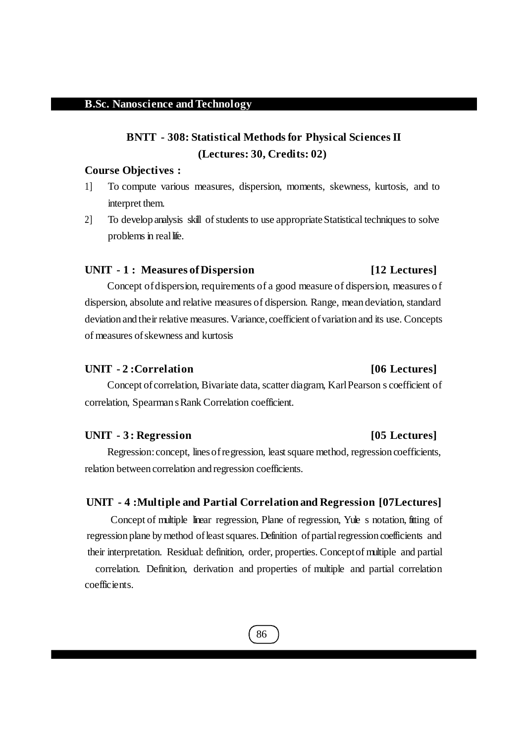**B.Sc. Nanoscience and Technology**

## BNTT - 308: Statistical Methods for Physical Sciences II
**(Lectures: 30, Credits: 02)**

**Course Objectives :**

1] To compute various measures, dispersion, moments, skewness, kurtosis, and to interpret them.

2] To develop analysis skill of students to use appropriate Statistical techniques to solve problems in real life.

### UNIT - 1 : Measures of Dispersion [12 Lectures]

Concept of dispersion, requirements of a good measure of dispersion, measures of dispersion, absolute and relative measures of dispersion. Range, mean deviation, standard deviation and their relative measures. Variance, coefficient of variation and its use. Concepts of measures of skewness and kurtosis

### UNIT - 2 :Correlation [06 Lectures]

Concept of correlation, Bivariate data, scatter diagram, Karl Pearson s coefficient of correlation, Spearman s Rank Correlation coefficient.

### UNIT - 3: Regression [05 Lectures]

Regression: concept, lines of regression, least square method, regression coefficients, relation between correlation and regression coefficients.

### UNIT - 4 :Multiple and Partial Correlation and Regression [07Lectures]

Concept of multiple linear regression, Plane of regression, Yule s notation, fitting of regression plane by method of least squares. Definition of partial regression coefficients and their interpretation. Residual: definition, order, properties. Concept of multiple and partial correlation. Definition, derivation and properties of multiple and partial correlation coefficients.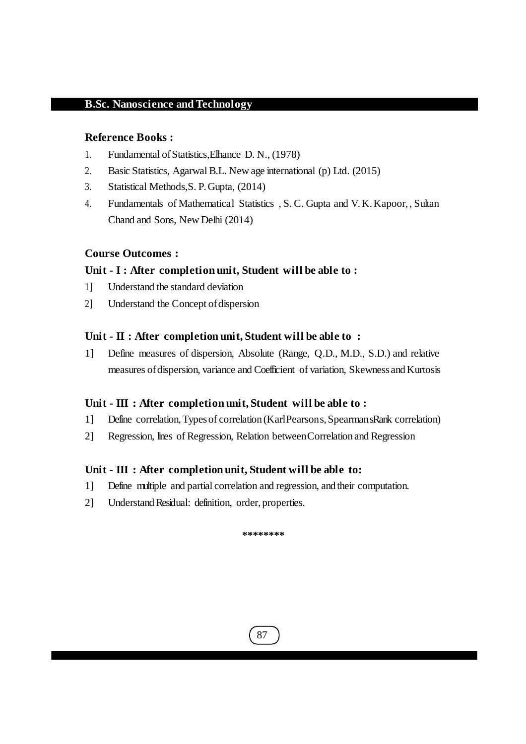**Reference Books :**

1. Fundamental of Statistics,Elhance D. N., (1978)
2. Basic Statistics, Agarwal B.L. New age international (p) Ltd. (2015)
3. Statistical Methods,S. P. Gupta, (2014)
4. Fundamentals of Mathematical Statistics , S. C. Gupta and V. K. Kapoor, , Sultan Chand and Sons, New Delhi (2014)

**Course Outcomes :**

**Unit - I : After completion unit, Student will be able to :**

1] Understand the standard deviation

2] Understand the Concept of dispersion

**Unit - II : After completion unit, Student will be able to :**

1] Define measures of dispersion, Absolute (Range, Q.D., M.D., S.D.) and relative measures of dispersion, variance and Coefficient of variation, Skewness and Kurtosis

**Unit - III : After completion unit, Student will be able to :**

1] Define correlation, Types of correlation (Karl Pearsons, Spearmans Rank correlation)

2] Regression, lines of Regression, Relation between Correlation and Regression

**Unit - III : After completion unit, Student will be able to:**

1] Define multiple and partial correlation and regression, and their computation.

2] Understand Residual: definition, order, properties.

\*\*\*\*\*\*\*\*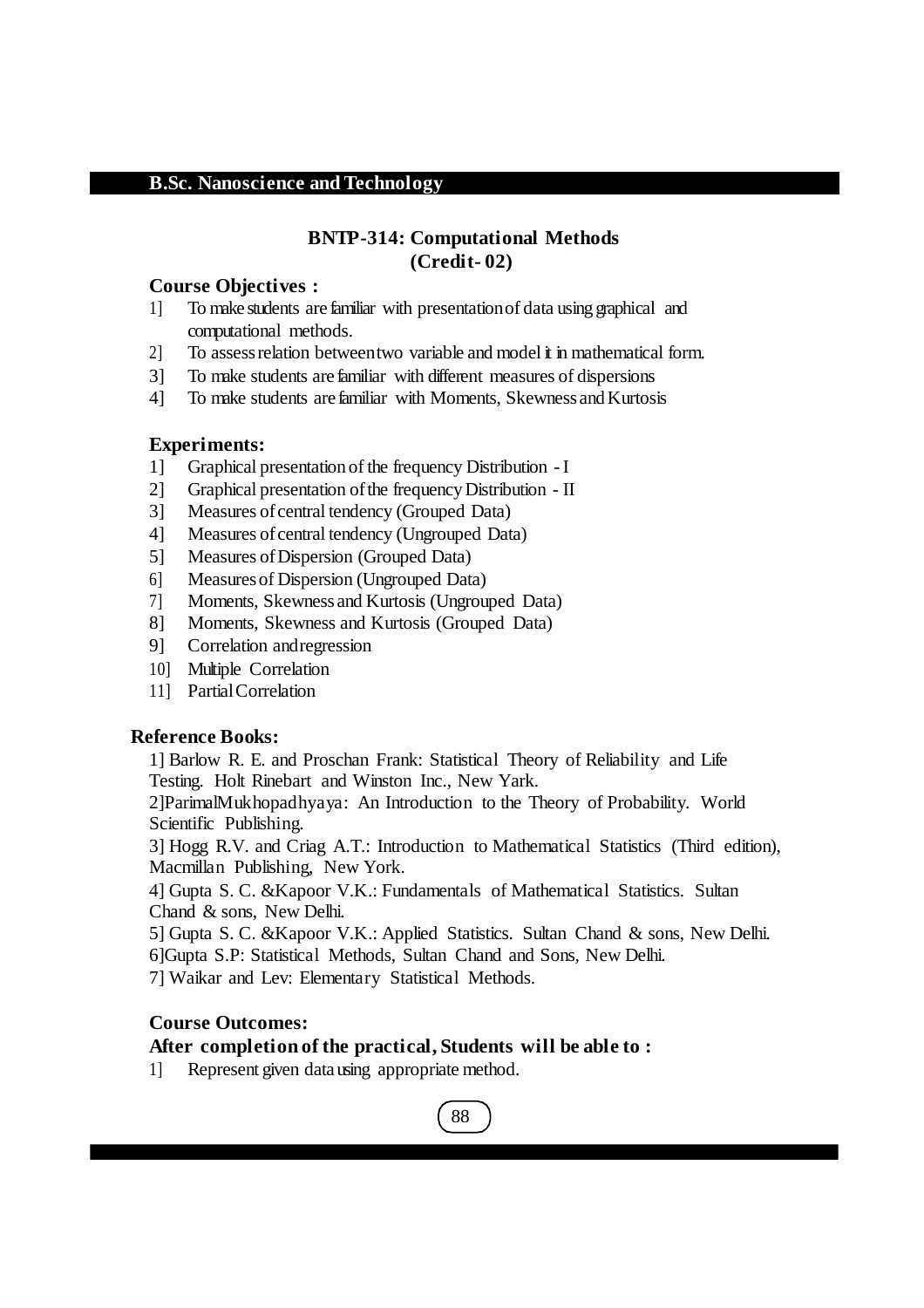## B.Sc. Nanoscience and Technology

### BNTP-314: Computational Methods
### (Credit- 02)

**Course Objectives :**

1] To make students are familiar with presentation of data using graphical and computational methods.
2] To assess relation between two variable and model it in mathematical form.
3] To make students are familiar with different measures of dispersions
4] To make students are familiar with Moments, Skewness and Kurtosis

**Experiments:**

1] Graphical presentation of the frequency Distribution - I
2] Graphical presentation of the frequency Distribution - II
3] Measures of central tendency (Grouped Data)
4] Measures of central tendency (Ungrouped Data)
5] Measures of Dispersion (Grouped Data)
6] Measures of Dispersion (Ungrouped Data)
7] Moments, Skewness and Kurtosis (Ungrouped Data)
8] Moments, Skewness and Kurtosis (Grouped Data)
9] Correlation and regression
10] Multiple Correlation
11] Partial Correlation

**Reference Books:**

1] Barlow R. E. and Proschan Frank: Statistical Theory of Reliability and Life Testing. Holt Rinebart and Winston Inc., New Yark.
2]ParimalMukhopadhyaya: An Introduction to the Theory of Probability. World Scientific Publishing.
3] Hogg R.V. and Criag A.T.: Introduction to Mathematical Statistics (Third edition), Macmillan Publishing, New York.
4] Gupta S. C. &Kapoor V.K.: Fundamentals of Mathematical Statistics. Sultan Chand & sons, New Delhi.
5] Gupta S. C. &Kapoor V.K.: Applied Statistics. Sultan Chand & sons, New Delhi.
6]Gupta S.P: Statistical Methods, Sultan Chand and Sons, New Delhi.
7] Waikar and Lev: Elementary Statistical Methods.

**Course Outcomes:**

**After completion of the practical, Students will be able to :**

1] Represent given data using appropriate method.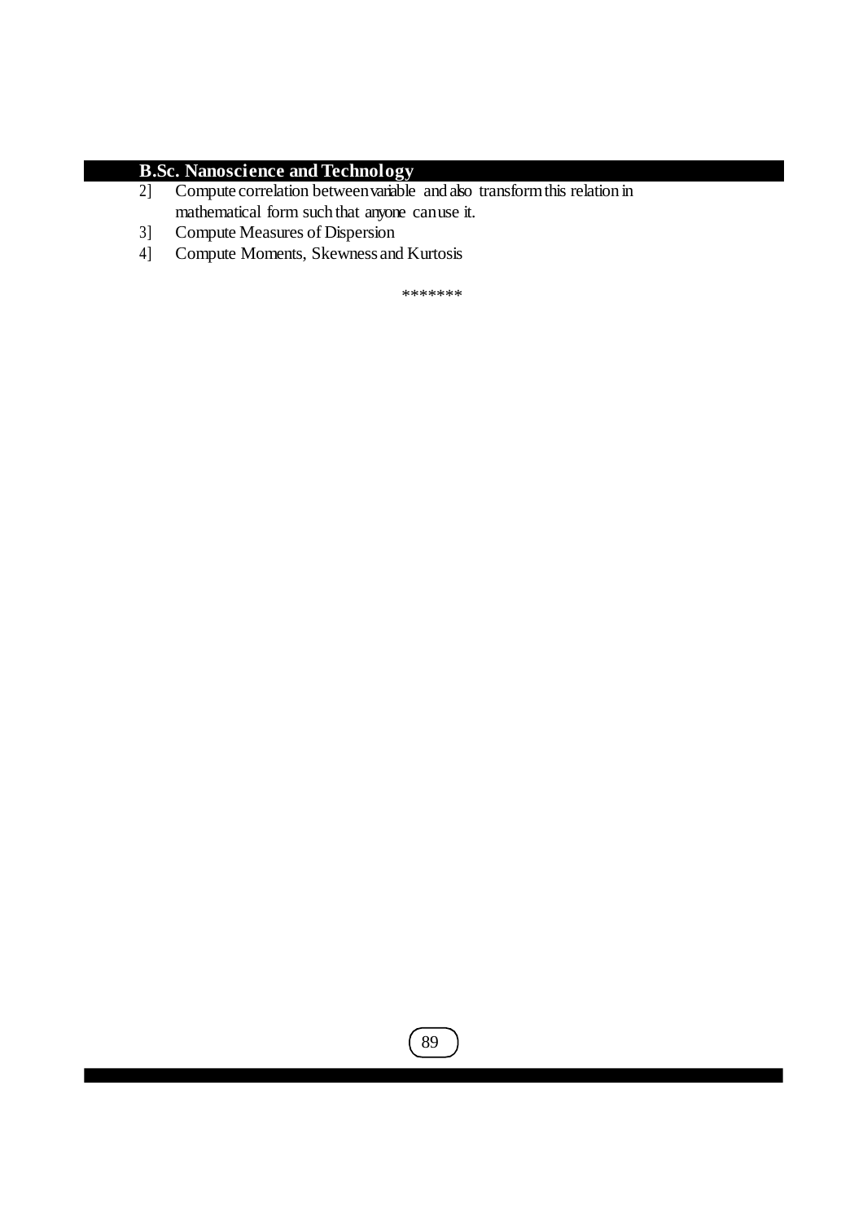2] Compute correlation between variable and also transform this relation in mathematical form such that anyone can use it.

3] Compute Measures of Dispersion

4] Compute Moments, Skewness and Kurtosis

*******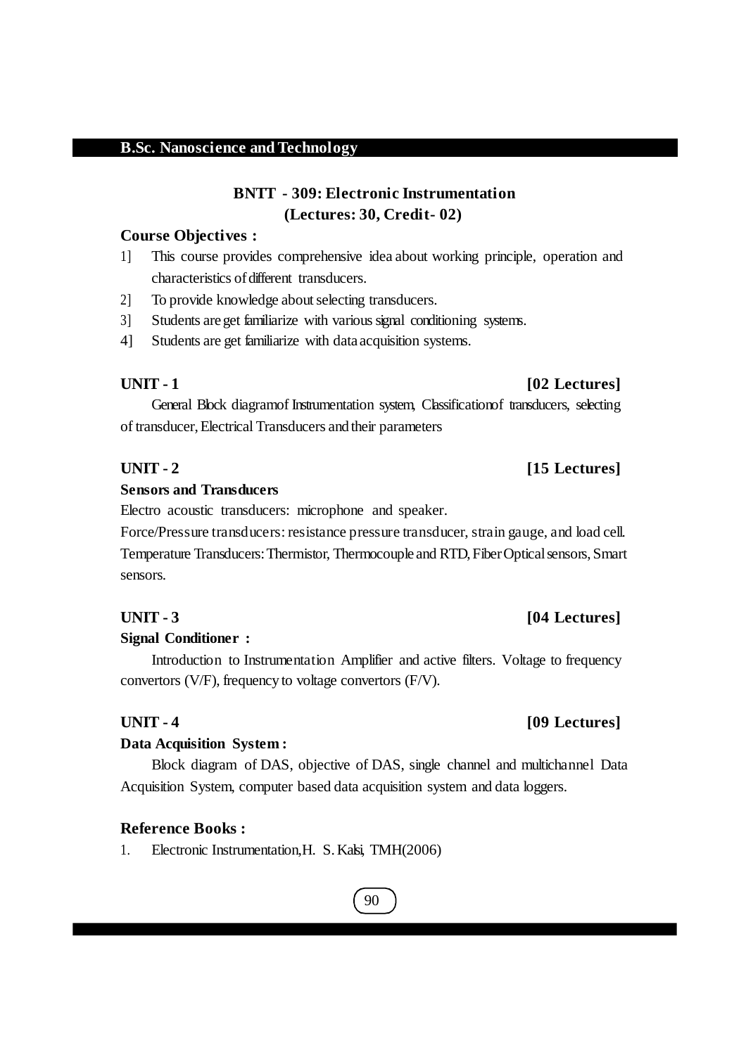## B.Sc. Nanoscience and Technology

### BNTT - 309: Electronic Instrumentation
### (Lectures: 30, Credit- 02)

**Course Objectives :**

1] This course provides comprehensive idea about working principle, operation and characteristics of different transducers.

2] To provide knowledge about selecting transducers.

3] Students are get familiarize with various signal conditioning systems.

4] Students are get familiarize with data acquisition systems.

**UNIT - 1** **[02 Lectures]**

General Block diagramof Instrumentation system, Classificationof transducers, selecting of transducer, Electrical Transducers and their parameters

**UNIT - 2** **[15 Lectures]**

**Sensors and Transducers**

Electro acoustic transducers: microphone and speaker.

Force/Pressure transducers: resistance pressure transducer, strain gauge, and load cell.

Temperature Transducers: Thermistor, Thermocouple and RTD, Fiber Optical sensors, Smart sensors.

**UNIT - 3** **[04 Lectures]**

**Signal Conditioner :**

Introduction to Instrumentation Amplifier and active filters. Voltage to frequency convertors (V/F), frequency to voltage convertors (F/V).

**UNIT - 4** **[09 Lectures]**

**Data Acquisition System :**

Block diagram of DAS, objective of DAS, single channel and multichannel Data Acquisition System, computer based data acquisition system and data loggers.

**Reference Books :**

1. Electronic Instrumentation,H. S. Kalsi, TMH(2006)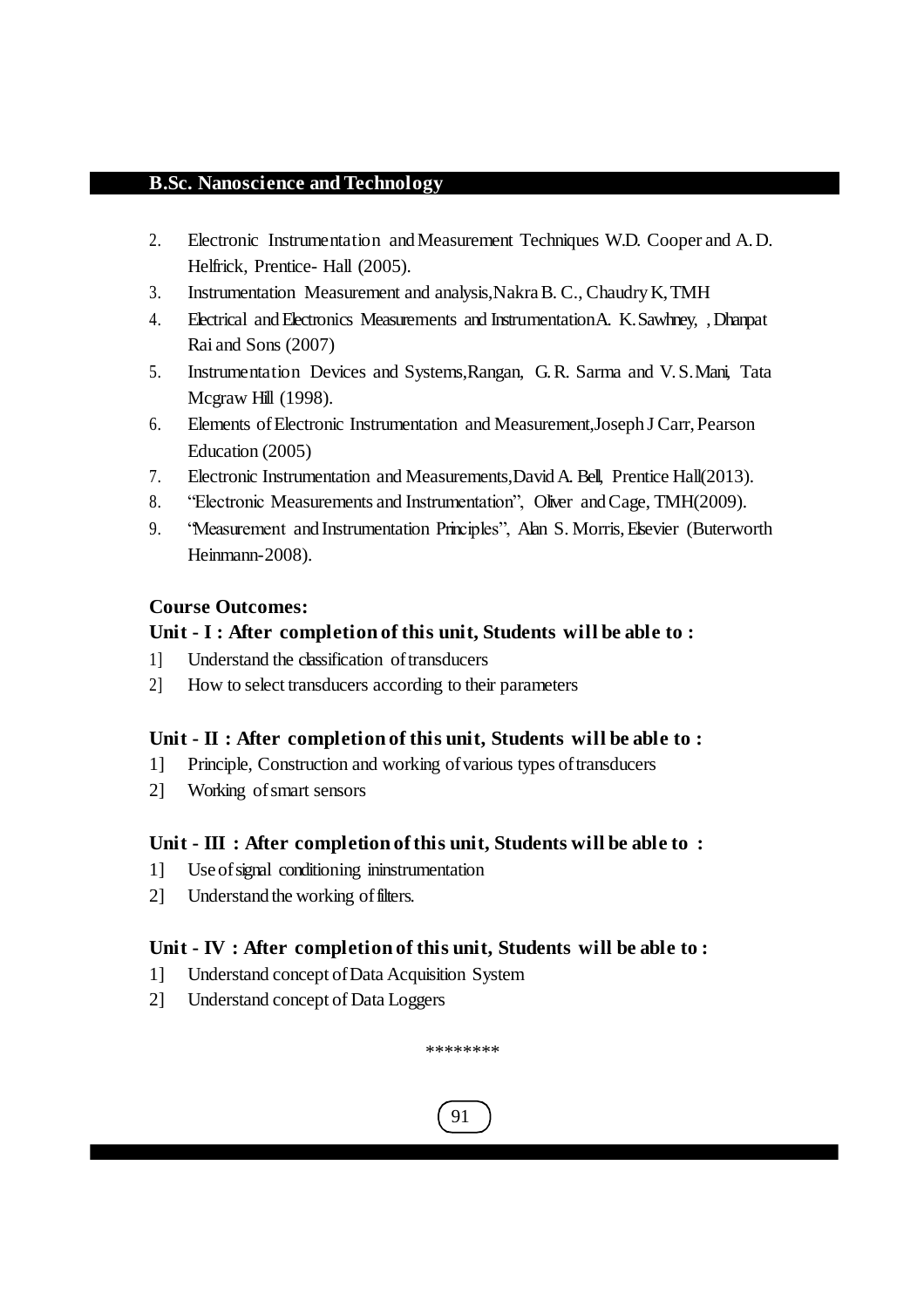2. Electronic Instrumentation and Measurement Techniques W.D. Cooper and A.D. Helfrick, Prentice- Hall (2005).
3. Instrumentation Measurement and analysis,Nakra B. C., Chaudry K, TMH
4. Electrical and Electronics Measurements and Instrumentation A. K. Sawhney, , Dhanpat Rai and Sons (2007)
5. Instrumentation Devices and Systems,Rangan, G.R. Sarma and V.S.Mani, Tata Mcgraw Hill (1998).
6. Elements of Electronic Instrumentation and Measurement,Joseph J Carr, Pearson Education (2005)
7. Electronic Instrumentation and Measurements,David A. Bell, Prentice Hall(2013).
8. "Electronic Measurements and Instrumentation", Oliver and Cage, TMH(2009).
9. "Measurement and Instrumentation Principles", Alan S. Morris, Elsevier (Buterworth Heinmann-2008).

**Course Outcomes:**

**Unit - I : After completion of this unit, Students will be able to :**

1] Understand the classification of transducers

2] How to select transducers according to their parameters

**Unit - II : After completion of this unit, Students will be able to :**

1] Principle, Construction and working of various types of transducers

2] Working of smart sensors

**Unit - III : After completion of this unit, Students will be able to :**

1] Use of signal conditioning ininstrumentation

2] Understand the working of filters.

**Unit - IV : After completion of this unit, Students will be able to :**

1] Understand concept of Data Acquisition System

2] Understand concept of Data Loggers

********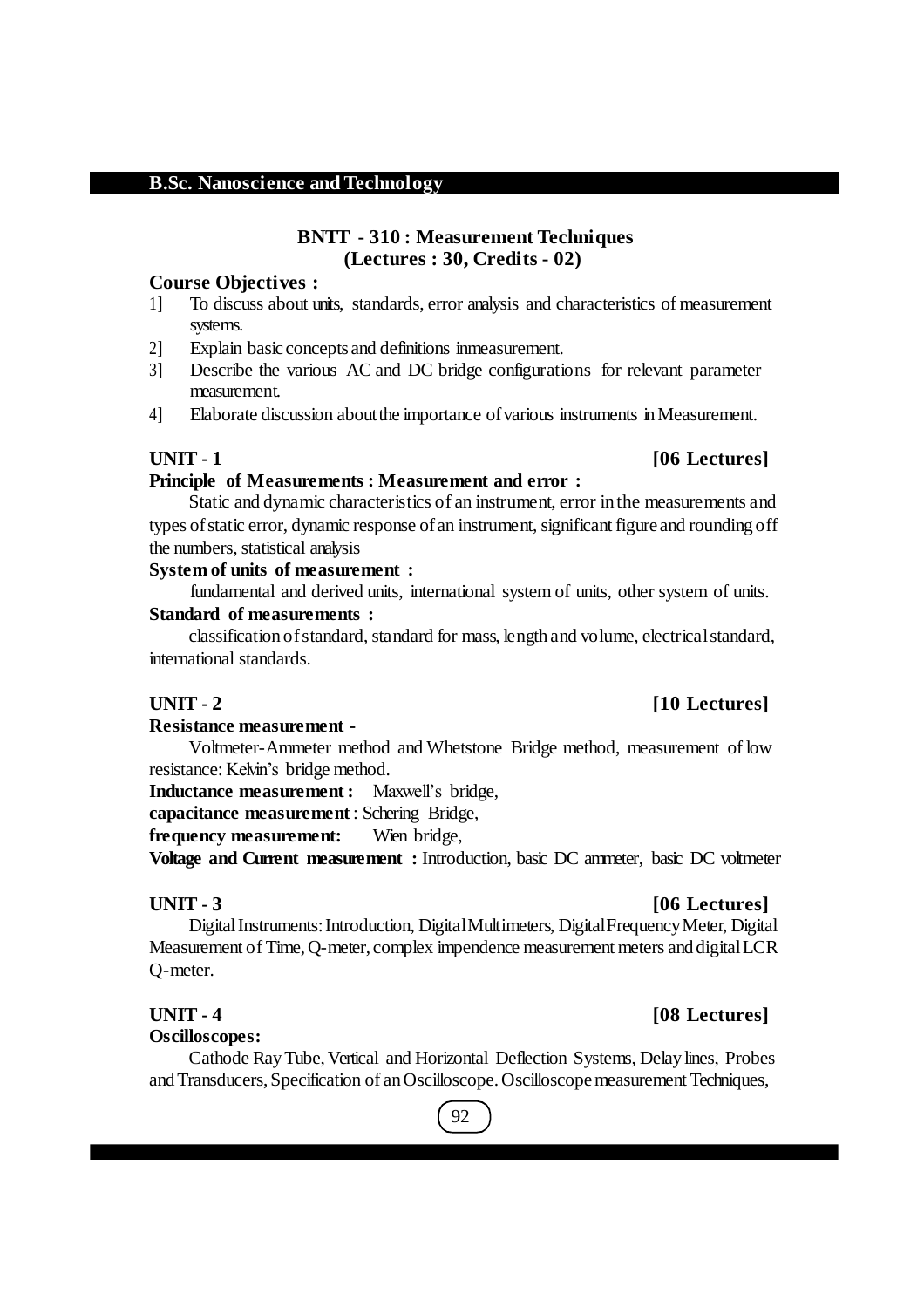## B.Sc. Nanoscience and Technology

### BNTT - 310 : Measurement Techniques
**(Lectures : 30, Credits - 02)**

**Course Objectives :**

1] To discuss about units, standards, error analysis and characteristics of measurement systems.

2] Explain basic concepts and definitions inmeasurement.

3] Describe the various AC and DC bridge configurations for relevant parameter measurement.

4] Elaborate discussion about the importance of various instruments in Measurement.

**UNIT - 1** **[06 Lectures]**

**Principle of Measurements : Measurement and error :**

Static and dynamic characteristics of an instrument, error in the measurements and types of static error, dynamic response of an instrument, significant figure and rounding off the numbers, statistical analysis

**System of units of measurement :**

fundamental and derived units, international system of units, other system of units.

**Standard of measurements :**

classification of standard, standard for mass, length and volume, electrical standard, international standards.

**UNIT - 2** **[10 Lectures]**

**Resistance measurement -**

Voltmeter-Ammeter method and Whetstone Bridge method, measurement of low resistance: Kelvin's bridge method.

**Inductance measurement :** Maxwell's bridge,

**capacitance measurement** : Schering Bridge,

**frequency measurement:** Wien bridge,

**Voltage and Current measurement :** Introduction, basic DC ammeter, basic DC voltmeter

**UNIT - 3** **[06 Lectures]**

Digital Instruments: Introduction, Digital Multimeters, Digital Frequency Meter, Digital Measurement of Time, Q-meter, complex impendence measurement meters and digital LCR Q-meter.

**UNIT - 4** **[08 Lectures]**

**Oscilloscopes:**

Cathode Ray Tube, Vertical and Horizontal Deflection Systems, Delay lines, Probes and Transducers, Specification of an Oscilloscope. Oscilloscope measurement Techniques,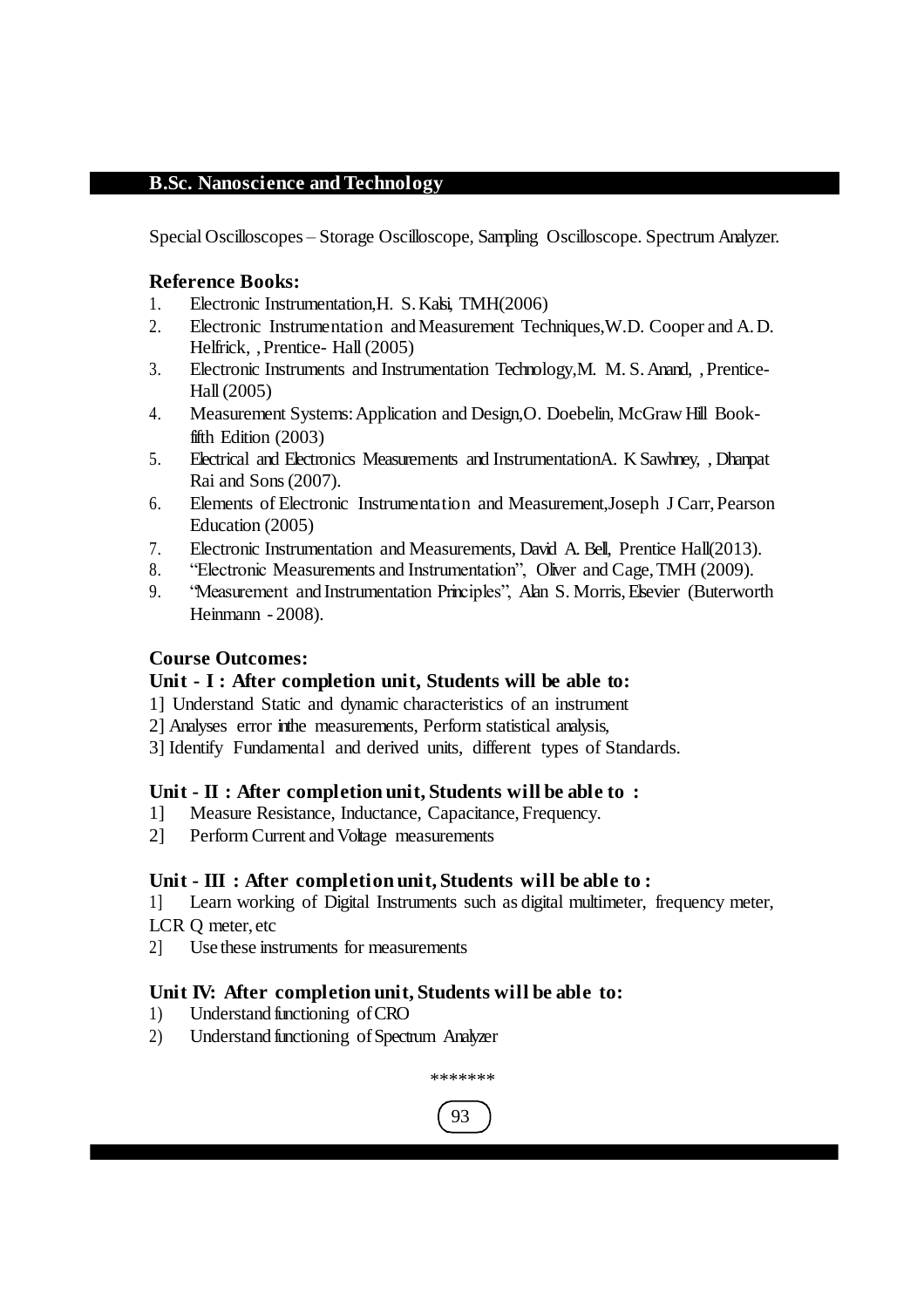Special Oscilloscopes – Storage Oscilloscope, Sampling Oscilloscope. Spectrum Analyzer.

### Reference Books:

1. Electronic Instrumentation,H. S. Kalsi, TMH(2006)
2. Electronic Instrumentation and Measurement Techniques,W.D. Cooper and A. D. Helfrick, , Prentice- Hall (2005)
3. Electronic Instruments and Instrumentation Technology,M. M. S. Anand, , Prentice-Hall (2005)
4. Measurement Systems: Application and Design,O. Doebelin, McGraw Hill Book- fifth Edition (2003)
5. Electrical and Electronics Measurements and InstrumentationA. K Sawhney, , Dhanpat Rai and Sons (2007).
6. Elements of Electronic Instrumentation and Measurement,Joseph J Carr, Pearson Education (2005)
7. Electronic Instrumentation and Measurements, David A. Bell, Prentice Hall(2013).
8. "Electronic Measurements and Instrumentation", Oliver and Cage, TMH (2009).
9. "Measurement and Instrumentation Principles", Alan S. Morris, Elsevier (Buterworth Heinmann - 2008).

### Course Outcomes:

#### Unit - I : After completion unit, Students will be able to:

1] Understand Static and dynamic characteristics of an instrument

2] Analyses error inthe measurements, Perform statistical analysis,

3] Identify Fundamental and derived units, different types of Standards.

#### Unit - II : After completion unit, Students will be able to :

1] Measure Resistance, Inductance, Capacitance, Frequency.

2] Perform Current and Voltage measurements

#### Unit - III : After completion unit, Students will be able to :

1] Learn working of Digital Instruments such as digital multimeter, frequency meter, LCR Q meter, etc

2] Use these instruments for measurements

#### Unit IV: After completion unit, Students will be able to:

1) Understand functioning of CRO
2) Understand functioning of Spectrum Analyzer

*******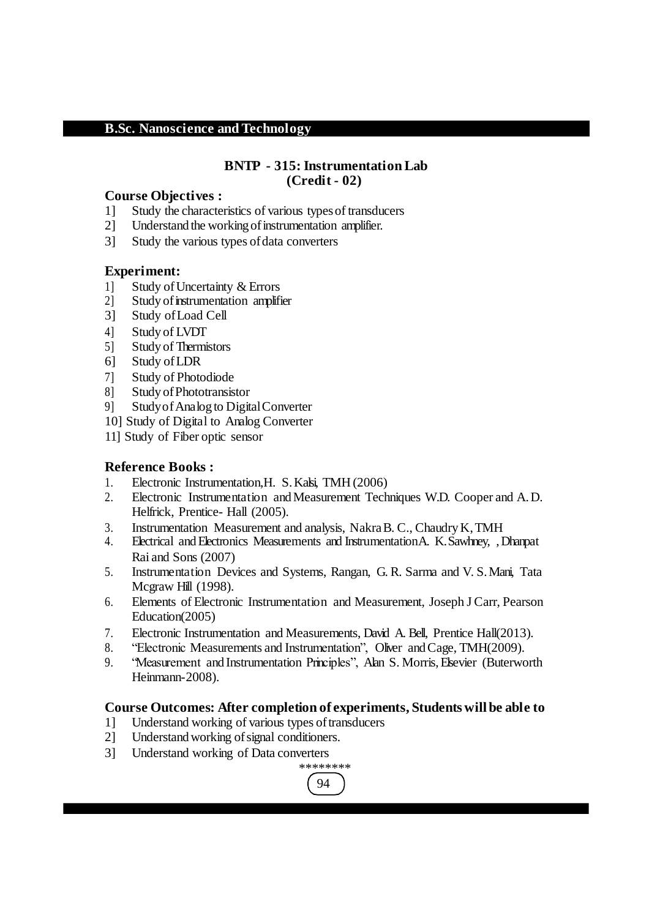# B.Sc. Nanoscience and Technology

## BNTP - 315: Instrumentation Lab
## (Credit - 02)

**Course Objectives :**

1] Study the characteristics of various types of transducers

2] Understand the working of instrumentation amplifier.

3] Study the various types of data converters

**Experiment:**

1] Study of Uncertainty & Errors

2] Study of instrumentation amplifier

3] Study of Load Cell

4] Study of LVDT

5] Study of Thermistors

6] Study of LDR

7] Study of Photodiode

8] Study of Phototransistor

9] Study of Analog to Digital Converter

10] Study of Digital to Analog Converter

11] Study of Fiber optic sensor

**Reference Books :**

1. Electronic Instrumentation, H. S. Kalsi, TMH (2006)
2. Electronic Instrumentation and Measurement Techniques W.D. Cooper and A. D. Helfrick, Prentice- Hall (2005).
3. Instrumentation Measurement and analysis, Nakra B. C., Chaudry K, TMH
4. Electrical and Electronics Measurements and Instrumentation A. K. Sawhney, , Dhanpat Rai and Sons (2007)
5. Instrumentation Devices and Systems, Rangan, G. R. Sarma and V. S. Mani, Tata Mcgraw Hill (1998).
6. Elements of Electronic Instrumentation and Measurement, Joseph J Carr, Pearson Education(2005)
7. Electronic Instrumentation and Measurements, David A. Bell, Prentice Hall(2013).
8. "Electronic Measurements and Instrumentation", Oliver and Cage, TMH(2009).
9. "Measurement and Instrumentation Principles", Alan S. Morris, Elsevier (Buterworth Heinmann-2008).

**Course Outcomes: After completion of experiments, Students will be able to**

1] Understand working of various types of transducers

2] Understand working of signal conditioners.

3] Understand working of Data converters

********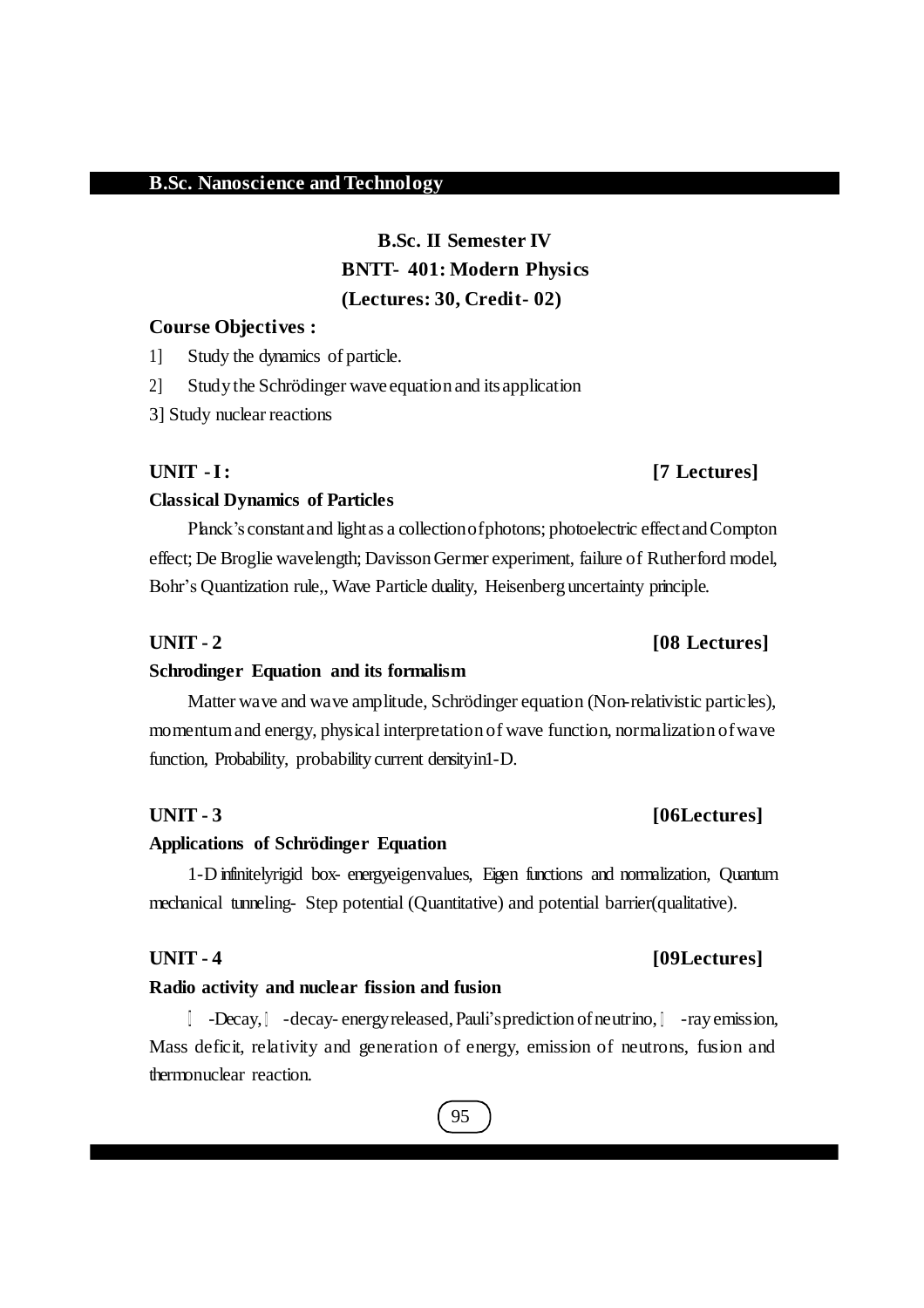## B.Sc. Nanoscience and Technology

### B.Sc. II Semester IV
### BNTT- 401: Modern Physics
### (Lectures: 30, Credit- 02)

**Course Objectives :**

1] Study the dynamics of particle.

2] Study the Schrödinger wave equation and its application

3] Study nuclear reactions

**UNIT - I : [7 Lectures]**

**Classical Dynamics of Particles**

Planck's constant and light as a collection of photons; photoelectric effect and Compton effect; De Broglie wavelength; Davisson Germer experiment, failure of Rutherford model, Bohr's Quantization rule,, Wave Particle duality, Heisenberg uncertainty principle.

**UNIT - 2 [08 Lectures]**

**Schrodinger Equation and its formalism**

Matter wave and wave amplitude, Schrödinger equation (Non-relativistic particles), momentum and energy, physical interpretation of wave function, normalization of wave function, Probability, probability current density in 1-D.

**UNIT - 3 [06Lectures]**

**Applications of Schrödinger Equation**

1-D infinitely rigid box- energy eigenvalues, Eigen functions and normalization, Quantum mechanical tunneling- Step potential (Quantitative) and potential barrier(qualitative).

**UNIT - 4 [09Lectures]**

**Radio activity and nuclear fission and fusion**

-Decay, -decay- energy released, Pauli's prediction of neutrino, -ray emission, Mass deficit, relativity and generation of energy, emission of neutrons, fusion and thermonuclear reaction.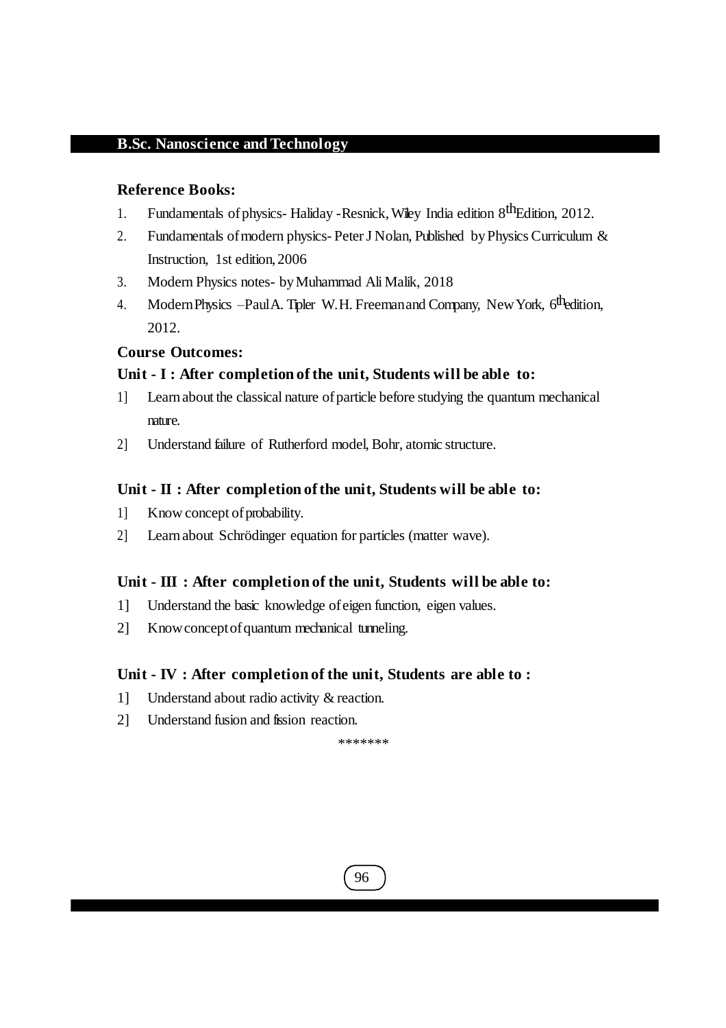**Reference Books:**

1. Fundamentals of physics- Haliday -Resnick, Wiley India edition 8th Edition, 2012.
2. Fundamentals of modern physics- Peter J Nolan, Published by Physics Curriculum & Instruction, 1st edition, 2006
3. Modern Physics notes- by Muhammad Ali Malik, 2018
4. Modern Physics –Paul A. Tipler W.H. Freeman and Company, New York, 6th edition, 2012.

**Course Outcomes:**

**Unit - I : After completion of the unit, Students will be able to:**

1] Learn about the classical nature of particle before studying the quantum mechanical nature.

2] Understand failure of Rutherford model, Bohr, atomic structure.

**Unit - II : After completion of the unit, Students will be able to:**

1] Know concept of probability.

2] Learn about Schrödinger equation for particles (matter wave).

**Unit - III : After completion of the unit, Students will be able to:**

1] Understand the basic knowledge of eigen function, eigen values.

2] Know concept of quantum mechanical tunneling.

**Unit - IV : After completion of the unit, Students are able to :**

1] Understand about radio activity & reaction.

2] Understand fusion and fission reaction.

*******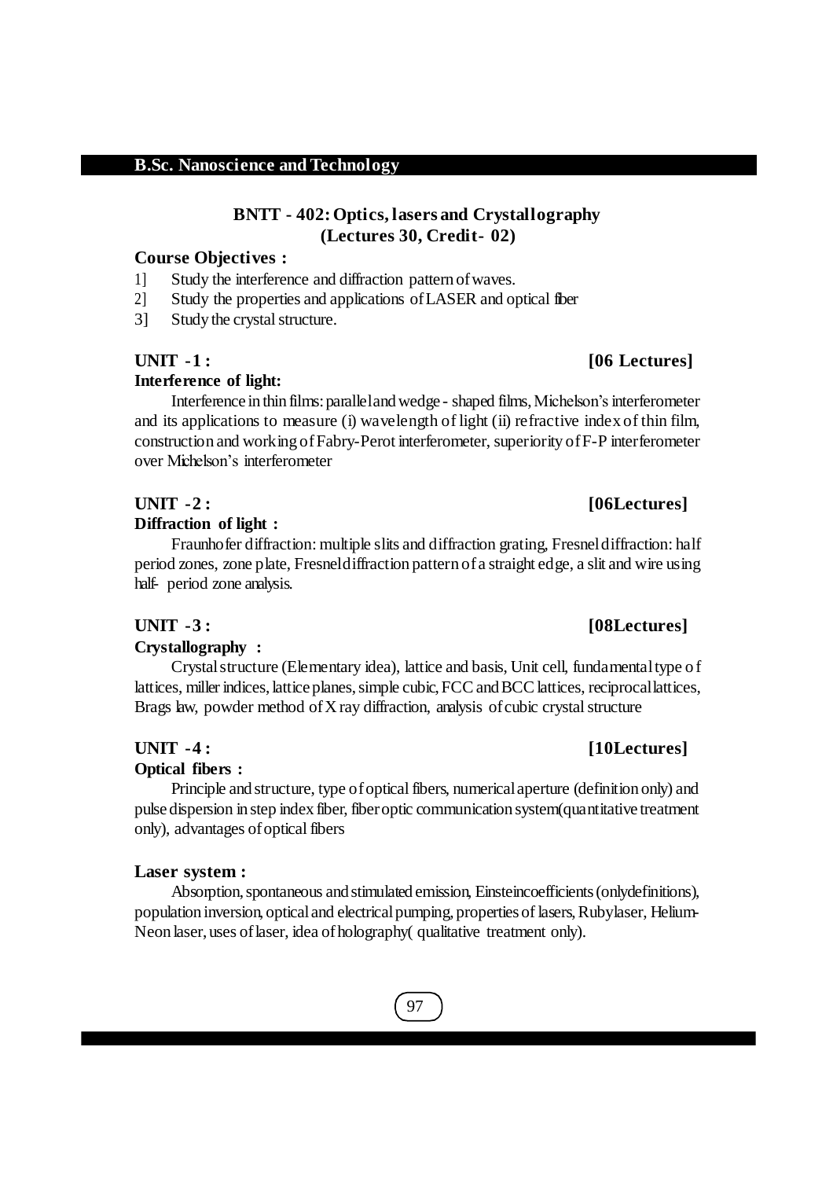**B.Sc. Nanoscience and Technology**

## BNTT - 402: Optics, lasers and Crystallography
### (Lectures 30, Credit- 02)

**Course Objectives :**

1] Study the interference and diffraction pattern of waves.
2] Study the properties and applications of LASER and optical fiber
3] Study the crystal structure.

**UNIT -1 : [06 Lectures]**

**Interference of light:**

Interference in thin films: parallel and wedge - shaped films, Michelson's interferometer and its applications to measure (i) wavelength of light (ii) refractive index of thin film, construction and working of Fabry-Perot interferometer, superiority of F-P interferometer over Michelson's interferometer

**UNIT -2 : [06Lectures]**

**Diffraction of light :**

Fraunhofer diffraction: multiple slits and diffraction grating, Fresnel diffraction: half period zones, zone plate, Fresnel diffraction pattern of a straight edge, a slit and wire using half- period zone analysis.

**UNIT -3 : [08Lectures]**

**Crystallography :**

Crystal structure (Elementary idea), lattice and basis, Unit cell, fundamental type of lattices, miller indices, lattice planes, simple cubic, FCC and BCC lattices, reciprocal lattices, Brags law, powder method of X ray diffraction, analysis of cubic crystal structure

**UNIT -4 : [10Lectures]**

**Optical fibers :**

Principle and structure, type of optical fibers, numerical aperture (definition only) and pulse dispersion in step index fiber, fiber optic communication system(quantitative treatment only), advantages of optical fibers

**Laser system :**

Absorption, spontaneous and stimulated emission, Einsteincoefficients (onlydefinitions), population inversion, optical and electrical pumping, properties of lasers, Rubylaser, Helium-Neon laser, uses of laser, idea of holography( qualitative treatment only).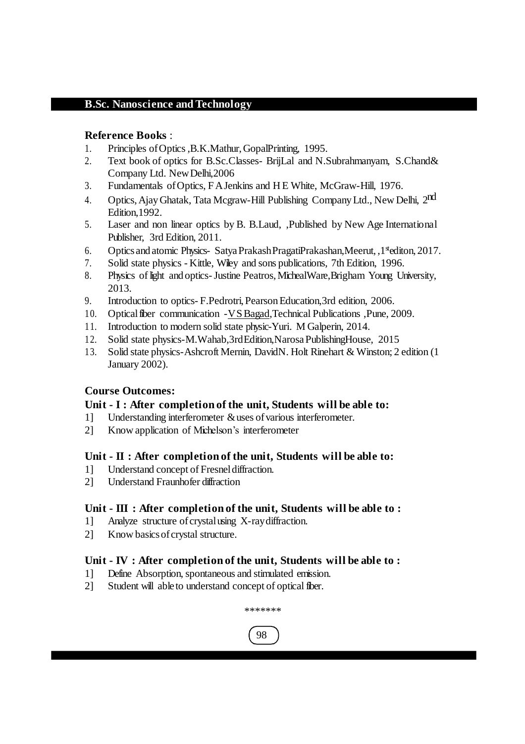**Reference Books** :

1. Principles of Optics ,B.K.Mathur, GopalPrinting, 1995.
2. Text book of optics for B.Sc.Classes- BrijLal and N.Subrahmanyam, S.Chand& Company Ltd. New Delhi,2006
3. Fundamentals of Optics, F A Jenkins and H E White, McGraw-Hill, 1976.
4. Optics, Ajay Ghatak, Tata Mcgraw-Hill Publishing Company Ltd., New Delhi, 2nd Edition,1992.
5. Laser and non linear optics by B. B.Laud, ,Published by New Age International Publisher, 3rd Edition, 2011.
6. Optics and atomic Physics- Satya Prakash PragatiPrakashan,Meerut, ,1st editon, 2017.
7. Solid state physics - Kittle, Wiley and sons publications, 7th Edition, 1996.
8. Physics of light and optics- Justine Peatros, MichealWare,Brigham Young University, 2013.
9. Introduction to optics- F.Pedrotri, Pearson Education,3rd edition, 2006.
10. Optical fiber communication -V S Bagad,Technical Publications ,Pune, 2009.
11. Introduction to modern solid state physic-Yuri. M Galperin, 2014.
12. Solid state physics-M.Wahab,3rdEdition,Narosa PublishingHouse, 2015
13. Solid state physics-Ashcroft Mernin, DavidN. Holt Rinehart & Winston; 2 edition (1 January 2002).

**Course Outcomes:**

**Unit - I : After completion of the unit, Students will be able to:**

1] Understanding interferometer & uses of various interferometer.
2] Know application of Michelson's interferometer

**Unit - II : After completion of the unit, Students will be able to:**

1] Understand concept of Fresnel diffraction.
2] Understand Fraunhofer diffraction

**Unit - III : After completion of the unit, Students will be able to :**

1] Analyze structure of crystal using X-ray diffraction.
2] Know basics of crystal structure.

**Unit - IV : After completion of the unit, Students will be able to :**

1] Define Absorption, spontaneous and stimulated emission.
2] Student will able to understand concept of optical fiber.

*******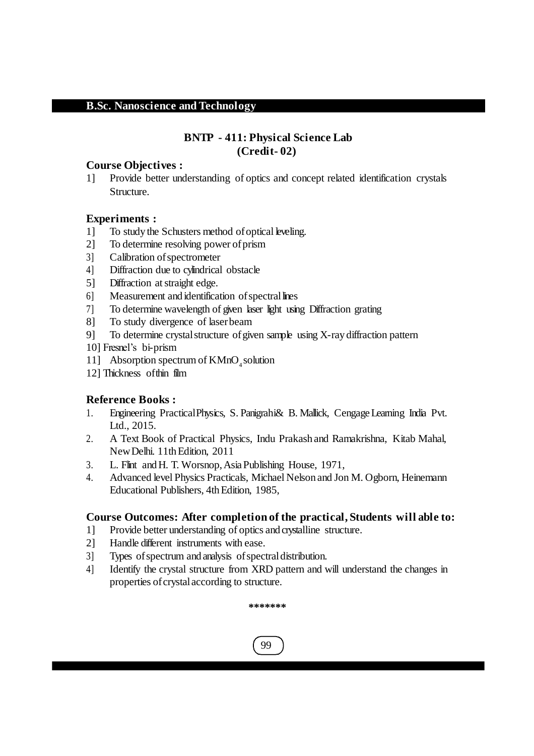## B.Sc. Nanoscience and Technology

### BNTP - 411: Physical Science Lab
### (Credit- 02)

**Course Objectives :**

1] Provide better understanding of optics and concept related identification crystals Structure.

**Experiments :**

1] To study the Schusters method of optical leveling.
2] To determine resolving power of prism
3] Calibration of spectrometer
4] Diffraction due to cylindrical obstacle
5] Diffraction at straight edge.
6] Measurement and identification of spectral lines
7] To determine wavelength of given laser light using Diffraction grating
8] To study divergence of laser beam
9] To determine crystal structure of given sample using X-ray diffraction pattern
10] Fresnel's bi-prism
11] Absorption spectrum of $KMnO_4$ solution
12] Thickness of thin film

**Reference Books :**

1. Engineering Practical Physics, S. Panigrahi& B. Mallick, Cengage Learning India Pvt. Ltd., 2015.
2. A Text Book of Practical Physics, Indu Prakash and Ramakrishna, Kitab Mahal, New Delhi. 11th Edition, 2011
3. L. Flint and H. T. Worsnop, Asia Publishing House, 1971,
4. Advanced level Physics Practicals, Michael Nelson and Jon M. Ogborn, Heinemann Educational Publishers, 4th Edition, 1985,

**Course Outcomes: After completion of the practical, Students will able to:**

1] Provide better understanding of optics and crystalline structure.
2] Handle different instruments with ease.
3] Types of spectrum and analysis of spectral distribution.
4] Identify the crystal structure from XRD pattern and will understand the changes in properties of crystal according to structure.

*******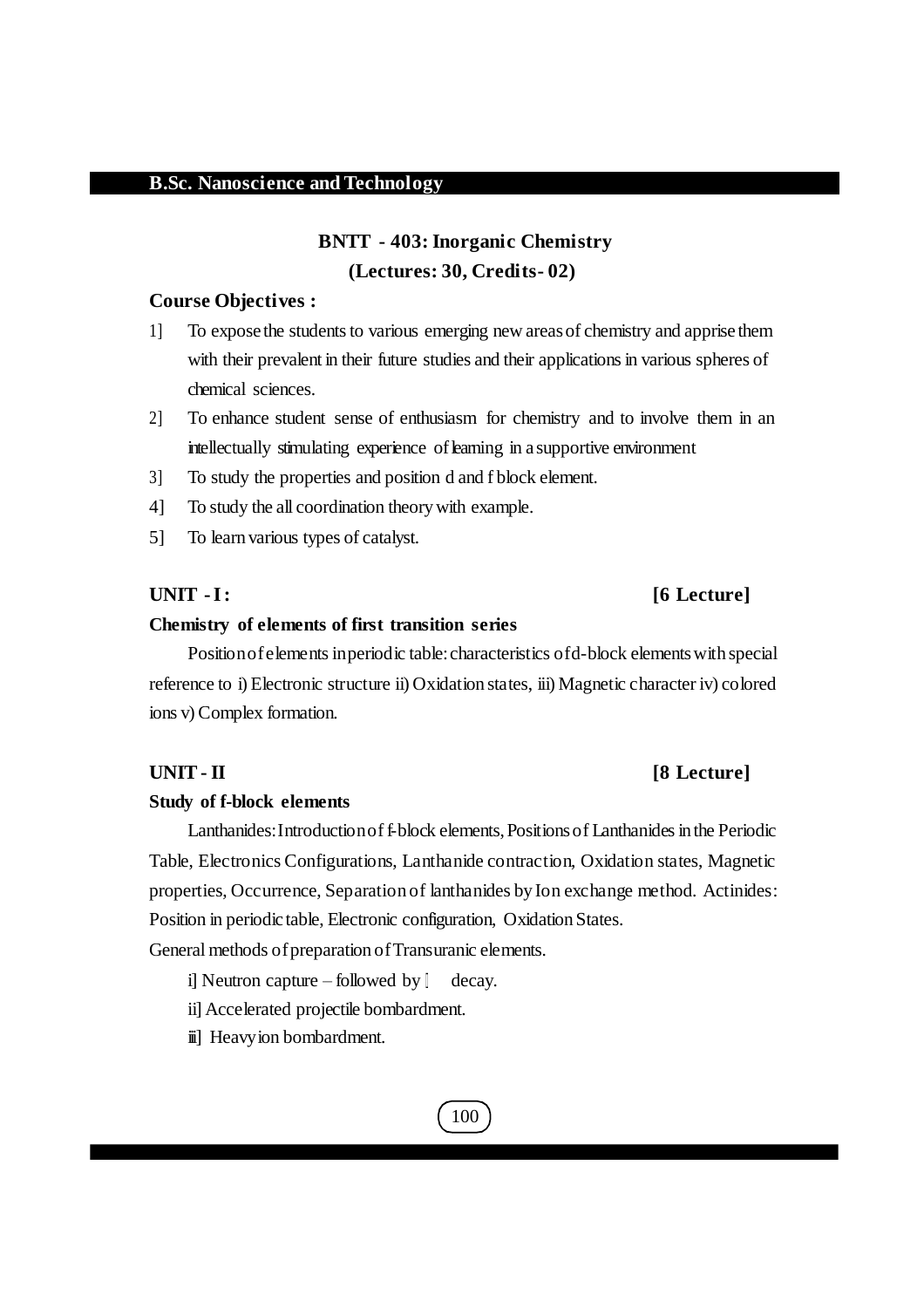## B.Sc. Nanoscience and Technology

### BNTT - 403: Inorganic Chemistry

**(Lectures: 30, Credits- 02)**

**Course Objectives :**

1] To expose the students to various emerging new areas of chemistry and apprise them with their prevalent in their future studies and their applications in various spheres of chemical sciences.

2] To enhance student sense of enthusiasm for chemistry and to involve them in an intellectually stimulating experience of learning in a supportive environment

3] To study the properties and position d and f block element.

4] To study the all coordination theory with example.

5] To learn various types of catalyst.

**UNIT - I : [6 Lecture]**

**Chemistry of elements of first transition series**

Position of elements in periodic table: characteristics of d-block elements with special reference to i) Electronic structure ii) Oxidation states, iii) Magnetic character iv) colored ions v) Complex formation.

**UNIT - II [8 Lecture]**

**Study of f-block elements**

Lanthanides: Introduction of f-block elements, Positions of Lanthanides in the Periodic Table, Electronics Configurations, Lanthanide contraction, Oxidation states, Magnetic properties, Occurrence, Separation of lanthanides by Ion exchange method. Actinides: Position in periodic table, Electronic configuration, Oxidation States.

General methods of preparation of Transuranic elements.

i] Neutron capture – followed by $\beta$ decay.

ii] Accelerated projectile bombardment.

iii] Heavy ion bombardment.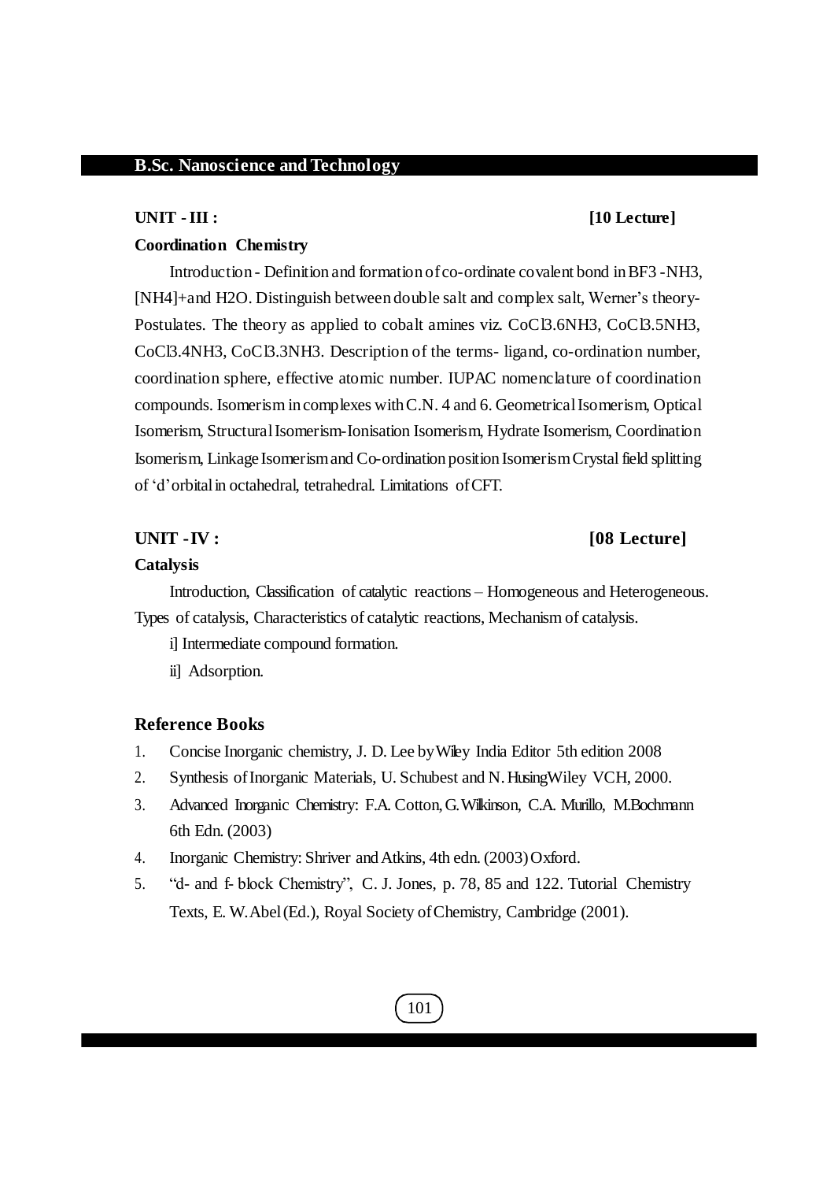## UNIT - III : [10 Lecture]

### Coordination Chemistry

Introduction - Definition and formation of co-ordinate covalent bond in $BF_3$ -$NH_3$, $[NH_4]^+$ and $H_2O$. Distinguish between double salt and complex salt, Werner's theory-Postulates. The theory as applied to cobalt amines viz. $CoCl_3.6NH_3$, $CoCl_3.5NH_3$, $CoCl_3.4NH_3$, $CoCl_3.3NH_3$. Description of the terms- ligand, co-ordination number, coordination sphere, effective atomic number. IUPAC nomenclature of coordination compounds. Isomerism in complexes with C.N. 4 and 6. Geometrical Isomerism, Optical Isomerism, Structural Isomerism-Ionisation Isomerism, Hydrate Isomerism, Coordination Isomerism, Linkage Isomerism and Co-ordination position Isomerism Crystal field splitting of 'd' orbital in octahedral, tetrahedral. Limitations of CFT.

## UNIT - IV : [08 Lecture]

### Catalysis

Introduction, Classification of catalytic reactions – Homogeneous and Heterogeneous. Types of catalysis, Characteristics of catalytic reactions, Mechanism of catalysis.

i] Intermediate compound formation.

ii] Adsorption.

### Reference Books

1. Concise Inorganic chemistry, J. D. Lee by Wiley India Editor 5th edition 2008
2. Synthesis of Inorganic Materials, U. Schubest and N. Husing Wiley VCH, 2000.
3. Advanced Inorganic Chemistry: F.A. Cotton, G. Wilkinson, C.A. Murillo, M.Bochmann 6th Edn. (2003)
4. Inorganic Chemistry: Shriver and Atkins, 4th edn. (2003) Oxford.
5. "d- and f- block Chemistry", C. J. Jones, p. 78, 85 and 122. Tutorial Chemistry Texts, E. W. Abel (Ed.), Royal Society of Chemistry, Cambridge (2001).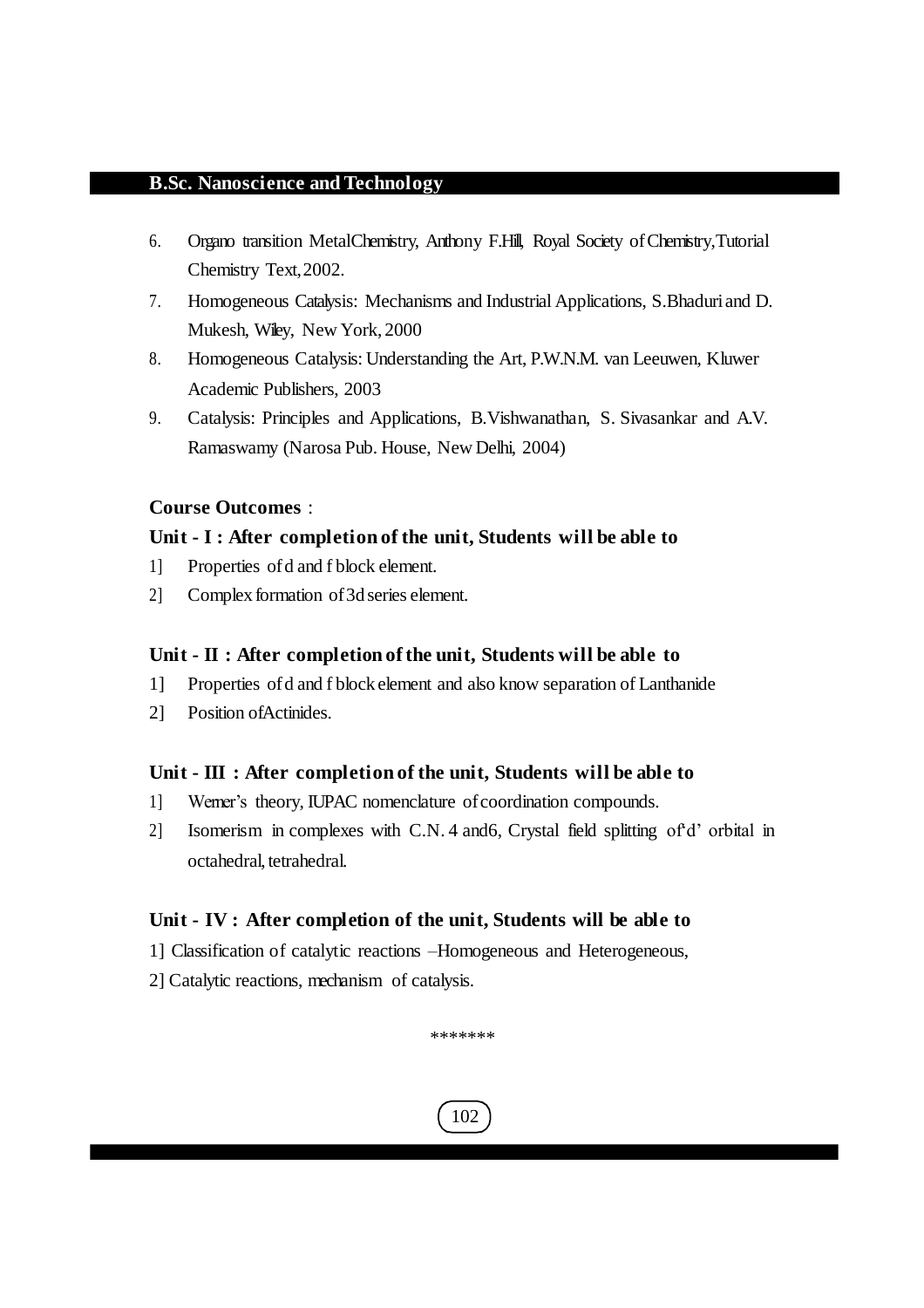6. Organo transition MetalChemistry, Anthony F.Hill, Royal Society of Chemistry,Tutorial Chemistry Text,2002.
7. Homogeneous Catalysis: Mechanisms and Industrial Applications, S.Bhaduri and D. Mukesh, Wiley, New York, 2000
8. Homogeneous Catalysis: Understanding the Art, P.W.N.M. van Leeuwen, Kluwer Academic Publishers, 2003
9. Catalysis: Principles and Applications, B.Vishwanathan, S. Sivasankar and A.V. Ramaswamy (Narosa Pub. House, New Delhi, 2004)

**Course Outcomes** :

**Unit - I : After completion of the unit, Students will be able to**

1] Properties of d and f block element.

2] Complex formation of 3d series element.

**Unit - II : After completion of the unit, Students will be able to**

1] Properties of d and f block element and also know separation of Lanthanide

2] Position ofActinides.

**Unit - III : After completion of the unit, Students will be able to**

1] Werner's theory, IUPAC nomenclature of coordination compounds.

2] Isomerism in complexes with C.N. 4 and6, Crystal field splitting of'd' orbital in octahedral, tetrahedral.

**Unit - IV : After completion of the unit, Students will be able to**

1] Classification of catalytic reactions –Homogeneous and Heterogeneous,

2] Catalytic reactions, mechanism of catalysis.

*******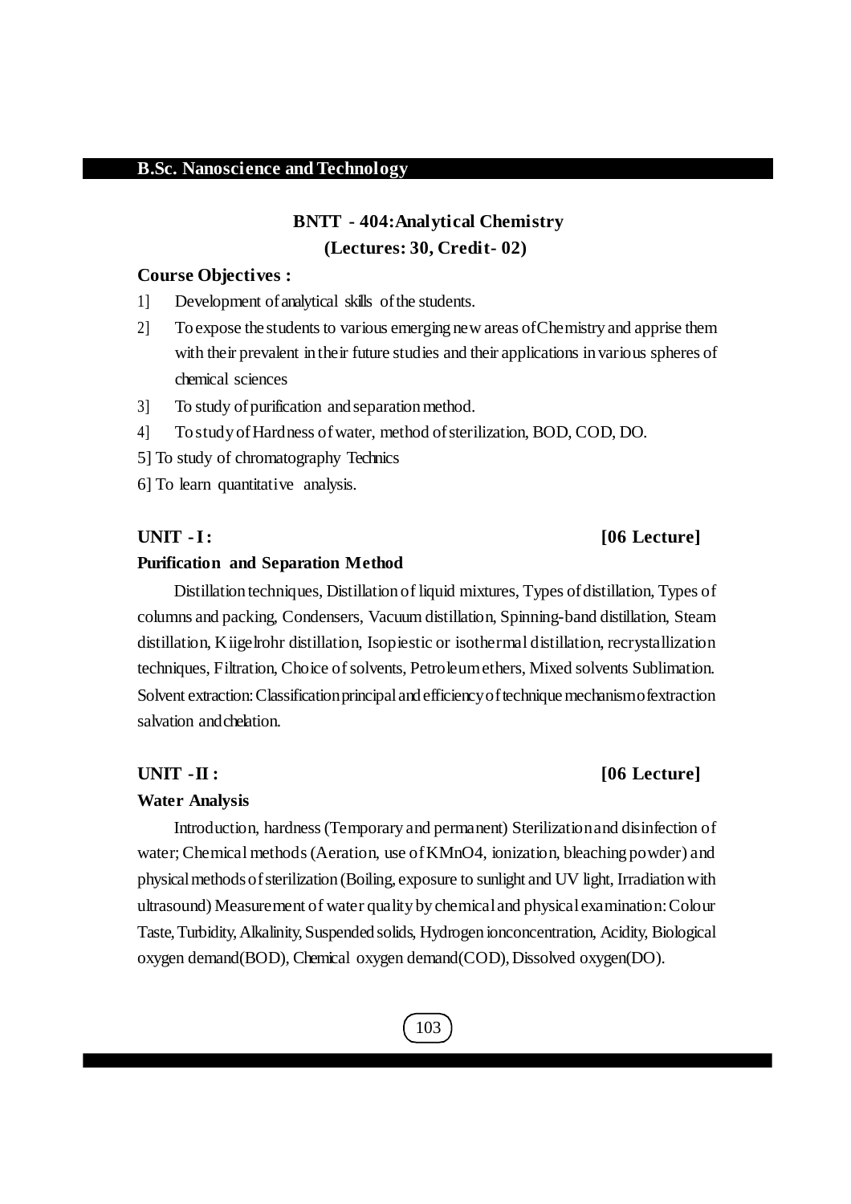**B.Sc. Nanoscience and Technology**

## BNTT - 404:Analytical Chemistry
### (Lectures: 30, Credit- 02)

**Course Objectives :**

1] Development of analytical skills of the students.

2] To expose the students to various emerging new areas of Chemistry and apprise them with their prevalent in their future studies and their applications in various spheres of chemical sciences

3] To study of purification and separation method.

4] To study of Hardness of water, method of sterilization, BOD, COD, DO.

5] To study of chromatography Technics

6] To learn quantitative analysis.

**UNIT - I : [06 Lecture]**

**Purification and Separation Method**

Distillation techniques, Distillation of liquid mixtures, Types of distillation, Types of columns and packing, Condensers, Vacuum distillation, Spinning-band distillation, Steam distillation, Kiigelrohr distillation, Isopiestic or isothermal distillation, recrystallization techniques, Filtration, Choice of solvents, Petroleum ethers, Mixed solvents Sublimation. Solvent extraction: Classification principal and efficiency of technique mechanism of extraction salvation and chelation.

**UNIT - II : [06 Lecture]**

**Water Analysis**

Introduction, hardness (Temporary and permanent) Sterilization and disinfection of water; Chemical methods (Aeration, use of $KMnO_4$, ionization, bleaching powder) and physical methods of sterilization (Boiling, exposure to sunlight and UV light, Irradiation with ultrasound) Measurement of water quality by chemical and physical examination: Colour Taste, Turbidity, Alkalinity, Suspended solids, Hydrogen ion concentration, Acidity, Biological oxygen demand(BOD), Chemical oxygen demand(COD), Dissolved oxygen(DO).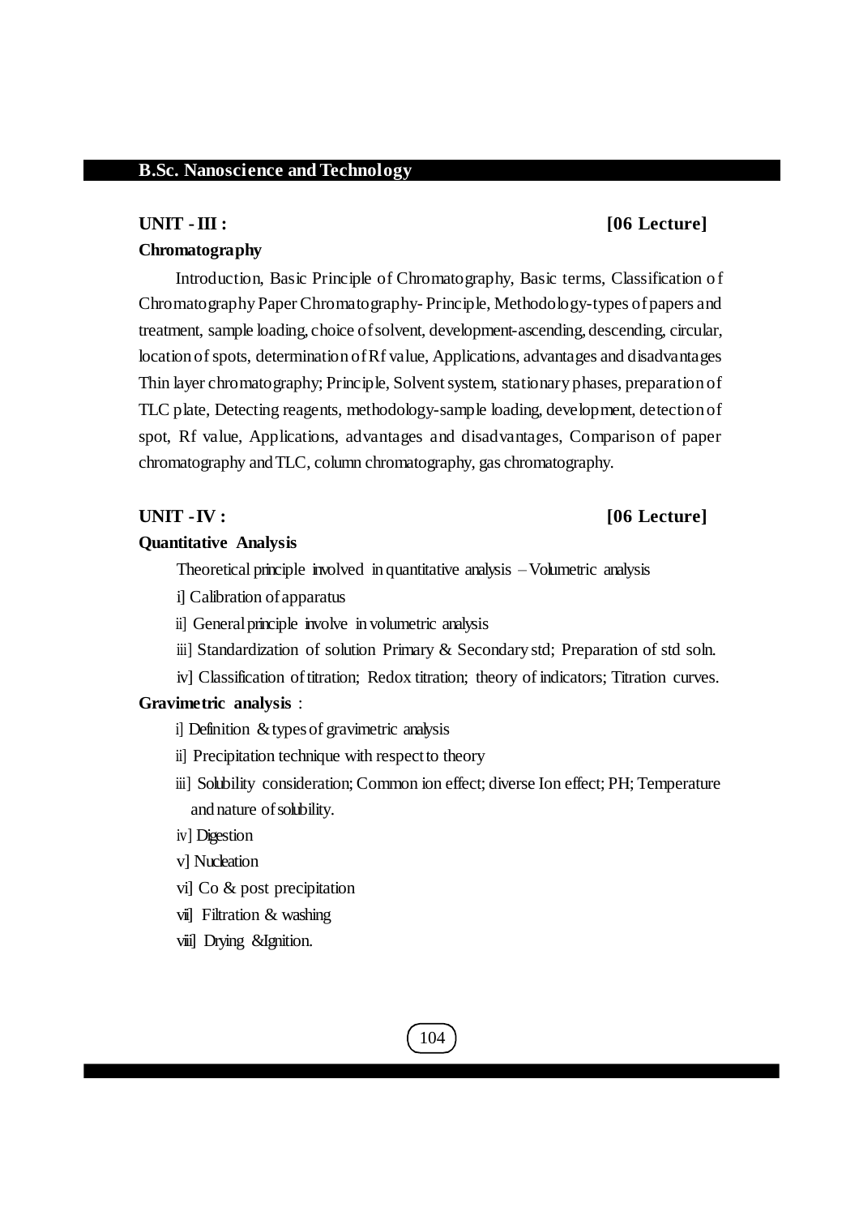## UNIT - III : [06 Lecture]

**Chromatography**

Introduction, Basic Principle of Chromatography, Basic terms, Classification of Chromatography Paper Chromatography- Principle, Methodology-types of papers and treatment, sample loading, choice of solvent, development-ascending, descending, circular, location of spots, determination of Rf value, Applications, advantages and disadvantages Thin layer chromatography; Principle, Solvent system, stationary phases, preparation of TLC plate, Detecting reagents, methodology-sample loading, development, detection of spot, Rf value, Applications, advantages and disadvantages, Comparison of paper chromatography and TLC, column chromatography, gas chromatography.

## UNIT - IV : [06 Lecture]

**Quantitative Analysis**

Theoretical principle involved in quantitative analysis – Volumetric analysis

i] Calibration of apparatus

ii] General principle involve in volumetric analysis

iii] Standardization of solution Primary & Secondary std; Preparation of std soln.

iv] Classification of titration; Redox titration; theory of indicators; Titration curves.

**Gravimetric analysis** :

i] Definition & types of gravimetric analysis

ii] Precipitation technique with respect to theory

iii] Solubility consideration; Common ion effect; diverse Ion effect; PH; Temperature and nature of solubility.

iv] Digestion

v] Nucleation

vi] Co & post precipitation

vii] Filtration & washing

viii] Drying &Ignition.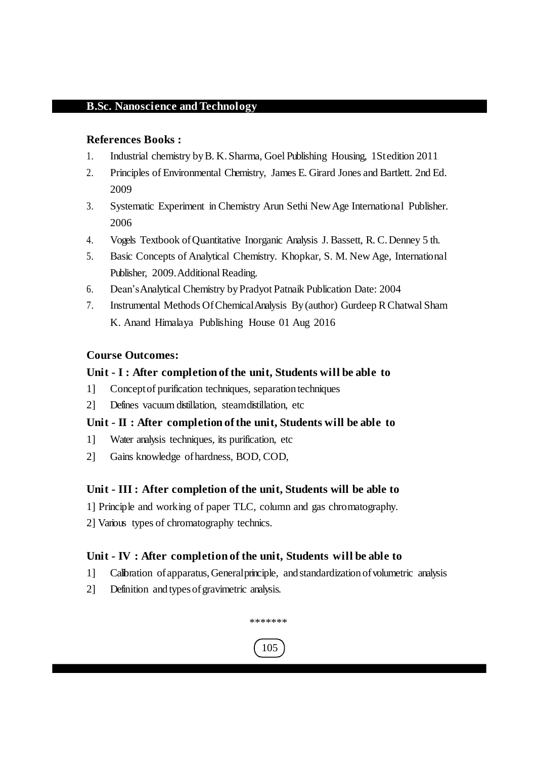**References Books :**

1. Industrial chemistry by B. K. Sharma, Goel Publishing Housing, 1St edition 2011
2. Principles of Environmental Chemistry, James E. Girard Jones and Bartlett. 2nd Ed. 2009
3. Systematic Experiment in Chemistry Arun Sethi New Age International Publisher. 2006
4. Vogels Textbook of Quantitative Inorganic Analysis J. Bassett, R. C. Denney 5 th.
5. Basic Concepts of Analytical Chemistry. Khopkar, S. M. New Age, International Publisher, 2009. Additional Reading.
6. Dean's Analytical Chemistry by Pradyot Patnaik Publication Date: 2004
7. Instrumental Methods Of Chemical Analysis By (author) Gurdeep R Chatwal Sham K. Anand Himalaya Publishing House 01 Aug 2016

**Course Outcomes:**

**Unit - I : After completion of the unit, Students will be able to**

1] Concept of purification techniques, separation techniques

2] Defines vacuum distillation, steam distillation, etc

**Unit - II : After completion of the unit, Students will be able to**

1] Water analysis techniques, its purification, etc

2] Gains knowledge of hardness, BOD, COD,

**Unit - III : After completion of the unit, Students will be able to**

1] Principle and working of paper TLC, column and gas chromatography.

2] Various types of chromatography technics.

**Unit - IV : After completion of the unit, Students will be able to**

1] Calibration of apparatus, General principle, and standardization of volumetric analysis

2] Definition and types of gravimetric analysis.

*******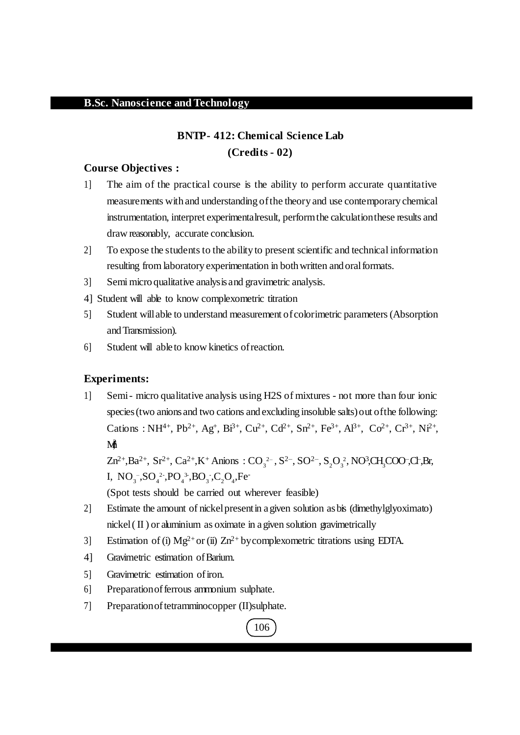## B.Sc. Nanoscience and Technology

### BNTP- 412: Chemical Science Lab
### (Credits - 02)

**Course Objectives :**

1] The aim of the practical course is the ability to perform accurate quantitative measurements with and understanding of the theory and use contemporary chemical instrumentation, interpret experimental result, perform the calculation these results and draw reasonably, accurate conclusion.

2] To expose the students to the ability to present scientific and technical information resulting from laboratory experimentation in both written and oral formats.

3] Semi micro qualitative analysis and gravimetric analysis.

4] Student will able to know complexometric titration

5] Student will able to understand measurement of colorimetric parameters (Absorption and Transmission).

6] Student will able to know kinetics of reaction.

**Experiments:**

1] Semi - micro qualitative analysis using H2S of mixtures - not more than four ionic species (two anions and two cations and excluding insoluble salts) out of the following: Cations : $NH^{4+}$, $Pb^{2+}$, $Ag^{+}$, $Bi^{3+}$, $Cu^{2+}$, $Cd^{2+}$, $Sn^{2+}$, $Fe^{3+}$, $Al^{3+}$, $Co^{2+}$, $Cr^{3+}$, $Ni^{2+}$, $Mn^{2+}$

$Zn^{2+}$,$Ba^{2+}$, $Sr^{2+}$, $Ca^{2+}$,$K^{+}$ Anions : $CO_3^{2-}$ , $S^{2-}$, $SO^{2-}$, $S_2O_3^{2}$, $NO^{3}$,$CH_3COO^{-}$,$Cl^{-}$,Br, I, $NO_3^{-}$,$SO_4^{2-}$,$PO_4^{3-}$,$BO_3^{-}$,$C_2O_4$,$Fe^{-}$

(Spot tests should be carried out wherever feasible)

2] Estimate the amount of nickel present in a given solution as bis (dimethylglyoximato) nickel ( II ) or aluminium as oximate in a given solution gravimetrically

3] Estimation of (i) $Mg^{2+}$ or (ii) $Zn^{2+}$ by complexometric titrations using EDTA.

4] Gravimetric estimation of Barium.

5] Gravimetric estimation of iron.

6] Preparation of ferrous ammonium sulphate.

7] Preparation of tetramminocopper (II)sulphate.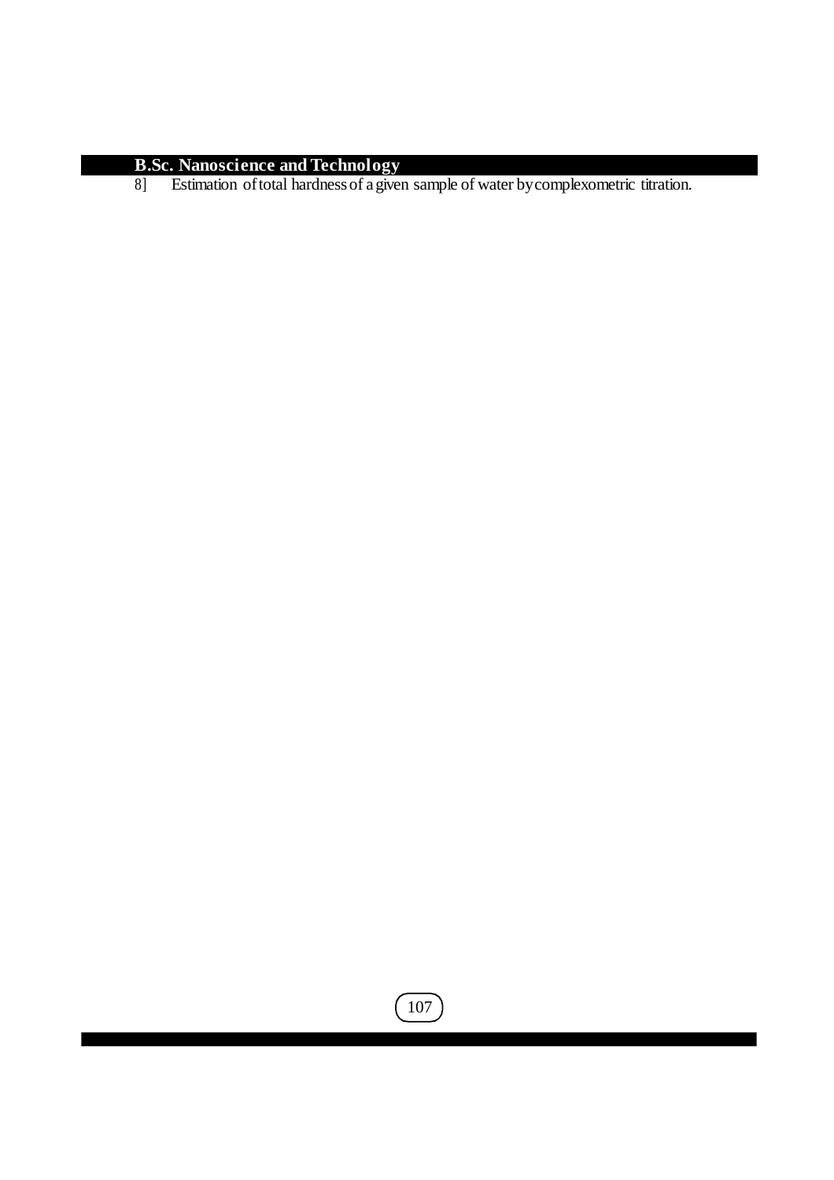8] Estimation of total hardness of a given sample of water by complexometric titration.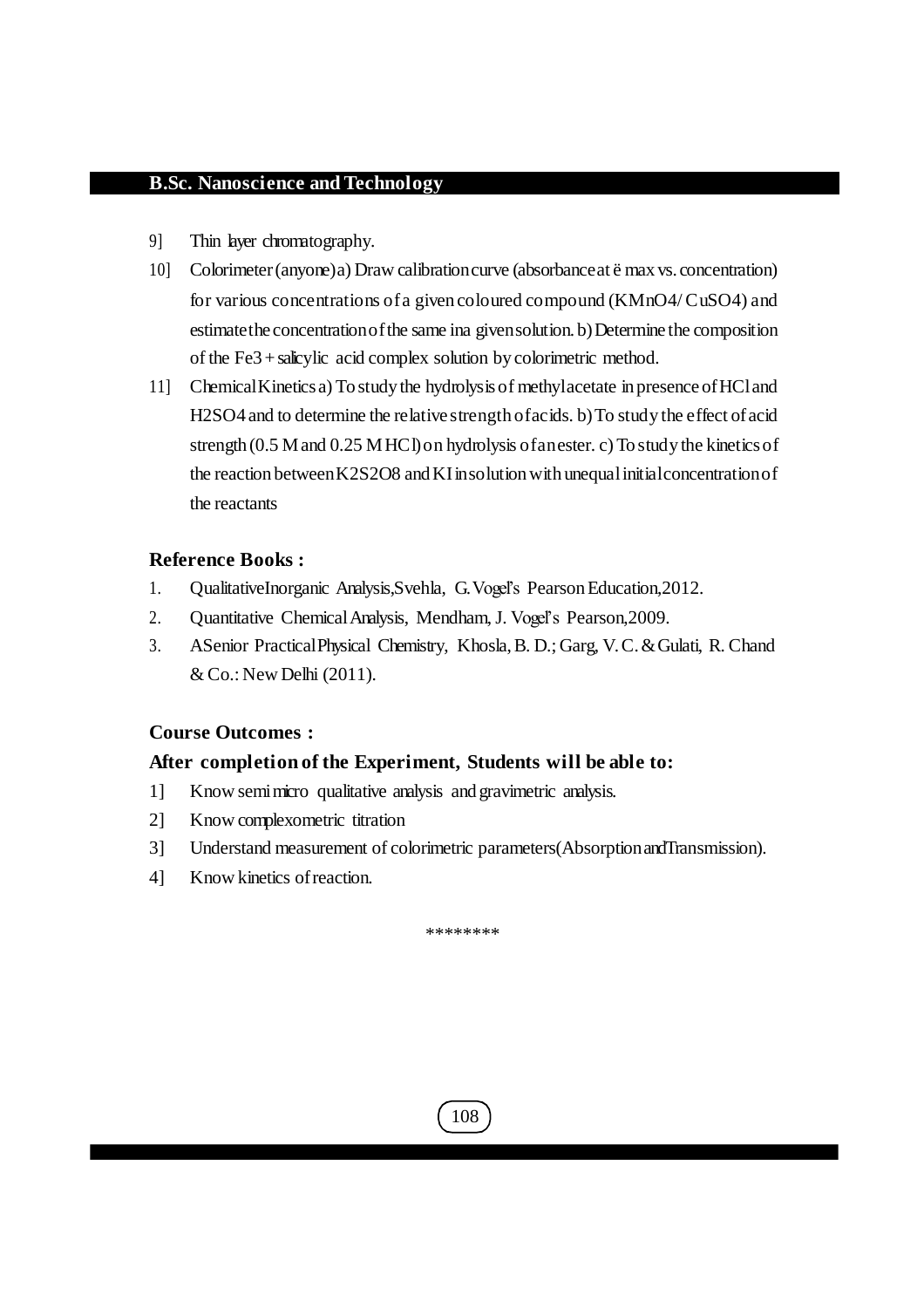9] Thin layer chromatography.

10] Colorimeter (anyone) a) Draw calibration curve (absorbance at ë max vs. concentration) for various concentrations of a given coloured compound ($KMnO_4$/ $CuSO_4$) and estimate the concentration of the same ina given solution. b) Determine the composition of the $Fe^{3+}$ salicylic acid complex solution by colorimetric method.

11] Chemical Kinetics a) To study the hydrolysis of methyl acetate in presence of HCl and $H_2SO_4$ and to determine the relative strength of acids. b) To study the effect of acid strength (0.5 M and 0.25 M HCl) on hydrolysis of an ester. c) To study the kinetics of the reaction between $K_2S_2O_8$ and KI in solution with unequal initial concentration of the reactants

### Reference Books :

1. QualitativeInorganic Analysis,Svehla, G. Vogel's Pearson Education,2012.
2. Quantitative Chemical Analysis, Mendham, J. Vogel's Pearson,2009.
3. ASenior Practical Physical Chemistry, Khosla, B. D.; Garg, V. C. & Gulati, R. Chand & Co.: New Delhi (2011).

### Course Outcomes :

### After completion of the Experiment, Students will be able to:

1] Know semi micro qualitative analysis and gravimetric analysis.

2] Know complexometric titration

3] Understand measurement of colorimetric parameters(Absorption andTransmission).

4] Know kinetics of reaction.

********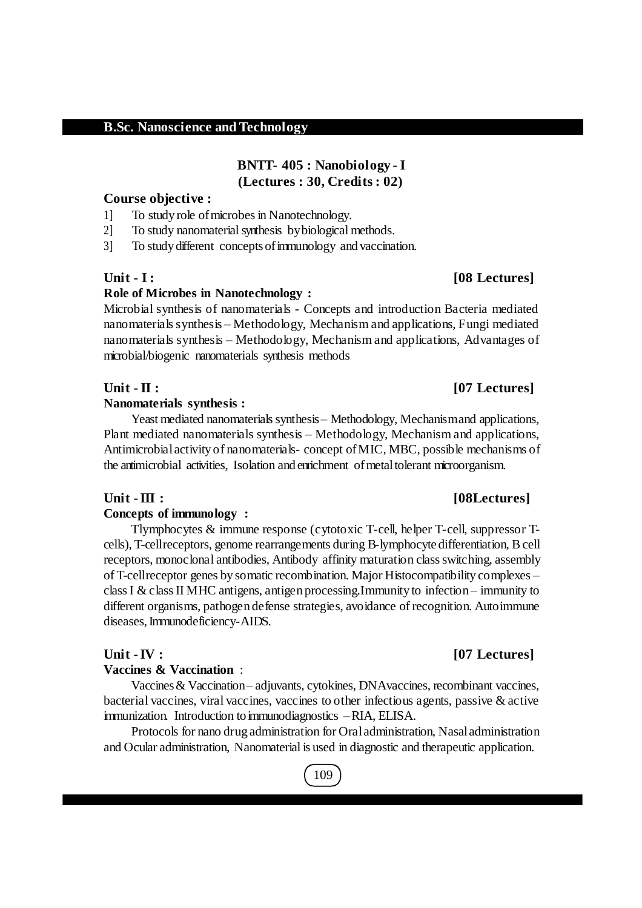**B.Sc. Nanoscience and Technology**

## BNTT- 405 : Nanobiology - I
### (Lectures : 30, Credits : 02)

**Course objective :**

1] To study role of microbes in Nanotechnology.

2] To study nanomaterial synthesis by biological methods.

3] To study different concepts of immunology and vaccination.

**Unit - I : [08 Lectures]**

**Role of Microbes in Nanotechnology :**

Microbial synthesis of nanomaterials - Concepts and introduction Bacteria mediated nanomaterials synthesis – Methodology, Mechanism and applications, Fungi mediated nanomaterials synthesis – Methodology, Mechanism and applications, Advantages of microbial/biogenic nanomaterials synthesis methods

**Unit - II : [07 Lectures]**

**Nanomaterials synthesis :**

Yeast mediated nanomaterials synthesis – Methodology, Mechanism and applications, Plant mediated nanomaterials synthesis – Methodology, Mechanism and applications, Antimicrobial activity of nanomaterials- concept of MIC, MBC, possible mechanisms of the antimicrobial activities, Isolation and enrichment of metal tolerant microorganism.

**Unit - III : [08Lectures]**

**Concepts of immunology :**

Tlymphocytes & immune response (cytotoxic T-cell, helper T-cell, suppressor T-cells), T-cellreceptors, genome rearrangements during B-lymphocyte differentiation, B cell receptors, monoclonal antibodies, Antibody affinity maturation class switching, assembly of T-cellreceptor genes by somatic recombination. Major Histocompatibility complexes – class I & class II MHC antigens, antigen processing.Immunity to infection – immunity to different organisms, pathogen defense strategies, avoidance of recognition. Autoimmune diseases, Immunodeficiency-AIDS.

**Unit - IV : [07 Lectures]**

**Vaccines & Vaccination** :

Vaccines & Vaccination – adjuvants, cytokines, DNAvaccines, recombinant vaccines, bacterial vaccines, viral vaccines, vaccines to other infectious agents, passive & active immunization. Introduction to immunodiagnostics – RIA, ELISA.

Protocols for nano drug administration for Oral administration, Nasal administration and Ocular administration, Nanomaterial is used in diagnostic and therapeutic application.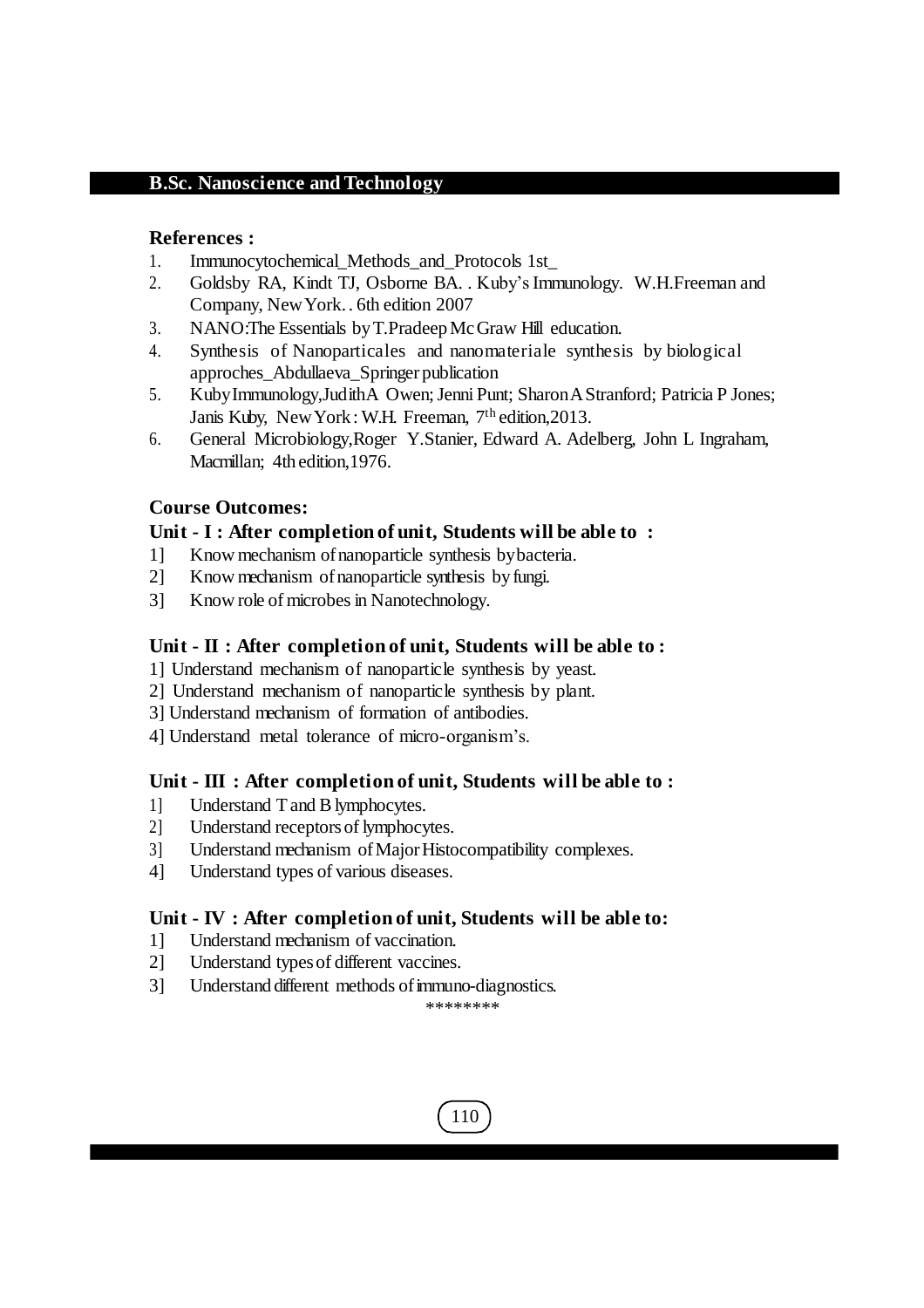**References :**

1. Immunocytochemical_Methods_and_Protocols 1st_
2. Goldsby RA, Kindt TJ, Osborne BA. . Kuby's Immunology. W.H.Freeman and Company, New York. . 6th edition 2007
3. NANO:The Essentials by T.Pradeep Mc Graw Hill education.
4. Synthesis of Nanoparticales and nanomateriale synthesis by biological approches_Abdullaeva_Springer publication
5. Kuby Immunology,Judith A Owen; Jenni Punt; Sharon A Stranford; Patricia P Jones; Janis Kuby, New York : W.H. Freeman, 7th edition,2013.
6. General Microbiology,Roger Y.Stanier, Edward A. Adelberg, John L Ingraham, Macmillan; 4th edition,1976.

**Course Outcomes:**

**Unit - I : After completion of unit, Students will be able to :**

1] Know mechanism of nanoparticle synthesis by bacteria.
2] Know mechanism of nanoparticle synthesis by fungi.
3] Know role of microbes in Nanotechnology.

**Unit - II : After completion of unit, Students will be able to :**

1] Understand mechanism of nanoparticle synthesis by yeast.
2] Understand mechanism of nanoparticle synthesis by plant.
3] Understand mechanism of formation of antibodies.
4] Understand metal tolerance of micro-organism's.

**Unit - III : After completion of unit, Students will be able to :**

1] Understand T and B lymphocytes.
2] Understand receptors of lymphocytes.
3] Understand mechanism of Major Histocompatibility complexes.
4] Understand types of various diseases.

**Unit - IV : After completion of unit, Students will be able to:**

1] Understand mechanism of vaccination.
2] Understand types of different vaccines.
3] Understand different methods of immuno-diagnostics.

********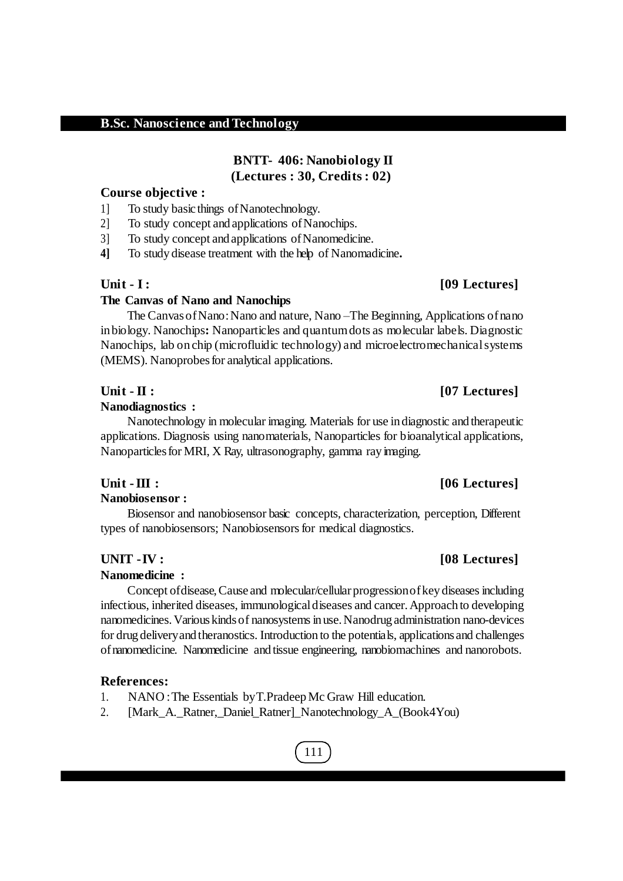**B.Sc. Nanoscience and Technology**

## BNTT- 406: Nanobiology II
**(Lectures : 30, Credits : 02)**

### Course objective :

1] To study basic things of Nanotechnology.
2] To study concept and applications of Nanochips.
3] To study concept and applications of Nanomedicine.
**4]** To study disease treatment with the help of Nanomadicine**.**

### Unit - I : [09 Lectures]

**The Canvas of Nano and Nanochips**

The Canvas of Nano: Nano and nature, Nano –The Beginning, Applications of nano in biology. Nanochips**:** Nanoparticles and quantum dots as molecular labels. Diagnostic Nanochips, lab on chip (microfluidic technology) and microelectromechanical systems (MEMS). Nanoprobes for analytical applications.

### Unit - II : [07 Lectures]

**Nanodiagnostics :**

Nanotechnology in molecular imaging. Materials for use in diagnostic and therapeutic applications. Diagnosis using nanomaterials, Nanoparticles for bioanalytical applications, Nanoparticles for MRI, X Ray, ultrasonography, gamma ray imaging.

### Unit - III : [06 Lectures]

**Nanobiosensor :**

Biosensor and nanobiosensor basic concepts, characterization, perception, Different types of nanobiosensors; Nanobiosensors for medical diagnostics.

### UNIT - IV : [08 Lectures]

**Nanomedicine :**

Concept of disease, Cause and molecular/cellular progression of key diseases including infectious, inherited diseases, immunological diseases and cancer. Approach to developing nanomedicines. Various kinds of nanosystems in use. Nanodrug administration nano-devices for drug delivery and theranostics. Introduction to the potentials, applications and challenges of nanomedicine. Nanomedicine and tissue engineering, nanobiomachines and nanorobots.

### References:

1. NANO : The Essentials by T.Pradeep Mc Graw Hill education.
2. [Mark_A._Ratner,_Daniel_Ratner]_Nanotechnology_A_(Book4You)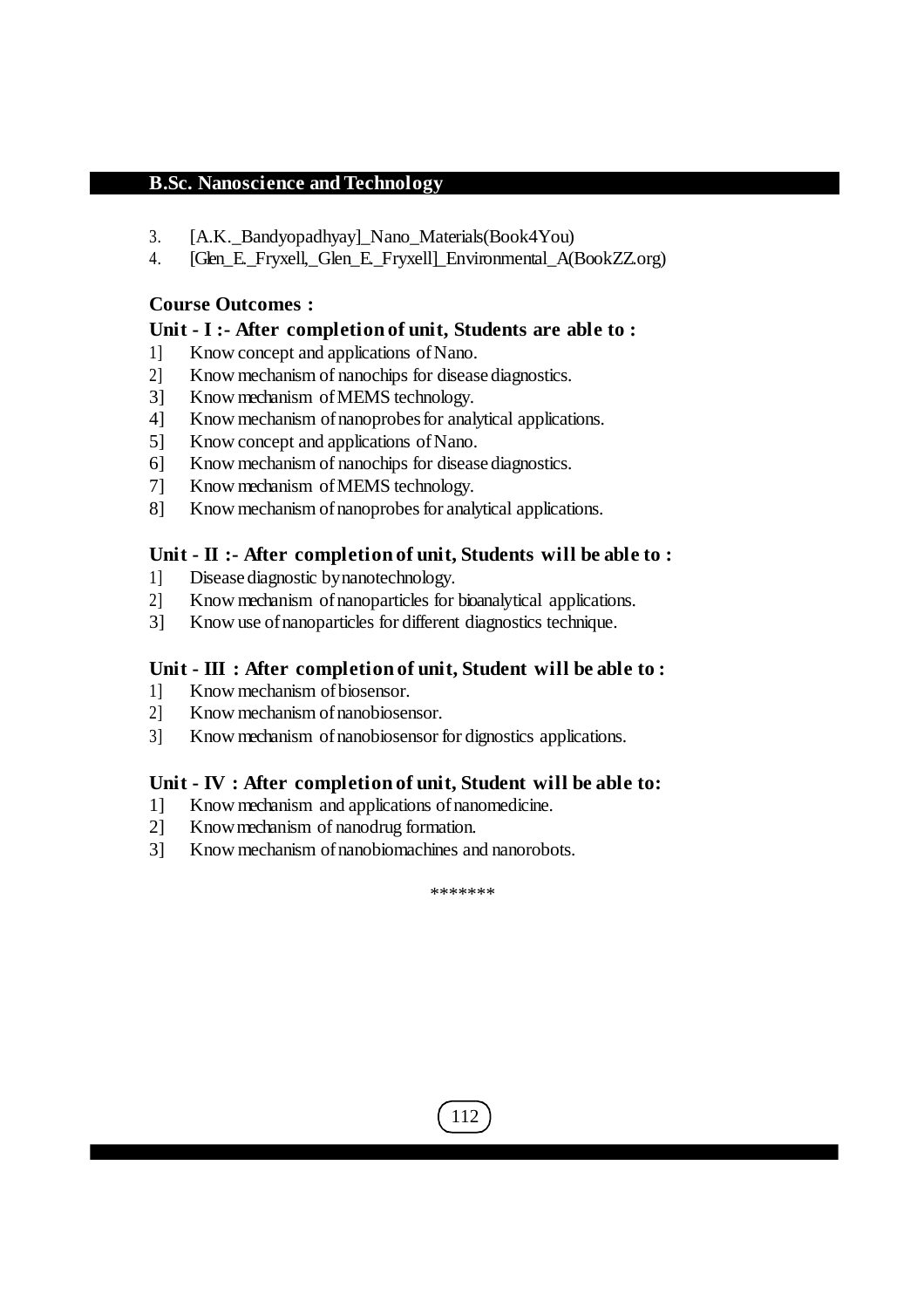3. [A.K._Bandyopadhyay]_Nano_Materials(Book4You)
4. [Glen_E._Fryxell,_Glen_E._Fryxell]_Environmental_A(BookZZ.org)

**Course Outcomes :**

**Unit - I :- After completion of unit, Students are able to :**

1] Know concept and applications of Nano.
2] Know mechanism of nanochips for disease diagnostics.
3] Know mechanism of MEMS technology.
4] Know mechanism of nanoprobes for analytical applications.
5] Know concept and applications of Nano.
6] Know mechanism of nanochips for disease diagnostics.
7] Know mechanism of MEMS technology.
8] Know mechanism of nanoprobes for analytical applications.

**Unit - II :- After completion of unit, Students will be able to :**

1] Disease diagnostic by nanotechnology.
2] Know mechanism of nanoparticles for bioanalytical applications.
3] Know use of nanoparticles for different diagnostics technique.

**Unit - III : After completion of unit, Student will be able to :**

1] Know mechanism of biosensor.
2] Know mechanism of nanobiosensor.
3] Know mechanism of nanobiosensor for dignostics applications.

**Unit - IV : After completion of unit, Student will be able to:**

1] Know mechanism and applications of nanomedicine.
2] Know mechanism of nanodrug formation.
3] Know mechanism of nanobiomachines and nanorobots.

*******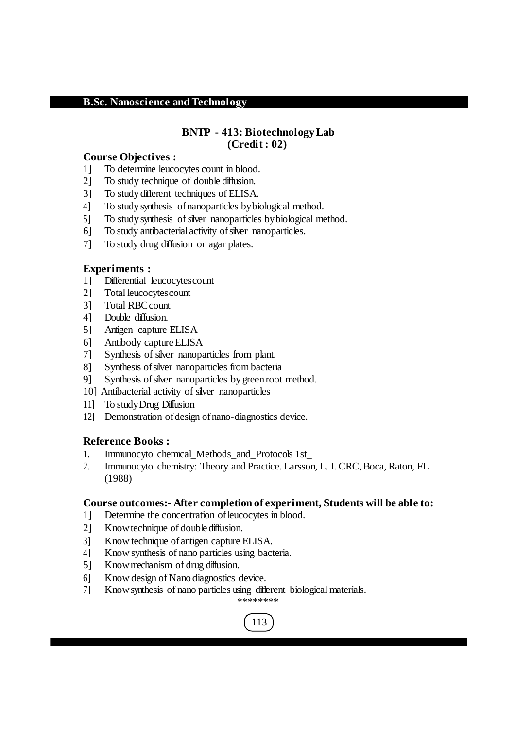## B.Sc. Nanoscience and Technology

### BNTP - 413: Biotechnology Lab
### (Credit : 02)

**Course Objectives :**

1] To determine leucocytes count in blood.
2] To study technique of double diffusion.
3] To study different techniques of ELISA.
4] To study synthesis of nanoparticles by biological method.
5] To study synthesis of silver nanoparticles by biological method.
6] To study antibacterial activity of silver nanoparticles.
7] To study drug diffusion on agar plates.

**Experiments :**

1] Differential leucocytes count
2] Total leucocytes count
3] Total RBC count
4] Double diffusion.
5] Antigen capture ELISA
6] Antibody capture ELISA
7] Synthesis of silver nanoparticles from plant.
8] Synthesis of silver nanoparticles from bacteria
9] Synthesis of silver nanoparticles by green root method.
10] Antibacterial activity of silver nanoparticles
11] To study Drug Diffusion
12] Demonstration of design of nano-diagnostics device.

**Reference Books :**

1. Immunocyto chemical_Methods_and_Protocols 1st_
2. Immunocyto chemistry: Theory and Practice. Larsson, L. I. CRC, Boca, Raton, FL (1988)

**Course outcomes:- After completion of experiment, Students will be able to:**

1] Determine the concentration of leucocytes in blood.
2] Know technique of double diffusion.
3] Know technique of antigen capture ELISA.
4] Know synthesis of nano particles using bacteria.
5] Know mechanism of drug diffusion.
6] Know design of Nano diagnostics device.
7] Know synthesis of nano particles using different biological materials.

********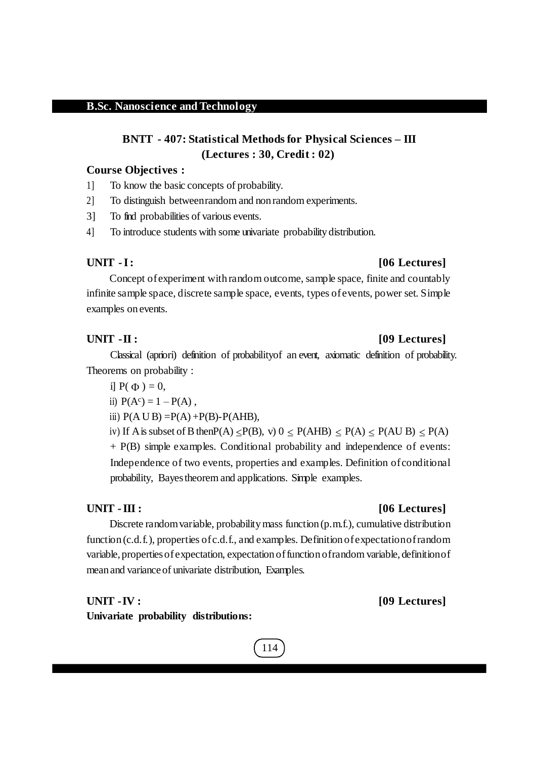**B.Sc. Nanoscience and Technology**

## BNTT - 407: Statistical Methods for Physical Sciences – III
### (Lectures : 30, Credit : 02)

**Course Objectives :**

1] To know the basic concepts of probability.

2] To distinguish between random and non random experiments.

3] To find probabilities of various events.

4] To introduce students with some univariate probability distribution.

**UNIT - I : [06 Lectures]**

Concept of experiment with random outcome, sample space, finite and countably infinite sample space, discrete sample space, events, types of events, power set. Simple examples on events.

**UNIT - II : [09 Lectures]**

Classical (apriori) definition of probabilityof an event, axiomatic definition of probability. Theorems on probability :

i] $P(\Phi) = 0$,

ii) $P(A^c) = 1 - P(A)$ ,

iii) $P(A \cup B) = P(A) + P(B) - P(A \cap B)$,

iv) If A is subset of B then $P(A) \leq P(B)$, v) $0 \leq P(A \cap B) \leq P(A) \leq P(A \cup B) \leq P(A) + P(B)$ simple examples. Conditional probability and independence of events: Independence of two events, properties and examples. Definition of conditional probability, Bayes theorem and applications. Simple examples.

**UNIT - III : [06 Lectures]**

Discrete random variable, probability mass function (p.m.f.), cumulative distribution function (c.d.f.), properties of c.d.f., and examples. Definition of expectation of random variable, properties of expectation, expectation of function of random variable, definition of mean and variance of univariate distribution, Examples.

**UNIT - IV : [09 Lectures]**

**Univariate probability distributions:**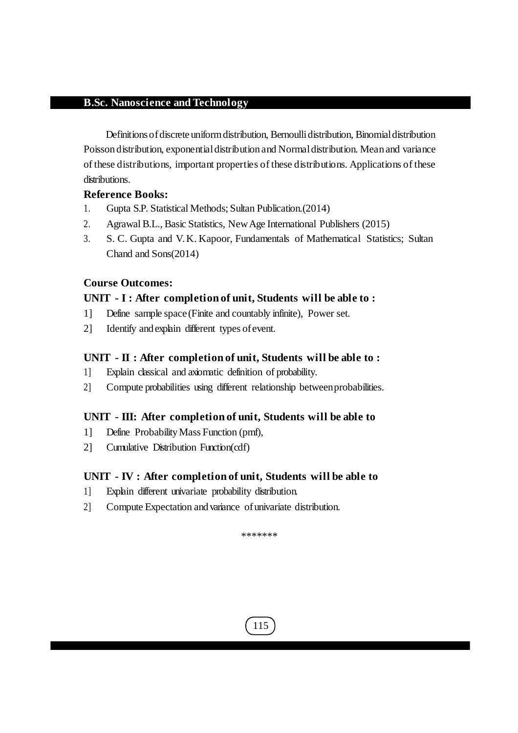Definitions of discrete uniform distribution, Bernoulli distribution, Binomial distribution Poisson distribution, exponential distribution and Normal distribution. Mean and variance of these distributions, important properties of these distributions. Applications of these distributions.

**Reference Books:**

1. Gupta S.P. Statistical Methods; Sultan Publication.(2014)
2. Agrawal B.L., Basic Statistics, New Age International Publishers (2015)
3. S. C. Gupta and V. K. Kapoor, Fundamentals of Mathematical Statistics; Sultan Chand and Sons(2014)

**Course Outcomes:**

**UNIT - I : After completion of unit, Students will be able to :**

1] Define sample space (Finite and countably infinite), Power set.

2] Identify and explain different types of event.

**UNIT - II : After completion of unit, Students will be able to :**

1] Explain classical and axiomatic definition of probability.

2] Compute probabilities using different relationship between probabilities.

**UNIT - III: After completion of unit, Students will be able to**

1] Define Probability Mass Function (pmf),

2] Cumulative Distribution Function(cdf)

**UNIT - IV : After completion of unit, Students will be able to**

1] Explain different univariate probability distribution.

2] Compute Expectation and variance of univariate distribution.

*******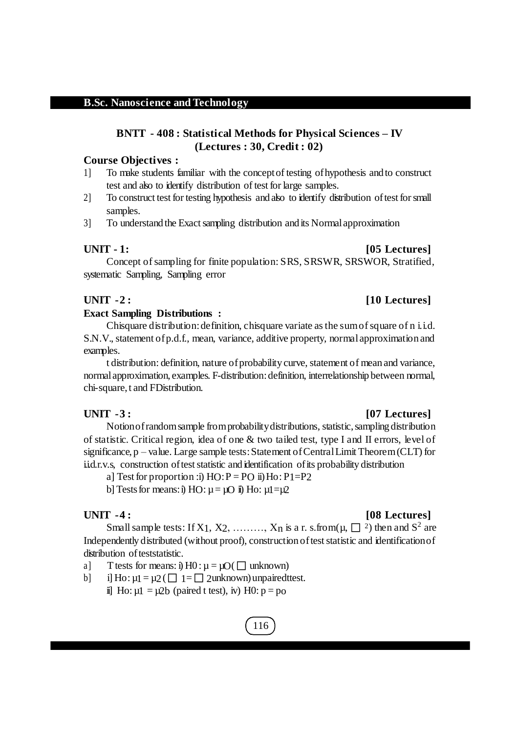## B.Sc. Nanoscience and Technology

### BNTT - 408 : Statistical Methods for Physical Sciences – IV
**(Lectures : 30, Credit : 02)**

**Course Objectives :**

1] To make students familiar with the concept of testing of hypothesis and to construct test and also to identify distribution of test for large samples.

2] To construct test for testing hypothesis and also to identify distribution of test for small samples.

3] To understand the Exact sampling distribution and its Normal approximation

**UNIT - 1: [05 Lectures]**

Concept of sampling for finite population: SRS, SRSWR, SRSWOR, Stratified, systematic Sampling, Sampling error

**UNIT - 2 : [10 Lectures]**

**Exact Sampling Distributions :**

Chisquare distribution: definition, chisquare variate as the sum of square of n i.i.d. S.N.V., statement of p.d.f., mean, variance, additive property, normal approximation and examples.

t distribution: definition, nature of probability curve, statement of mean and variance, normal approximation, examples. F-distribution: definition, interrelationship between normal, chi-square, t and FDistribution.

**UNIT - 3 : [07 Lectures]**

Notion of random sample from probability distributions, statistic, sampling distribution of statistic. Critical region, idea of one & two tailed test, type I and II errors, level of significance, p – value. Large sample tests: Statement of Central Limit Theorem (CLT) for i.i.d.r.v.s, construction of test statistic and identification of its probability distribution

a] Test for proportion :i) $HO: P = PO$ ii) $Ho: P1=P2$

b] Tests for means: i) $HO: \mu = \mu O$ ii) $Ho: \mu 1=\mu 2$

**UNIT - 4 : [08 Lectures]**

Small sample tests: If $X_1, X_2, \ldots\ldots\ldots, X_n$ is a r. s.from($\mu$, $\sigma^2$) then and $S^2$ are Independently distributed (without proof), construction of test statistic and identification of distribution of teststatistic.

a] T tests for means: i) $H0 : \mu = \mu O$( $\sigma$ unknown)

b] i] $Ho: \mu 1 = \mu 2$ ( $\sigma 1 = \sigma 2$unknown) unpairedttest.

ii] $Ho: \mu 1 = \mu 2b$ (paired t test), iv) $H0: p = po$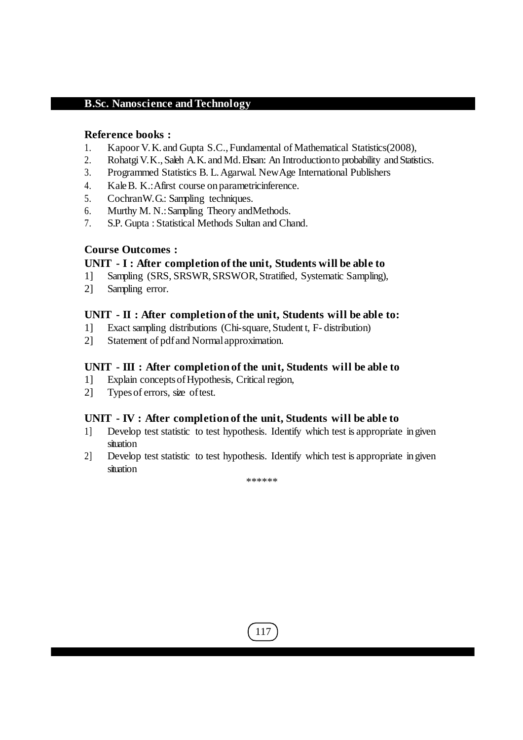**Reference books :**

1. Kapoor V. K. and Gupta S.C., Fundamental of Mathematical Statistics(2008),
2. Rohatgi V. K., Saleh A. K. and Md. Ehsan: An Introduction to probability and Statistics.
3. Programmed Statistics B. L. Agarwal. NewAge International Publishers
4. Kale B. K.: Afirst course on parametricinference.
5. CochranW. G.: Sampling techniques.
6. Murthy M. N.: Sampling Theory andMethods.
7. S.P. Gupta : Statistical Methods Sultan and Chand.

**Course Outcomes :**

**UNIT - I : After completion of the unit, Students will be able to**

1] Sampling (SRS, SRSWR, SRSWOR, Stratified, Systematic Sampling),
2] Sampling error.

**UNIT - II : After completion of the unit, Students will be able to:**

1] Exact sampling distributions (Chi-square, Student t, F- distribution)
2] Statement of pdf and Normal approximation.

**UNIT - III : After completion of the unit, Students will be able to**

1] Explain concepts of Hypothesis, Critical region,
2] Types of errors, size of test.

**UNIT - IV : After completion of the unit, Students will be able to**

1] Develop test statistic to test hypothesis. Identify which test is appropriate in given situation
2] Develop test statistic to test hypothesis. Identify which test is appropriate in given situation

******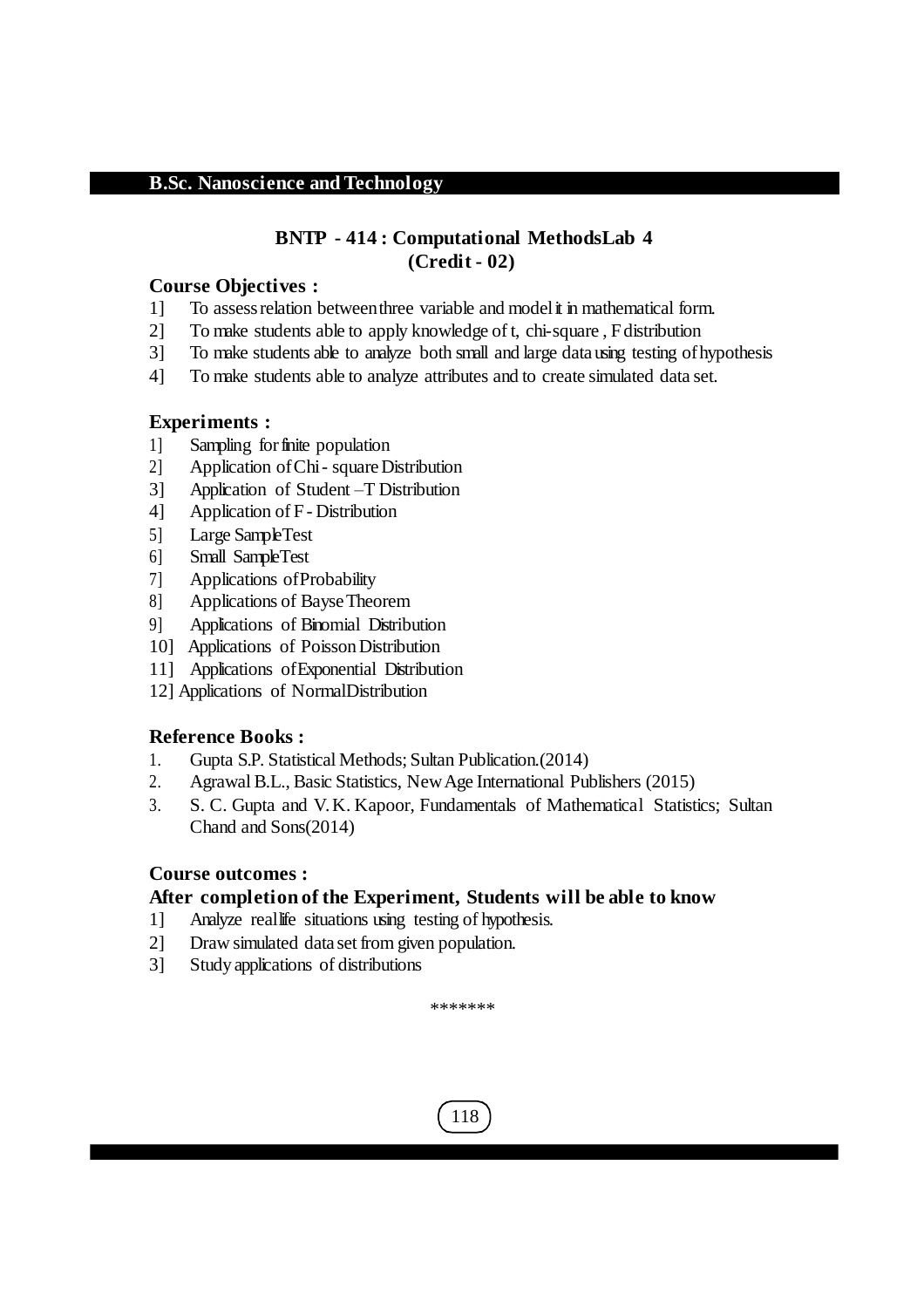**B.Sc. Nanoscience and Technology**

## BNTP - 414 : Computational MethodsLab 4
### (Credit - 02)

**Course Objectives :**

1] To assess relation between three variable and model it in mathematical form.
2] To make students able to apply knowledge of t, chi-square , F distribution
3] To make students able to analyze both small and large data using testing of hypothesis
4] To make students able to analyze attributes and to create simulated data set.

**Experiments :**

1] Sampling for finite population
2] Application of Chi - square Distribution
3] Application of Student –T Distribution
4] Application of F - Distribution
5] Large SampleTest
6] Small SampleTest
7] Applications of Probability
8] Applications of Bayse Theorem
9] Applications of Binomial Distribution
10] Applications of Poisson Distribution
11] Applications of Exponential Distribution
12] Applications of NormalDistribution

**Reference Books :**

1. Gupta S.P. Statistical Methods; Sultan Publication.(2014)
2. Agrawal B.L., Basic Statistics, New Age International Publishers (2015)
3. S. C. Gupta and V. K. Kapoor, Fundamentals of Mathematical Statistics; Sultan Chand and Sons(2014)

**Course outcomes :**

**After completion of the Experiment, Students will be able to know**

1] Analyze real life situations using testing of hypothesis.
2] Draw simulated data set from given population.
3] Study applications of distributions

*******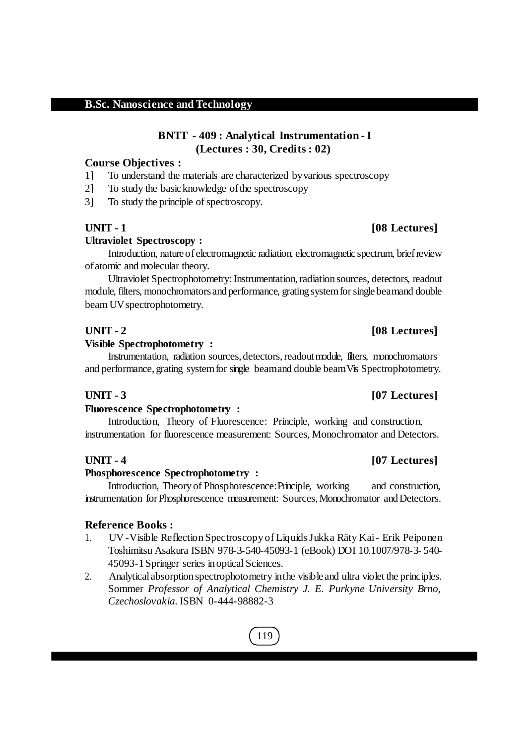# BNTT - 409 : Analytical Instrumentation - I

**(Lectures : 30, Credits : 02)**

**Course Objectives :**

1] To understand the materials are characterized byvarious spectroscopy

2] To study the basic knowledge of the spectroscopy

3] To study the principle of spectroscopy.

## UNIT - 1 [08 Lectures]

**Ultraviolet Spectroscopy :**

Introduction, nature of electromagnetic radiation, electromagnetic spectrum, brief review of atomic and molecular theory.

Ultraviolet Spectrophotometry: Instrumentation, radiation sources, detectors, readout module, filters, monochromators and performance, grating system for single beamand double beam UV spectrophotometry.

## UNIT - 2 [08 Lectures]

**Visible Spectrophotometry :**

Instrumentation, radiation sources, detectors, readout module, filters, monochromators and performance, grating system for single beam and double beam Vis Spectrophotometry.

## UNIT - 3 [07 Lectures]

**Fluorescence Spectrophotometry :**

Introduction, Theory of Fluorescence: Principle, working and construction, instrumentation for fluorescence measurement: Sources, Monochromator and Detectors.

## UNIT - 4 [07 Lectures]

**Phosphorescence Spectrophotometry :**

Introduction, Theory of Phosphorescence: Principle, working and construction, instrumentation for Phosphorescence measurement: Sources, Monochromator and Detectors.

## Reference Books :

1. UV-Visible Reflection Spectroscopy of Liquids Jukka Räty Kai- Erik Peiponen Toshimitsu Asakura ISBN 978-3-540-45093-1 (eBook) DOI 10.1007/978-3- 540-45093-1 Springer series in optical Sciences.
2. Analytical absorption spectrophotometry in the visible and ultra violet the principles. Sommer *Professor of Analytical Chemistry J. E. Purkyne University Brno, Czechoslovakia.* ISBN 0-444-98882-3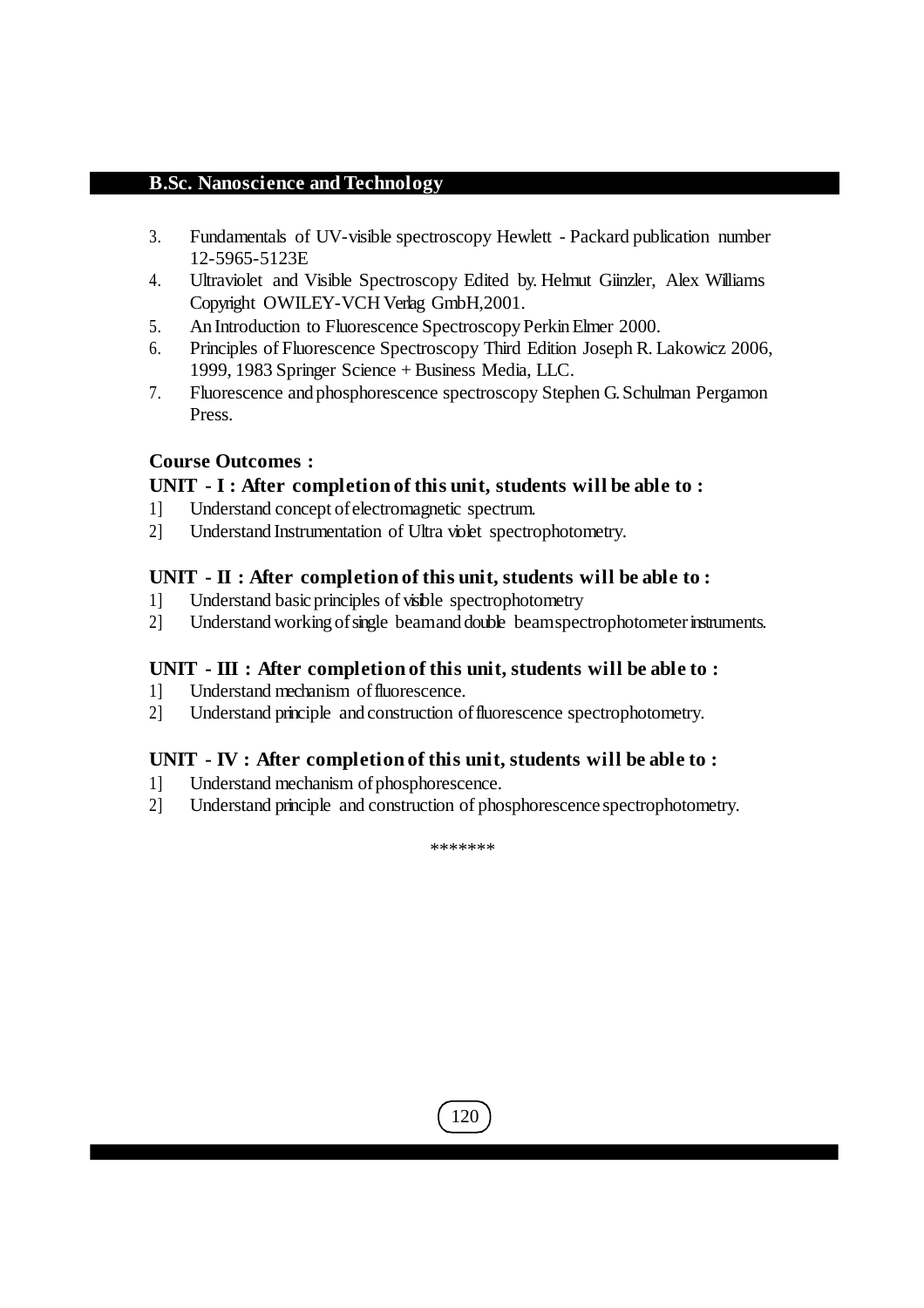3. Fundamentals of UV-visible spectroscopy Hewlett - Packard publication number 12-5965-5123E
4. Ultraviolet and Visible Spectroscopy Edited by. Helmut Giinzler, Alex Williams Copyright OWILEY-VCH Verlag GmbH,2001.
5. An Introduction to Fluorescence Spectroscopy Perkin Elmer 2000.
6. Principles of Fluorescence Spectroscopy Third Edition Joseph R. Lakowicz 2006, 1999, 1983 Springer Science + Business Media, LLC.
7. Fluorescence and phosphorescence spectroscopy Stephen G. Schulman Pergamon Press.

**Course Outcomes :**

**UNIT - I : After completion of this unit, students will be able to :**

1] Understand concept of electromagnetic spectrum.

2] Understand Instrumentation of Ultra violet spectrophotometry.

**UNIT - II : After completion of this unit, students will be able to :**

1] Understand basic principles of visible spectrophotometry

2] Understand working of single beam and double beam spectrophotometer instruments.

**UNIT - III : After completion of this unit, students will be able to :**

1] Understand mechanism of fluorescence.

2] Understand principle and construction of fluorescence spectrophotometry.

**UNIT - IV : After completion of this unit, students will be able to :**

1] Understand mechanism of phosphorescence.

2] Understand principle and construction of phosphorescence spectrophotometry.

*******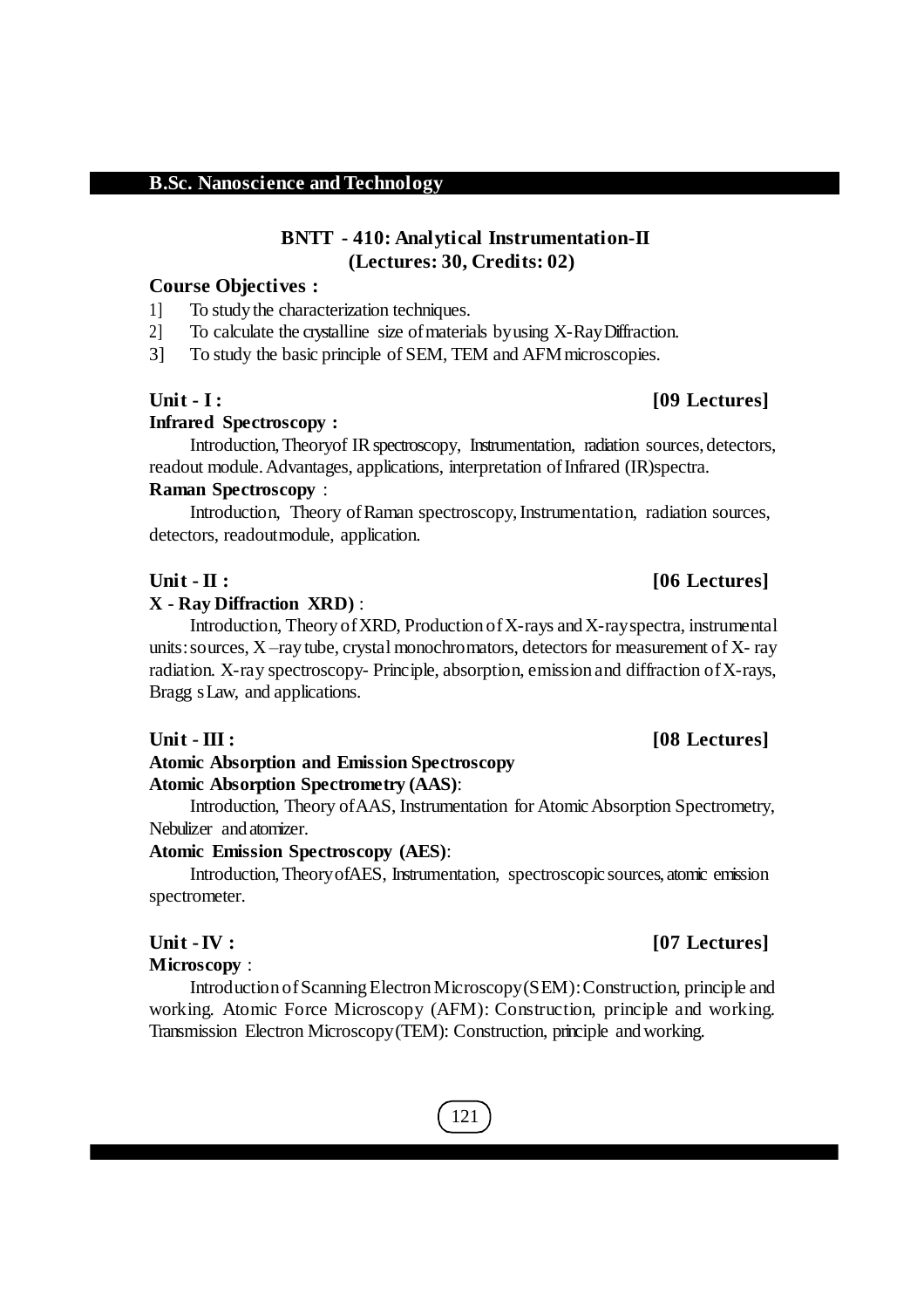**B.Sc. Nanoscience and Technology**

## BNTT - 410: Analytical Instrumentation-II
### (Lectures: 30, Credits: 02)

**Course Objectives :**

1] To study the characterization techniques.
2] To calculate the crystalline size of materials by using X-Ray Diffraction.
3] To study the basic principle of SEM, TEM and AFM microscopies.

**Unit - I : [09 Lectures]**

**Infrared Spectroscopy :**

Introduction, Theoryof IR spectroscopy, Instrumentation, radiation sources, detectors, readout module. Advantages, applications, interpretation of Infrared (IR)spectra.

**Raman Spectroscopy :**

Introduction, Theory of Raman spectroscopy, Instrumentation, radiation sources, detectors, readoutmodule, application.

**Unit - II : [06 Lectures]**

**X - Ray Diffraction XRD) :**

Introduction, Theory of XRD, Production of X-rays and X-ray spectra, instrumental units: sources, X –ray tube, crystal monochromators, detectors for measurement of X- ray radiation. X-ray spectroscopy- Principle, absorption, emission and diffraction of X-rays, Bragg s Law, and applications.

**Unit - III : [08 Lectures]**

**Atomic Absorption and Emission Spectroscopy**

**Atomic Absorption Spectrometry (AAS):**

Introduction, Theory of AAS, Instrumentation for Atomic Absorption Spectrometry, Nebulizer and atomizer.

**Atomic Emission Spectroscopy (AES):**

Introduction, Theory of AES, Instrumentation, spectroscopic sources, atomic emission spectrometer.

**Unit - IV : [07 Lectures]**

**Microscopy :**

Introduction of Scanning Electron Microscopy (SEM): Construction, principle and working. Atomic Force Microscopy (AFM): Construction, principle and working. Transmission Electron Microscopy (TEM): Construction, principle and working.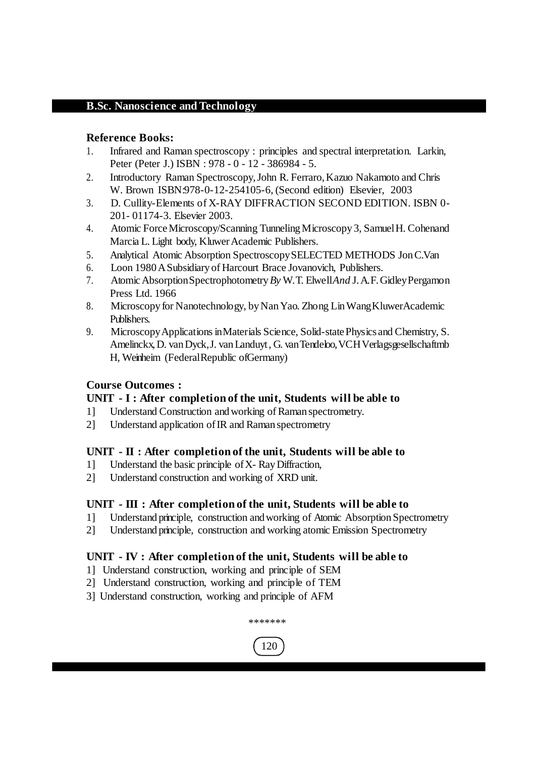### Reference Books:

1. Infrared and Raman spectroscopy : principles and spectral interpretation. Larkin, Peter (Peter J.) ISBN : 978 - 0 - 12 - 386984 - 5.
2. Introductory Raman Spectroscopy, John R. Ferraro, Kazuo Nakamoto and Chris W. Brown ISBN:978-0-12-254105-6, (Second edition) Elsevier, 2003
3. D. Cullity-Elements of X-RAY DIFFRACTION SECOND EDITION. ISBN 0-201- 01174-3. Elsevier 2003.
4. Atomic Force Microscopy/Scanning Tunneling Microscopy 3, Samuel H. Cohenand Marcia L. Light body, Kluwer Academic Publishers.
5. Analytical Atomic Absorption Spectroscopy SELECTED METHODS Jon C.Van
6. Loon 1980 A Subsidiary of Harcourt Brace Jovanovich, Publishers.
7. Atomic Absorption Spectrophotometry *By* W.T. Elwell *And* J. A.F. Gidley Pergamon Press Ltd. 1966
8. Microscopy for Nanotechnology, by Nan Yao. Zhong Lin Wang Kluwer Academic Publishers.
9. Microscopy Applications in Materials Science, Solid-state Physics and Chemistry, S. Amelinckx, D. van Dyck, J. van Landuyt, G. van Tendeloo, VCH Verlagsgesellschaftmb H, Weinheim (Federal Republic of Germany)

### Course Outcomes :

**UNIT - I : After completion of the unit, Students will be able to**

1] Understand Construction and working of Raman spectrometry.
2] Understand application of IR and Raman spectrometry

**UNIT - II : After completion of the unit, Students will be able to**

1] Understand the basic principle of X- Ray Diffraction,
2] Understand construction and working of XRD unit.

**UNIT - III : After completion of the unit, Students will be able to**

1] Understand principle, construction and working of Atomic Absorption Spectrometry
2] Understand principle, construction and working atomic Emission Spectrometry

**UNIT - IV : After completion of the unit, Students will be able to**

1] Understand construction, working and principle of SEM
2] Understand construction, working and principle of TEM
3] Understand construction, working and principle of AFM

*******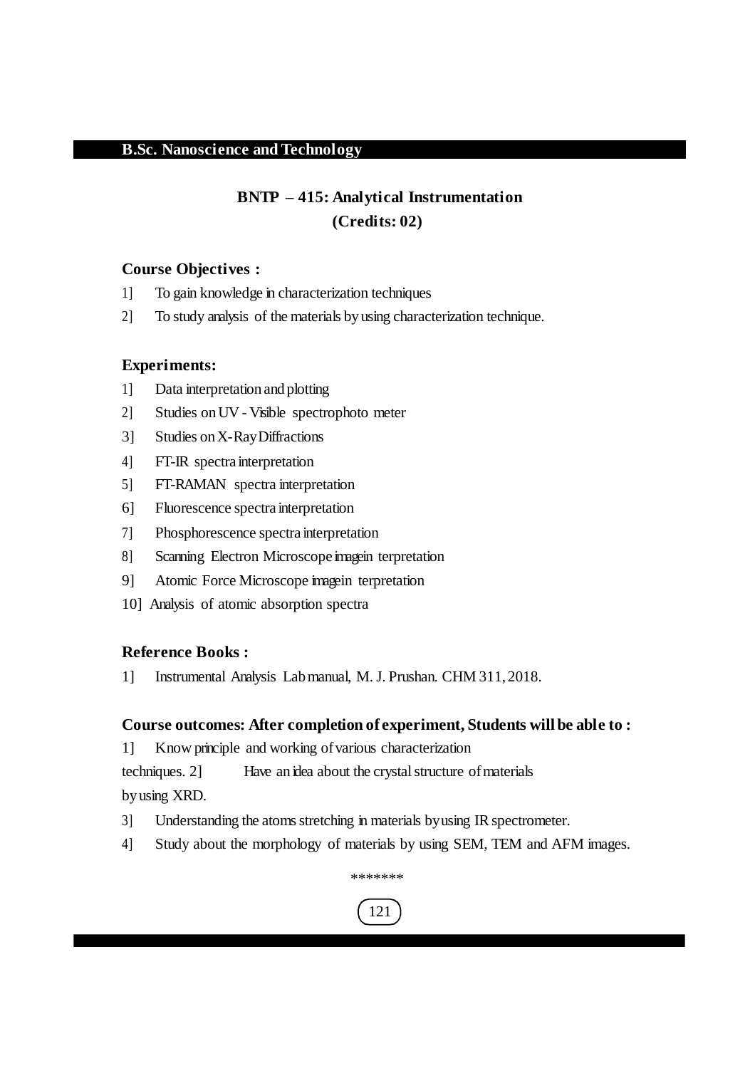**B.Sc. Nanoscience and Technology**

## BNTP – 415: Analytical Instrumentation
## (Credits: 02)

### Course Objectives :

1] To gain knowledge in characterization techniques

2] To study analysis of the materials by using characterization technique.

### Experiments:

1] Data interpretation and plotting

2] Studies on UV - Visible spectrophoto meter

3] Studies on X-Ray Diffractions

4] FT-IR spectra interpretation

5] FT-RAMAN spectra interpretation

6] Fluorescence spectra interpretation

7] Phosphorescence spectra interpretation

8] Scanning Electron Microscope imagein terpretation

9] Atomic Force Microscope imagein terpretation

10] Analysis of atomic absorption spectra

### Reference Books :

1] Instrumental Analysis Lab manual, M. J. Prushan. CHM 311, 2018.

### Course outcomes: After completion of experiment, Students will be able to :

1] Know principle and working of various characterization techniques. 2] Have an idea about the crystal structure of materials by using XRD.

3] Understanding the atoms stretching in materials by using IR spectrometer.

4] Study about the morphology of materials by using SEM, TEM and AFM images.

*******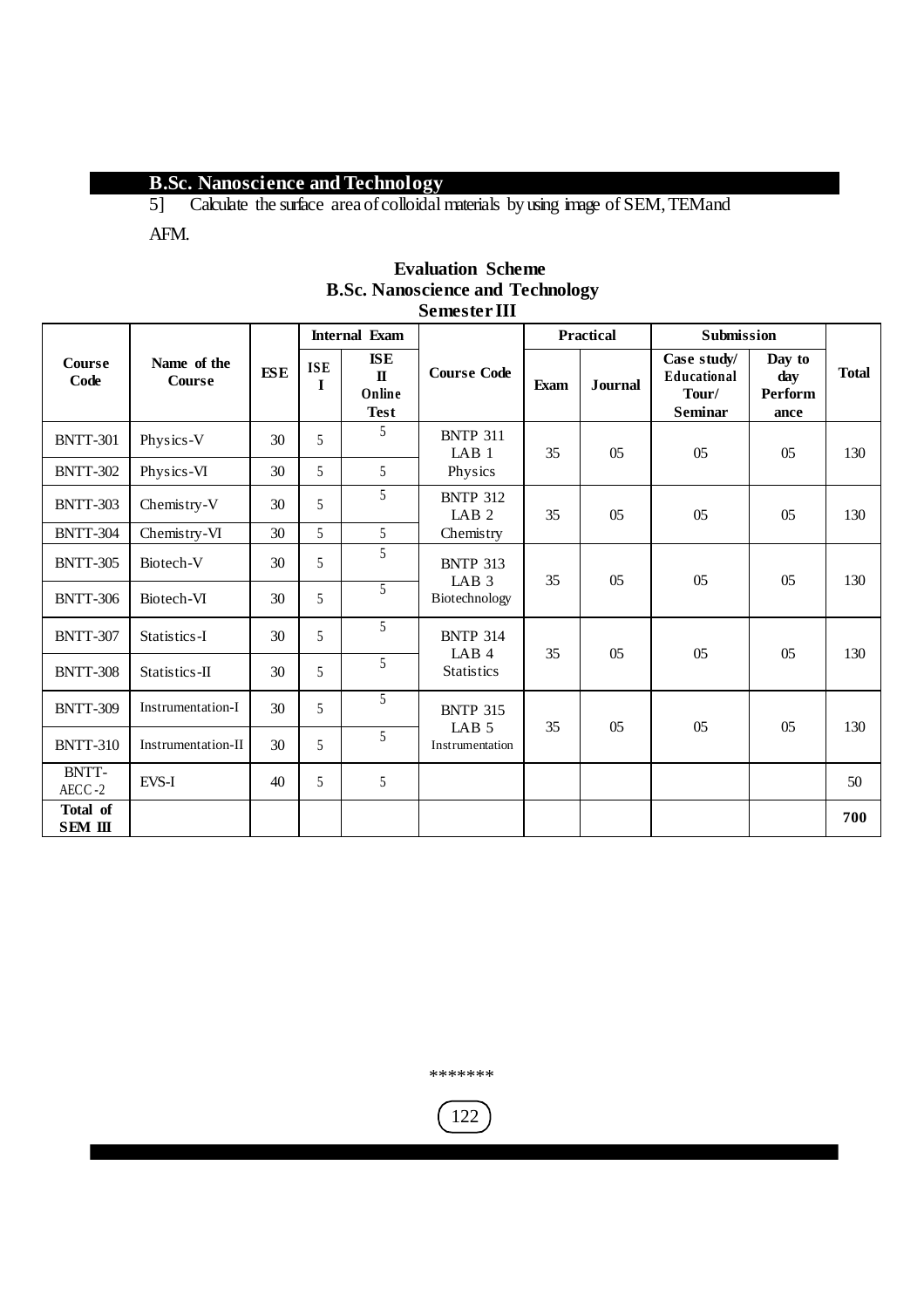5] Calculate the surface area of colloidal materials by using image of SEM, TEM and AFM.

### Evaluation Scheme
### B.Sc. Nanoscience and Technology
### Semester III

| Course Code | Name of the Course | ESE | Internal Exam | | Course Code | Practical | | Submission | | Total |
|---|---|---|---|---|---|---|---|---|---|---|
| | | | ISE I | ISE II Online Test | | Exam | Journal | Case study/ Educational Tour/ Seminar | Day to day Performance | |
| BNTT-301 | Physics-V | 30 | 5 | 5 | BNTP 311 LAB 1 Physics | 35 | 05 | 05 | 05 | 130 |
| BNTT-302 | Physics-VI | 30 | 5 | 5 | | | | | | |
| BNTT-303 | Chemistry-V | 30 | 5 | 5 | BNTP 312 LAB 2 Chemistry | 35 | 05 | 05 | 05 | 130 |
| BNTT-304 | Chemistry-VI | 30 | 5 | 5 | | | | | | |
| BNTT-305 | Biotech-V | 30 | 5 | 5 | BNTP 313 LAB 3 Biotechnology | 35 | 05 | 05 | 05 | 130 |
| BNTT-306 | Biotech-VI | 30 | 5 | 5 | | | | | | |
| BNTT-307 | Statistics-I | 30 | 5 | 5 | BNTP 314 LAB 4 Statistics | 35 | 05 | 05 | 05 | 130 |
| BNTT-308 | Statistics-II | 30 | 5 | 5 | | | | | | |
| BNTT-309 | Instrumentation-I | 30 | 5 | 5 | BNTP 315 LAB 5 Instrumentation | 35 | 05 | 05 | 05 | 130 |
| BNTT-310 | Instrumentation-II | 30 | 5 | 5 | | | | | | |
| BNTT-AECC-2 | EVS-I | 40 | 5 | 5 | | | | | | 50 |
| **Total of SEM III** | | | | | | | | | | **700** |

\*\*\*\*\*\*\*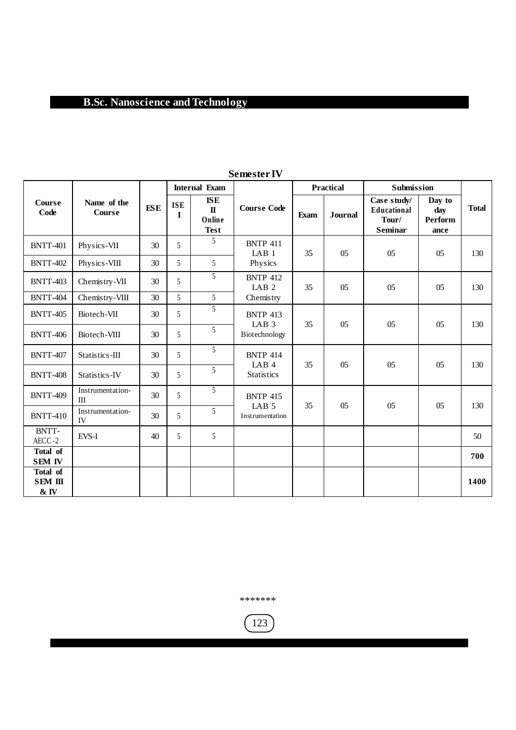# B.Sc. Nanoscience and Technology

## Semester IV

| Course Code | Name of the Course | ESE | Internal Exam | | Course Code | Practical | | Submission | | Total |
|---|---|---|---|---|---|---|---|---|---|---|
| | | | ISE I | ISE II Online Test | | Exam | Journal | Case study/ Educational Tour/ Seminar | Day to day Performance | |
| BNTT-401 | Physics-VII | 30 | 5 | 5 | BNTP 411 LAB 1 Physics | 35 | 05 | 05 | 05 | 130 |
| BNTT-402 | Physics-VIII | 30 | 5 | 5 | | | | | | |
| BNTT-403 | Chemistry-VII | 30 | 5 | 5 | BNTP 412 LAB 2 Chemistry | 35 | 05 | 05 | 05 | 130 |
| BNTT-404 | Chemistry-VIII | 30 | 5 | 5 | | | | | | |
| BNTT-405 | Biotech-VII | 30 | 5 | 5 | BNTP 413 LAB 3 Biotechnology | 35 | 05 | 05 | 05 | 130 |
| BNTT-406 | Biotech-VIII | 30 | 5 | 5 | | | | | | |
| BNTT-407 | Statistics-III | 30 | 5 | 5 | BNTP 414 LAB 4 Statistics | 35 | 05 | 05 | 05 | 130 |
| BNTT-408 | Statistics-IV | 30 | 5 | 5 | | | | | | |
| BNTT-409 | Instrumentation-III | 30 | 5 | 5 | BNTP 415 LAB 5 Instrumentation | 35 | 05 | 05 | 05 | 130 |
| BNTT-410 | Instrumentation-IV | 30 | 5 | 5 | | | | | | |
| BNTT-AECC-2 | EVS-I | 40 | 5 | 5 | | | | | | 50 |
| **Total of SEM IV** | | | | | | | | | | **700** |
| **Total of SEM III & IV** | | | | | | | | | | **1400** |

*******